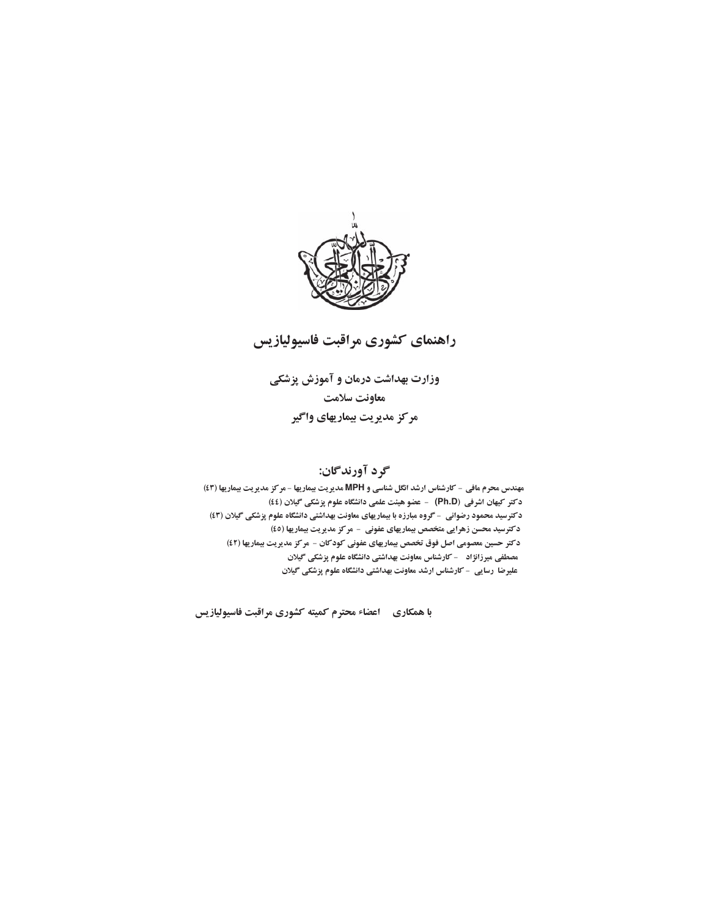# راهنمای کشوری مراقبت فاسیولیازیس

**وزارت بهداشت درمان و آموزش پزشکی**

**معاونت سلامت**

**مرکز مدیریت بیماریهای واگیر**

## گرد آورندگان:

مهندس محرم مافی - کارشناس ارشد انگل شناسی و MPH مدیریت بیماریها - مرکز مدیریت بیماریها (٤٣)

دکتر کیهان اشرفی (Ph.D) - عضو هیئت علمی دانشگاه علوم پزشکی گیلان (٤٤)

دکترسید محمود رضوانی - گروه مبارزه با بیماریهای معاونت بهداشتی دانشگاه علوم پزشکی گیلان (٤٣)

دکترسید محسن زهرایی متخصص بیماریهای عفونی - مرکز مدیریت بیماریها (٤٥)

دکتر حسین معصومی اصل فوق تخصص بیماریهای عفونی کودکان - مرکز مدیریت بیماریها (٤٢)

مصطفی میرزانژاد - کارشناس معاونت بهداشتی دانشگاه علوم پزشکی گیلان

علیرضا رسایی - کارشناس ارشد معاونت بهداشتی دانشگاه علوم پزشکی گیلان

**با همکاری اعضاء محترم کمیته کشوری مراقبت فاسیولیازیس**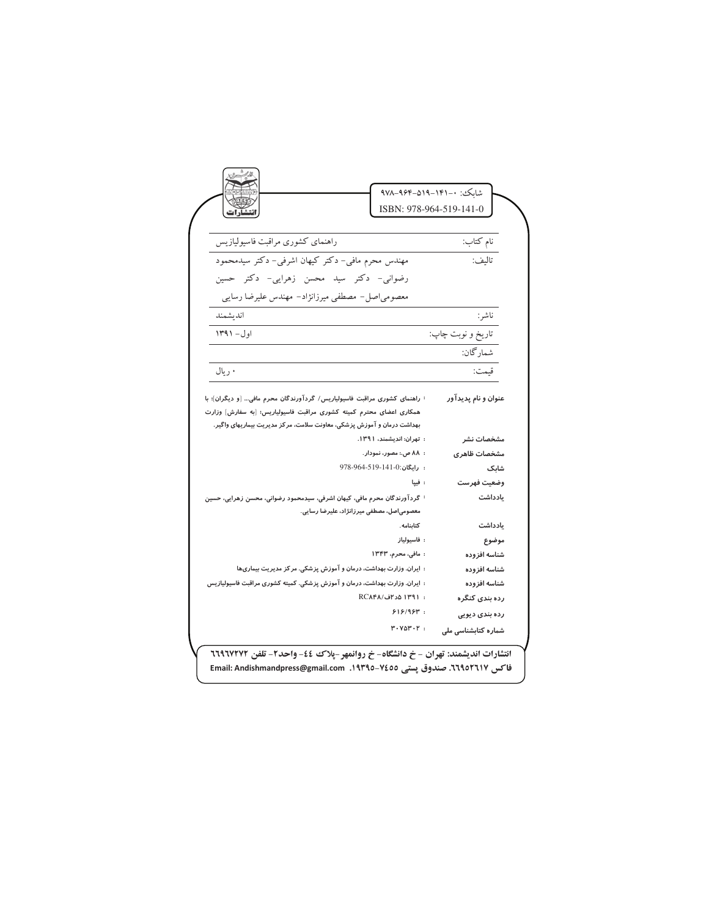انتشارات

شابک: ۰-۱۴۱-۵۱۹-۹۶۴-۹۷۸

ISBN: 978-964-519-141-0

| | |
|---|---|
| نام کتاب: | راهنمای کشوری مراقبت فاسیولیازیس |
| تالیف: | مهندس محرم مافی- دکتر کیهان اشرفی- دکتر سیدمحمود رضوانی- دکتر سید محسن زهرایی- دکتر حسین معصومی‌اصل- مصطفی میرزانژاد- مهندس علیرضا رسایی |
| ناشر: | اندیشمند |
| تاریخ و نوبت چاپ: | اول- ۱۳۹۱ |
| شمارگان: | |
| قیمت: | ۰ ریال |

| | |
|---|---|
| **عنوان و نام پدیدآور** | : راهنمای کشوری مراقبت فاسیولیاریس/ گردآورندگان محرم مافی... [و دیگران]؛ با همکاری اعضای محترم کمیته کشوری مراقبت فاسیولیاریس؛ [به سفارش] وزارت بهداشت درمان و آموزش پزشکی، معاونت سلامت، مرکز مدیریت بیماریهای واگیر. |
| **مشخصات نشر** | : تهران: اندیشمند، ۱۳۹۱. |
| **مشخصات ظاهری** | : ۸۸ ص.: مصور، نمودار. |
| **شابک** | : رایگان: 978-964-519-141-0 |
| **وضعیت فهرست** | : فیپا |
| **یادداشت** | : گردآورندگان محرم مافی، کیهان اشرفی، سیدمحمود رضوانی، محسن زهرایی، حسین معصومی‌اصل، مصطفی میرزانژاد، علیرضا رسایی. |
| **یادداشت** | کتابنامه. |
| **موضوع** | : فاسیولیاز |
| **شناسه افزوده** | : مافی، محرم، ۱۳۴۳ |
| **شناسه افزوده** | : ایران. وزارت بهداشت، درمان و آموزش پزشکی. مرکز مدیریت بیماری‌ها |
| **شناسه افزوده** | : ایران. وزارت بهداشت، درمان و آموزش پزشکی. کمیته کشوری مراقبت فاسیولیازیس |
| **رده بندی کنگره** | : ۱۳۹۱ ۵د۲ف/RC۸۴۸ |
| **رده بندی دیویی** | : ۶۱۶/۹۶۳ |
| **شماره کتابشناسی ملی** | : ۳۰۷۵۳۰۲ |

**انتشارات اندیشمند: تهران - خ دانشگاه- خ روانمهر-پلاک ٤٤- واحد٢- تلفن ٦٦٩٦٧٢٧٢**
**فاکس ٦٦٩٥٢٦١٧. صندوق پستی ۷٤٥٥-۱۹۳۹٥. Email: Andishmandpress@gmail.com**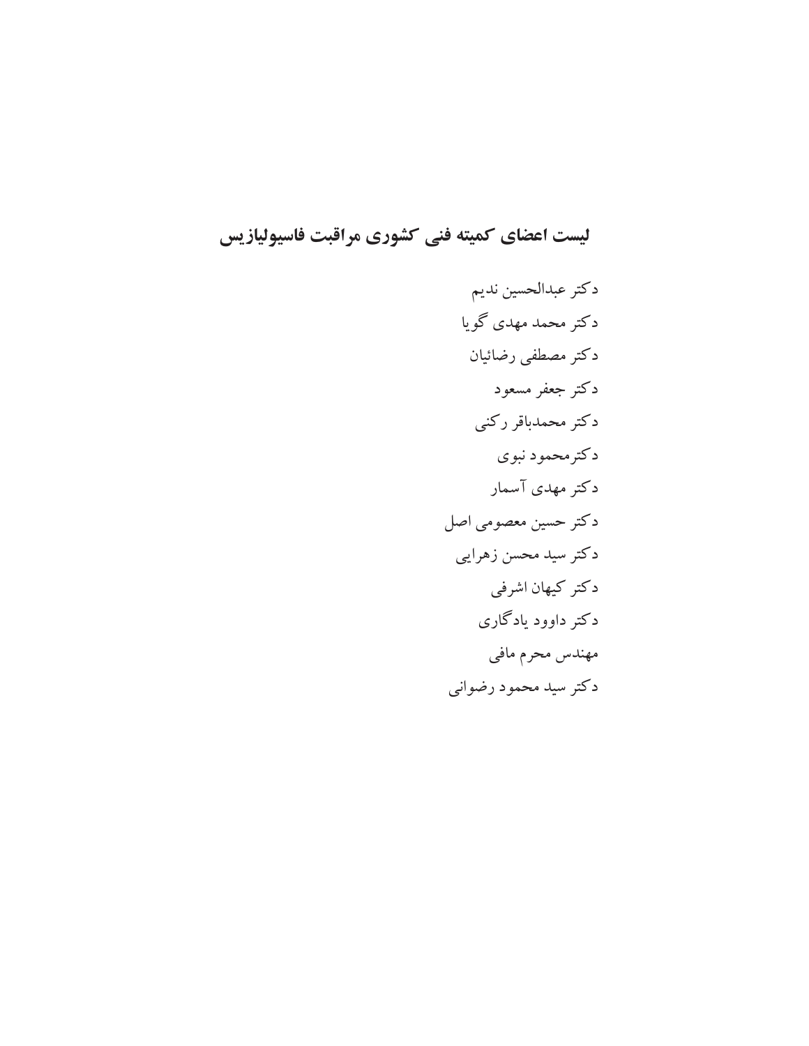## لیست اعضای کمیته فنی کشوری مراقبت فاسیولیازیس

دکتر عبدالحسین ندیم

دکتر محمد مهدی گویا

دکتر مصطفی رضائیان

دکتر جعفر مسعود

دکتر محمدباقر رکنی

دکترمحمود نبوی

دکتر مهدی آسمار

دکتر حسین معصومی اصل

دکتر سید محسن زهرایی

دکتر کیهان اشرفی

دکتر داوود یادگاری

مهندس محرم مافی

دکتر سید محمود رضوانی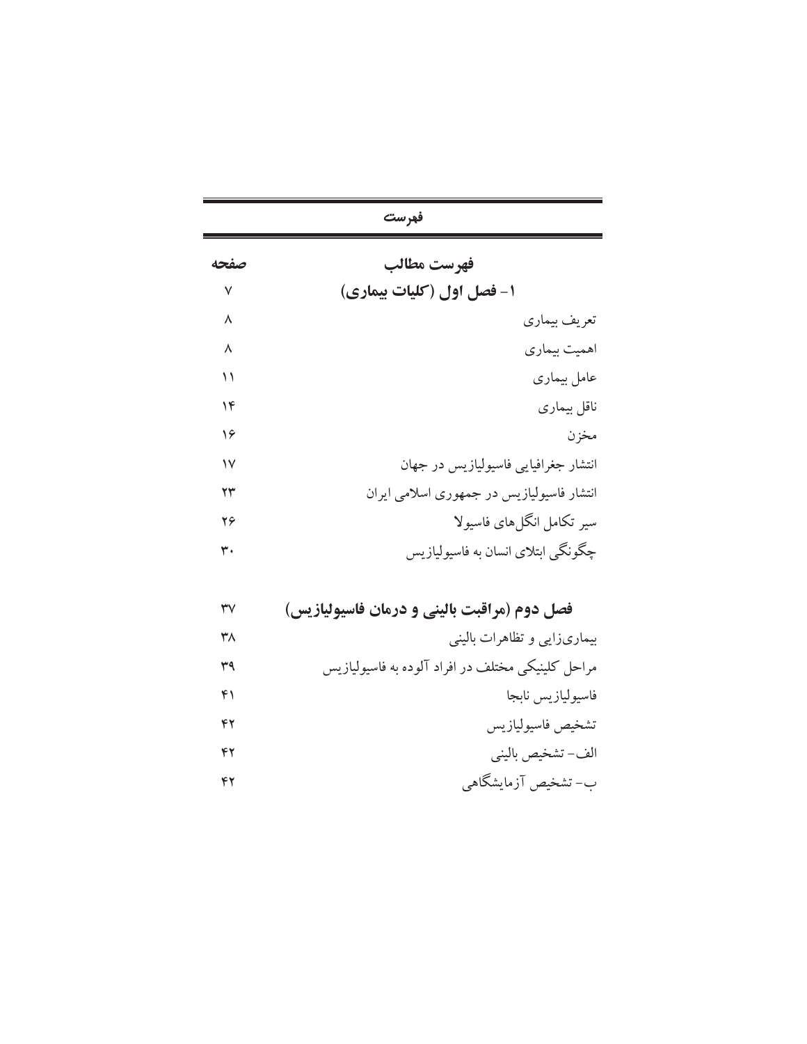# فهرست

| فهرست مطالب | صفحه |
|---|---|
| **۱- فصل اول (کلیات بیماری)** | ۷ |
| تعریف بیماری | ۸ |
| اهمیت بیماری | ۸ |
| عامل بیماری | ۱۱ |
| ناقل بیماری | ۱۴ |
| مخزن | ۱۶ |
| انتشار جغرافیایی فاسیولیازیس در جهان | ۱۷ |
| انتشار فاسیولیازیس در جمهوری اسلامی ایران | ۲۳ |
| سیر تکامل انگل‌های فاسیولا | ۲۶ |
| چگونگی ابتلای انسان به فاسیولیازیس | ۳۰ |
| **فصل دوم (مراقبت بالینی و درمان فاسیولیازیس)** | ۳۷ |
| بیماری‌زایی و تظاهرات بالینی | ۳۸ |
| مراحل کلینیکی مختلف در افراد آلوده به فاسیولیازیس | ۳۹ |
| فاسیولیازیس نابجا | ۴۱ |
| تشخیص فاسیولیازیس | ۴۲ |
| الف- تشخیص بالینی | ۴۲ |
| ب- تشخیص آزمایشگاهی | ۴۲ |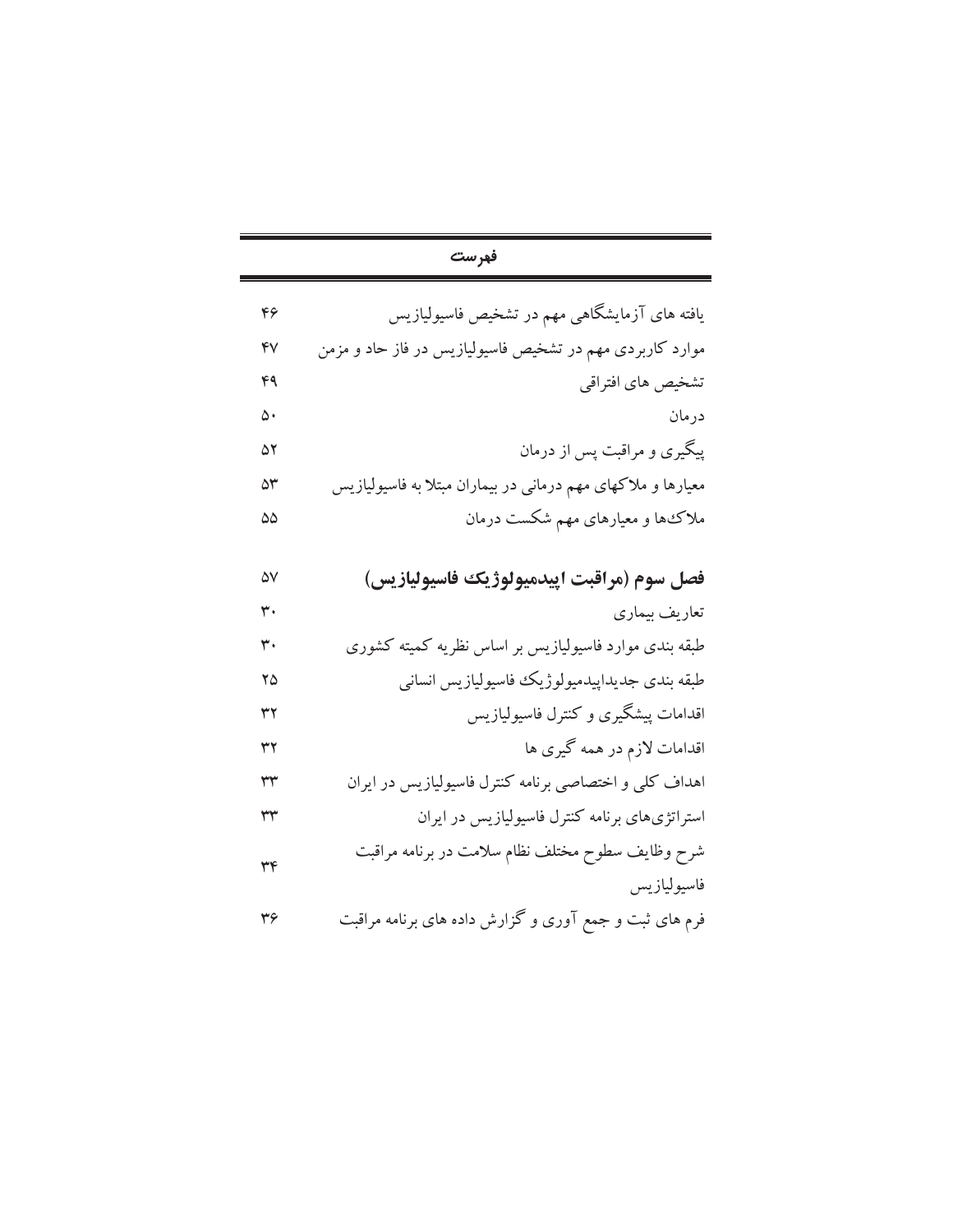## فهرست

| | |
|---|---|
| یافته های آزمایشگاهی مهم در تشخیص فاسیولیازیس | ۴۶ |
| موارد کاربردی مهم در تشخیص فاسیولیازیس در فاز حاد و مزمن | ۴۷ |
| تشخیص های افتراقی | ۴۹ |
| درمان | ۵۰ |
| پیگیری و مراقبت پس از درمان | ۵۲ |
| معیارها و ملاکهای مهم درمانی در بیماران مبتلا به فاسیولیازیس | ۵۳ |
| ملاک‌ها و معیارهای مهم شکست درمان | ۵۵ |
| **فصل سوم (مراقبت اپیدمیولوژیک فاسیولیازیس)** | ۵۷ |
| تعاریف بیماری | ۳۰ |
| طبقه بندی موارد فاسیولیازیس بر اساس نظریه کمیته کشوری | ۳۰ |
| طبقه بندی جدیداپیدمیولوژیک فاسیولیازیس انسانی | ۲۵ |
| اقدامات پیشگیری و کنترل فاسیولیازیس | ۳۲ |
| اقدامات لازم در همه گیری ها | ۳۲ |
| اهداف کلی و اختصاصی برنامه کنترل فاسیولیازیس در ایران | ۳۳ |
| استراتژی‌های برنامه کنترل فاسیولیازیس در ایران | ۳۳ |
| شرح وظایف سطوح مختلف نظام سلامت در برنامه مراقبت فاسیولیازیس | ۳۴ |
| فرم های ثبت و جمع آوری و گزارش داده های برنامه مراقبت | ۳۶ |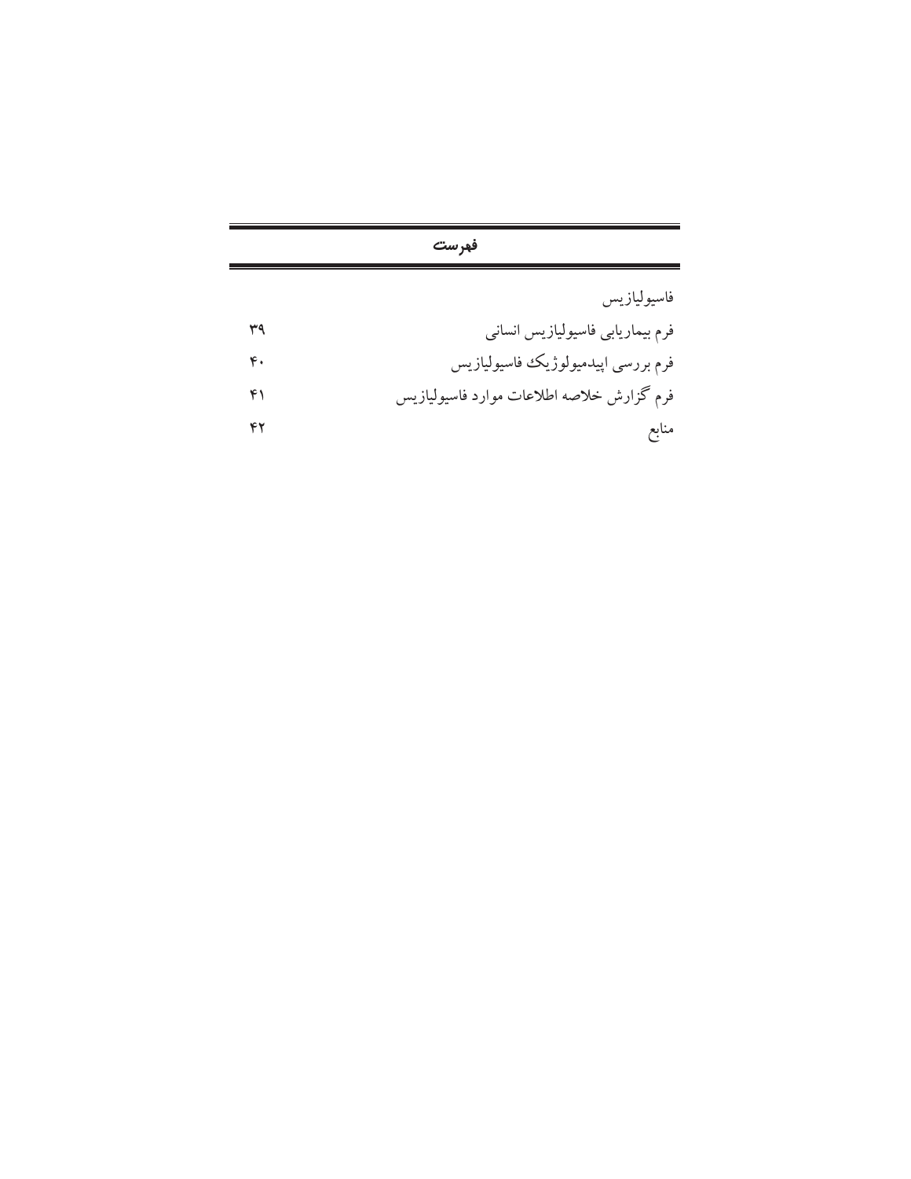## فهرست

فاسیولیازیس

| | |
|---|---|
| فرم بیماریابی فاسیولیازیس انسانی | ۳۹ |
| فرم بررسی اپیدمیولوژیک فاسیولیازیس | ۴۰ |
| فرم گزارش خلاصه اطلاعات موارد فاسیولیازیس | ۴۱ |
| منابع | ۴۲ |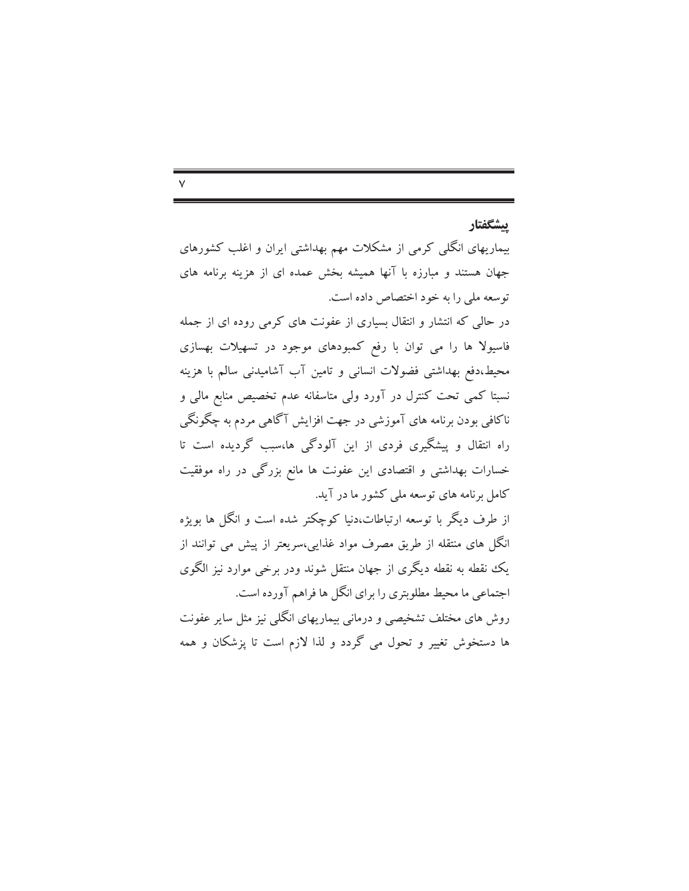## پیشگفتار

بیماریهای انگلی کرمی از مشکلات مهم بهداشتی ایران و اغلب کشورهای جهان هستند و مبارزه با آنها همیشه بخش عمده ای از هزینه برنامه های توسعه ملی را به خود اختصاص داده است.

در حالی که انتشار و انتقال بسیاری از عفونت های کرمی روده ای از جمله فاسیولا ها را می توان با رفع کمبودهای موجود در تسهیلات بهسازی محیط،دفع بهداشتی فضولات انسانی و تامین آب آشامیدنی سالم با هزینه نسبتا کمی تحت کنترل در آورد ولی متاسفانه عدم تخصیص منابع مالی و ناکافی بودن برنامه های آموزشی در جهت افزایش آگاهی مردم به چگونگی راه انتقال و پیشگیری فردی از این آلودگی ها،سبب گردیده است تا خسارات بهداشتی و اقتصادی این عفونت ها مانع بزرگی در راه موفقیت کامل برنامه های توسعه ملی کشور ما در آید.

از طرف دیگر با توسعه ارتباطات،دنیا کوچکتر شده است و انگل ها بویژه انگل های منتقله از طریق مصرف مواد غذایی،سریعتر از پیش می توانند از یک نقطه به نقطه دیگری از جهان منتقل شوند ودر برخی موارد نیز الگوی اجتماعی ما محیط مطلوبتری را برای انگل ها فراهم آورده است.

روش های مختلف تشخیصی و درمانی بیماریهای انگلی نیز مثل سایر عفونت ها دستخوش تغییر و تحول می گردد و لذا لازم است تا پزشکان و همه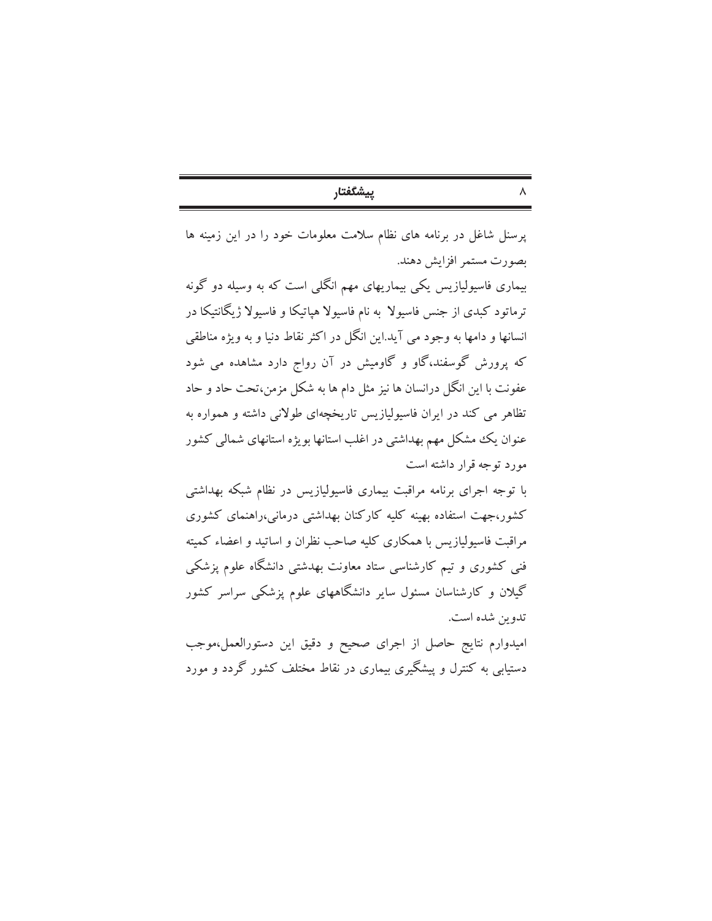پرسنل شاغل در برنامه های نظام سلامت معلومات خود را در این زمینه ها بصورت مستمر افزایش دهند.

بیماری فاسیولیازیس یکی بیماریهای مهم انگلی است که به وسیله دو گونه ترماتود کبدی از جنس فاسیولا به نام فاسیولا هپاتیکا و فاسیولا ژیگانتیکا در انسانها و دامها به وجود می آید.این انگل در اکثر نقاط دنیا و به ویژه مناطقی که پرورش گوسفند،گاو و گاومیش در آن رواج دارد مشاهده می شود عفونت با این انگل درانسان ها نیز مثل دام ها به شکل مزمن،تحت حاد و حاد تظاهر می کند در ایران فاسیولیازیس تاریخچه‌ای طولانی داشته و همواره به عنوان یک مشکل مهم بهداشتی در اغلب استانها بویژه استانهای شمالی کشور مورد توجه قرار داشته است

با توجه اجرای برنامه مراقبت بیماری فاسیولیازیس در نظام شبکه بهداشتی کشور،جهت استفاده بهینه کلیه کارکنان بهداشتی درمانی،راهنمای کشوری مراقبت فاسیولیازیس با همکاری کلیه صاحب نظران و اساتید و اعضاء کمیته فنی کشوری و تیم کارشناسی ستاد معاونت بهدشتی دانشگاه علوم پزشکی گیلان و کارشناسان مسئول سایر دانشگاههای علوم پزشکی سراسر کشور تدوین شده است.

امیدوارم نتایج حاصل از اجرای صحیح و دقیق این دستورالعمل،موجب دستیابی به کنترل و پیشگیری بیماری در نقاط مختلف کشور گردد و مورد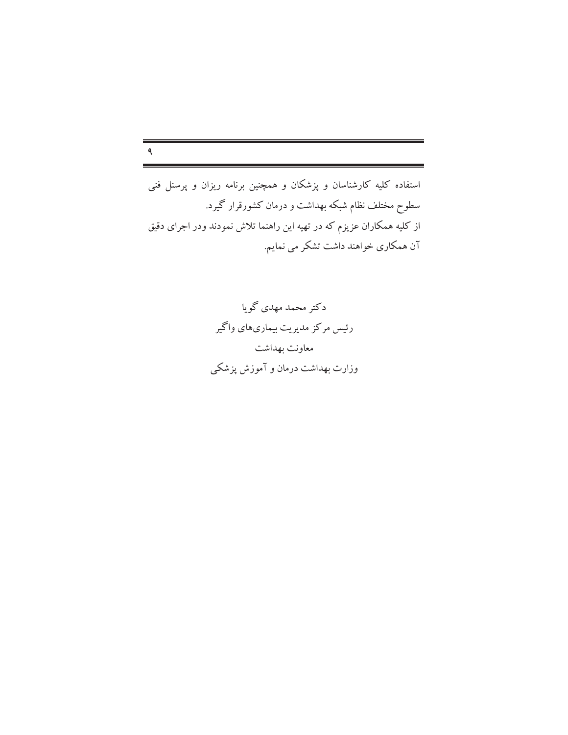استفاده کلیه کارشناسان و پزشکان و همچنین برنامه ریزان و پرسنل فنی سطوح مختلف نظام شبکه بهداشت و درمان کشورقرار گیرد.

از کلیه همکاران عزیزم که در تهیه این راهنما تلاش نمودند ودر اجرای دقیق آن همکاری خواهند داشت تشکر می نمایم.

دکتر محمد مهدی گویا

رئیس مرکز مدیریت بیماری‌های واگیر

معاونت بهداشت

وزارت بهداشت درمان و آموزش پزشکی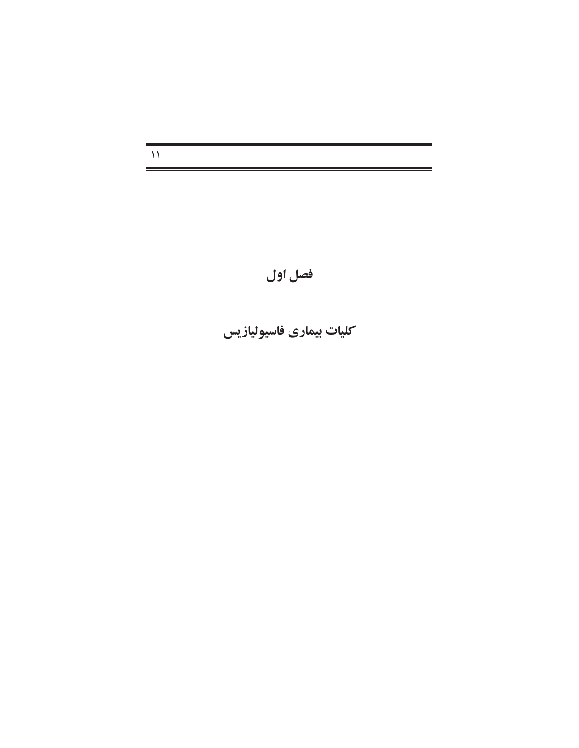# فصل اول

## کلیات بیماری فاسیولیازیس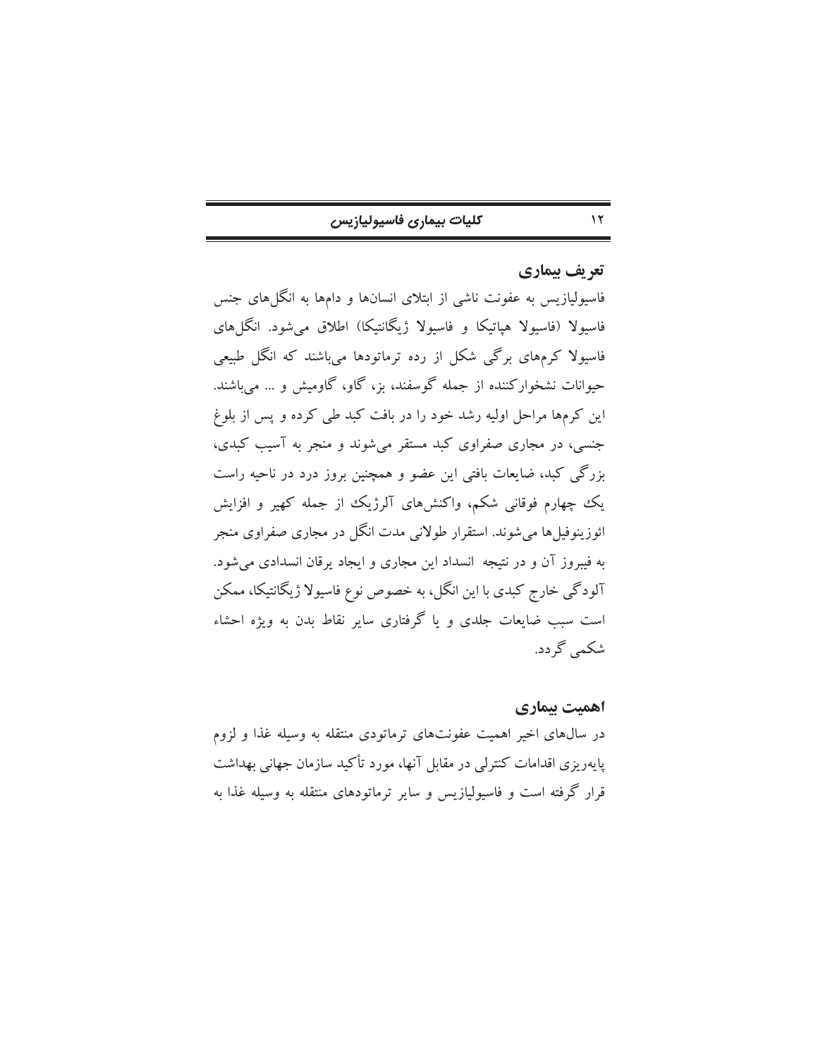## تعریف بیماری

فاسیولیازیس به عفونت ناشی از ابتلای انسانها و دامها به انگل‌های جنس فاسیولا (فاسیولا هپاتیکا و فاسیولا ژیگانتیکا) اطلاق می‌شود. انگل‌های فاسیولا کرم‌های برگی شکل از رده ترماتودها می‌باشند که انگل طبیعی حیوانات نشخوارکننده از جمله گوسفند، بز، گاو، گاومیش و ... می‌باشند. این کرم‌ها مراحل اولیه رشد خود را در بافت کبد طی کرده و پس از بلوغ جنسی، در مجاری صفراوی کبد مستقر می‌شوند و منجر به آسیب کبدی، بزرگی کبد، ضایعات بافتی این عضو و همچنین بروز درد در ناحیه راست یک چهارم فوقانی شکم، واکنش‌های آلرژیک از جمله کهیر و افزایش ائوزینوفیل‌ها می‌شوند. استقرار طولانی مدت انگل در مجاری صفراوی منجر به فیبروز آن و در نتیجه انسداد این مجاری و ایجاد یرقان انسدادی می‌شود. آلودگی خارج کبدی با این انگل، به خصوص نوع فاسیولا ژیگانتیکا، ممکن است سبب ضایعات جلدی و یا گرفتاری سایر نقاط بدن به ویژه احشاء شکمی گردد.

## اهمیت بیماری

در سال‌های اخیر اهمیت عفونت‌های ترماتودی منتقله به وسیله غذا و لزوم پایه‌ریزی اقدامات کنترلی در مقابل آنها، مورد تأکید سازمان جهانی بهداشت قرار گرفته است و فاسیولیازیس و سایر ترماتودهای منتقله به وسیله غذا به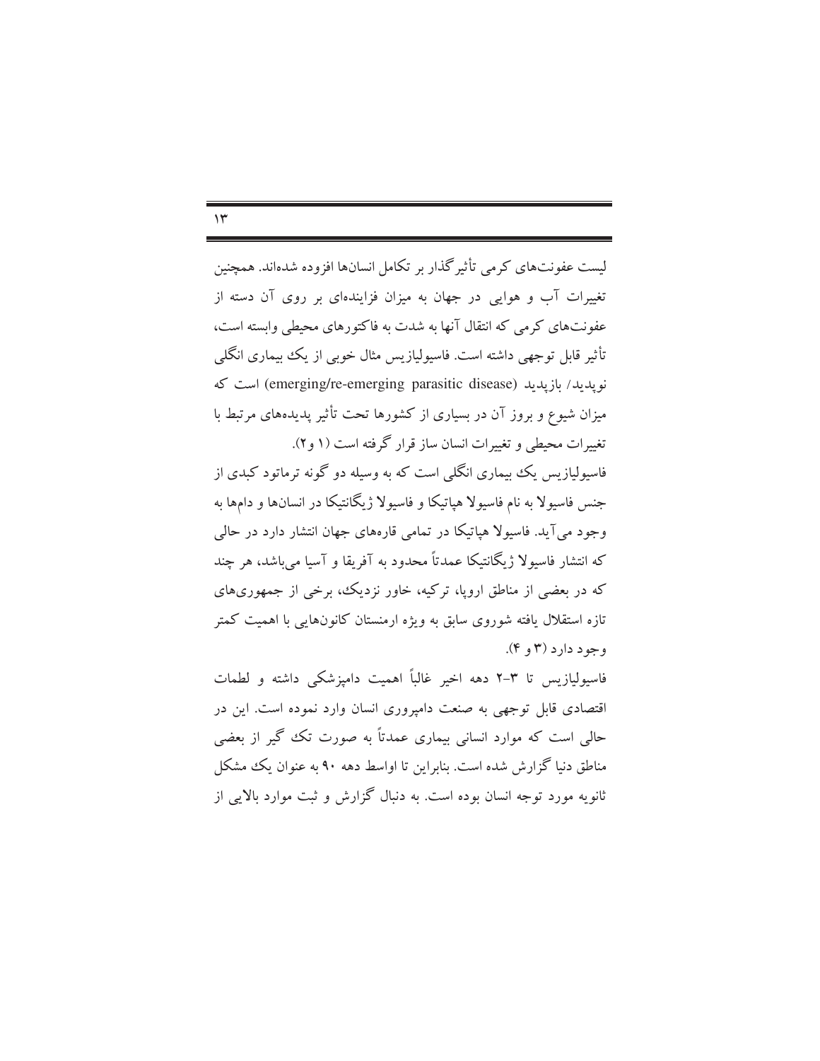لیست عفونت‌های کرمی تأثیرگذار بر تکامل انسان‌ها افزوده شده‌اند. همچنین تغییرات آب و هوایی در جهان به میزان فزاینده‌ای بر روی آن دسته از عفونت‌های کرمی که انتقال آنها به شدت به فاکتورهای محیطی وابسته است، تأثیر قابل توجهی داشته است. فاسیولیازیس مثال خوبی از یک بیماری انگلی نوپدید/ بازپدید (emerging/re-emerging parasitic disease) است که میزان شیوع و بروز آن در بسیاری از کشورها تحت تأثیر پدیده‌های مرتبط با تغییرات محیطی و تغییرات انسان ساز قرار گرفته است (۱ و۲).

فاسیولیازیس یک بیماری انگلی است که به وسیله دو گونه ترماتود کبدی از جنس فاسیولا به نام فاسیولا هپاتیکا و فاسیولا ژیگانتیکا در انسان‌ها و دام‌ها به وجود می‌آید. فاسیولا هپاتیکا در تمامی قاره‌های جهان انتشار دارد در حالی که انتشار فاسیولا ژیگانتیکا عمدتاً محدود به آفریقا و آسیا می‌باشد، هر چند که در بعضی از مناطق اروپا، ترکیه، خاور نزدیک، برخی از جمهوری‌های تازه استقلال یافته شوروی سابق به ویژه ارمنستان کانون‌هایی با اهمیت کمتر وجود دارد (۳ و ۴).

فاسیولیازیس تا ۳-۲ دهه اخیر غالباً اهمیت دامپزشکی داشته و لطمات اقتصادی قابل توجهی به صنعت دامپروری انسان وارد نموده است. این در حالی است که موارد انسانی بیماری عمدتاً به صورت تک گیر از بعضی مناطق دنیا گزارش شده است. بنابراین تا اواسط دهه ۹۰ به عنوان یک مشکل ثانویه مورد توجه انسان بوده است. به دنبال گزارش و ثبت موارد بالایی از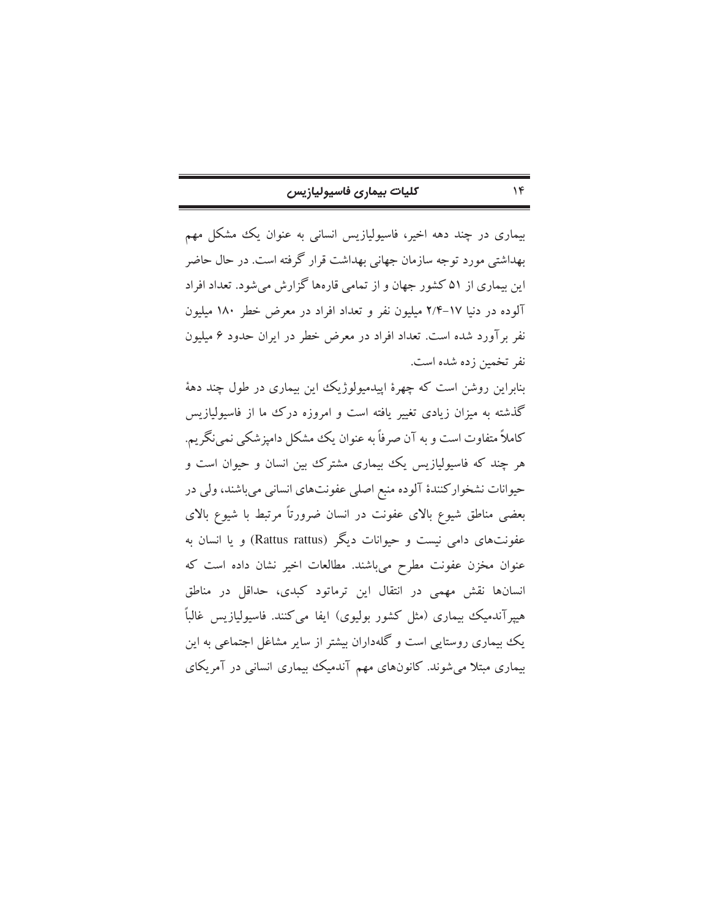بیماری در چند دهه اخیر، فاسیولیازیس انسانی به عنوان یک مشکل مهم بهداشتی مورد توجه سازمان جهانی بهداشت قرار گرفته است. در حال حاضر این بیماری از ۵۱ کشور جهان و از تمامی قاره‌ها گزارش می‌شود. تعداد افراد آلوده در دنیا ۱۷-۲/۴ میلیون نفر و تعداد افراد در معرض خطر ۱۸۰ میلیون نفر برآورد شده است. تعداد افراد در معرض خطر در ایران حدود ۶ میلیون نفر تخمین زده شده است.

بنابراین روشن است که چهرهٔ اپیدمیولوژیک این بیماری در طول چند دههٔ گذشته به میزان زیادی تغییر یافته است و امروزه درک ما از فاسیولیازیس کاملاً متفاوت است و به آن صرفاً به عنوان یک مشکل دامپزشکی نمی‌نگریم. هر چند که فاسیولیازیس یک بیماری مشترک بین انسان و حیوان است و حیوانات نشخوارکنندهٔ آلوده منبع اصلی عفونت‌های انسانی می‌باشند، ولی در بعضی مناطق شیوع بالای عفونت در انسان ضرورتاً مرتبط با شیوع بالای عفونت‌های دامی نیست و حیوانات دیگر (Rattus rattus) و یا انسان به عنوان مخزن عفونت مطرح می‌باشند. مطالعات اخیر نشان داده است که انسان‌ها نقش مهمی در انتقال این ترماتود کبدی، حداقل در مناطق هیپرآندمیک بیماری (مثل کشور بولیوی) ایفا می‌کنند. فاسیولیازیس غالباً یک بیماری روستایی است و گله‌داران بیشتر از سایر مشاغل اجتماعی به این بیماری مبتلا می‌شوند. کانون‌های مهم آندمیک بیماری انسانی در آمریکای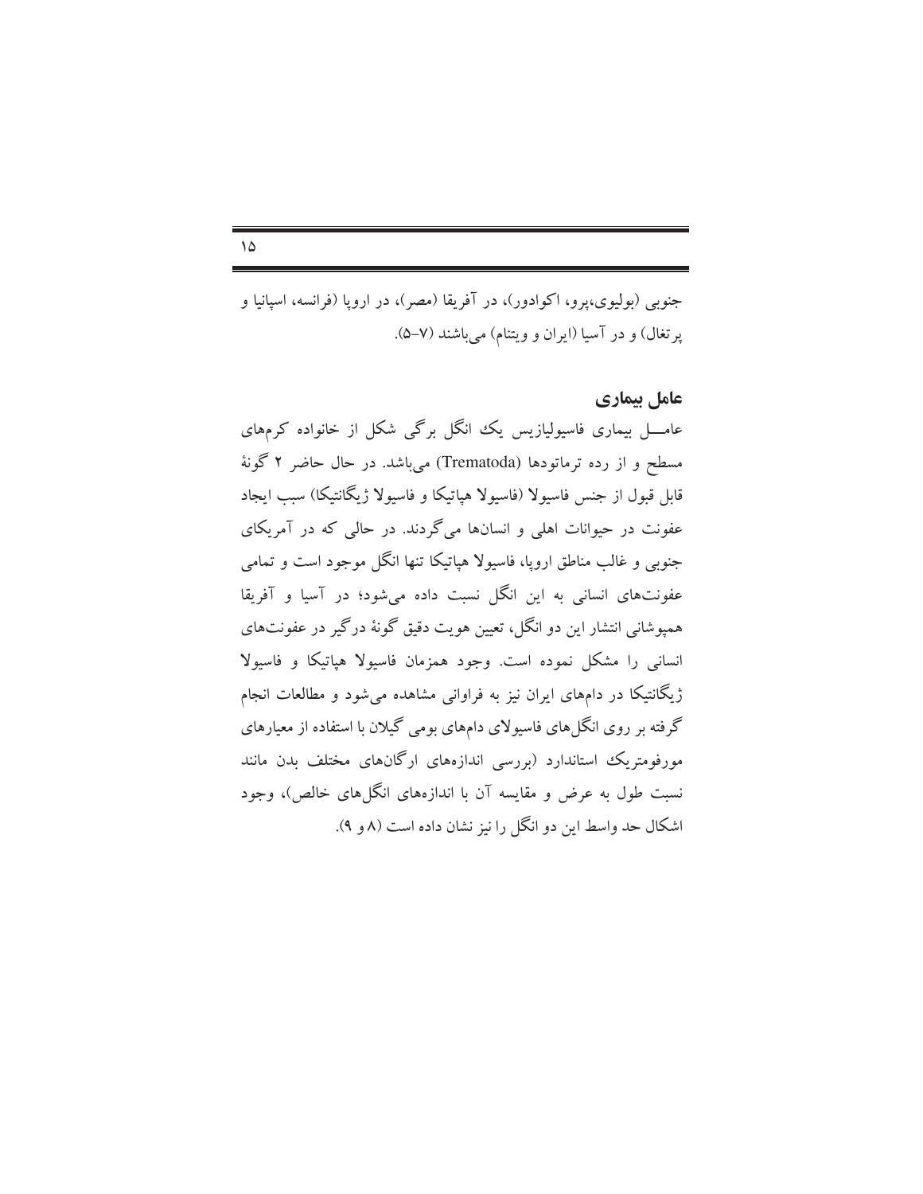جنوبی (بولیوی،پرو، اکوادور)، در آفریقا (مصر)، در اروپا (فرانسه، اسپانیا و پرتغال) و در آسیا (ایران و ویتنام) می‌باشند (۷-۵).

## عامل بیماری

عامـــل بیماری فاسیولیازیس یک انگل برگی شکل از خانواده کرم‌های مسطح و از رده ترماتودها (Trematoda) می‌باشد. در حال حاضر ۲ گونهٔ قابل قبول از جنس فاسیولا (فاسیولا هپاتیکا و فاسیولا ژیگانتیکا) سبب ایجاد عفونت در حیوانات اهلی و انسان‌ها می‌گردند. در حالی که در آمریکای جنوبی و غالب مناطق اروپا، فاسیولا هپاتیکا تنها انگل موجود است و تمامی عفونت‌های انسانی به این انگل نسبت داده می‌شود؛ در آسیا و آفریقا همپوشانی انتشار این دو انگل، تعیین هویت دقیق گونهٔ درگیر در عفونت‌های انسانی را مشکل نموده است. وجود همزمان فاسیولا هپاتیکا و فاسیولا ژیگانتیکا در دام‌های ایران نیز به فراوانی مشاهده می‌شود و مطالعات انجام گرفته بر روی انگل‌های فاسیولای دام‌های بومی گیلان با استفاده از معیارهای مورفومتریک استاندارد (بررسی اندازه‌های ارگان‌های مختلف بدن مانند نسبت طول به عرض و مقایسه آن با اندازه‌های انگل‌های خالص)، وجود اشکال حد واسط این دو انگل را نیز نشان داده است (۸ و ۹).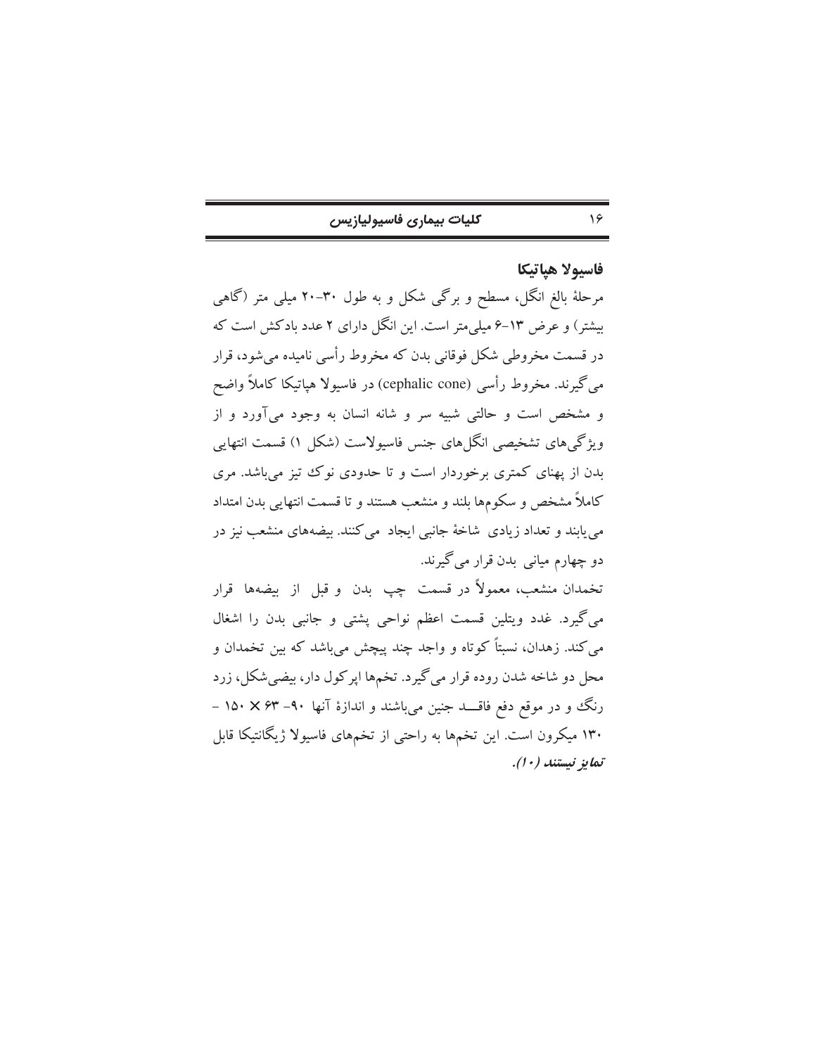### فاسیولا هپاتیکا

مرحلهٔ بالغ انگل، مسطح و برگی شکل و به طول ۳۰-۲۰ میلی متر (گاهی بیشتر) و عرض ۱۳-۶ میلی‌متر است. این انگل دارای ۲ عدد بادکش است که در قسمت مخروطی شکل فوقانی بدن که مخروط رأسی نامیده می‌شود، قرار می‌گیرند. مخروط رأسی (cephalic cone) در فاسیولا هپاتیکا کاملاً واضح و مشخص است و حالتی شبیه سر و شانه انسان به وجود می‌آورد و از ویژگی‌های تشخیصی انگل‌های جنس فاسیولاست (شکل ۱) قسمت انتهایی بدن از پهنای کمتری برخوردار است و تا حدودی نوک تیز می‌باشد. مری کاملاً مشخص و سکوم‌ها بلند و منشعب هستند و تا قسمت انتهایی بدن امتداد می‌یابند و تعداد زیادی شاخهٔ جانبی ایجاد می‌کنند. بیضه‌های منشعب نیز در دو چهارم میانی بدن قرار می‌گیرند.

تخمدان منشعب، معمولاً در قسمت چپ بدن و قبل از بیضه‌ها قرار می‌گیرد. غدد ویتلین قسمت اعظم نواحی پشتی و جانبی بدن را اشغال می‌کند. زهدان، نسبتاً کوتاه و واجد چند پیچش می‌باشد که بین تخمدان و محل دو شاخه شدن روده قرار می‌گیرد. تخم‌ها اپرکول دار، بیضی‌شکل، زرد رنگ و در موقع دفع فاقـد جنین می‌باشند و اندازهٔ آنها ۹۰- ۶۳ × ۱۵۰ - ۱۳۰ میکرون است. این تخم‌ها به راحتی از تخم‌های فاسیولا ژیگانتیکا قابل *تمایز نیستند (۱۰).*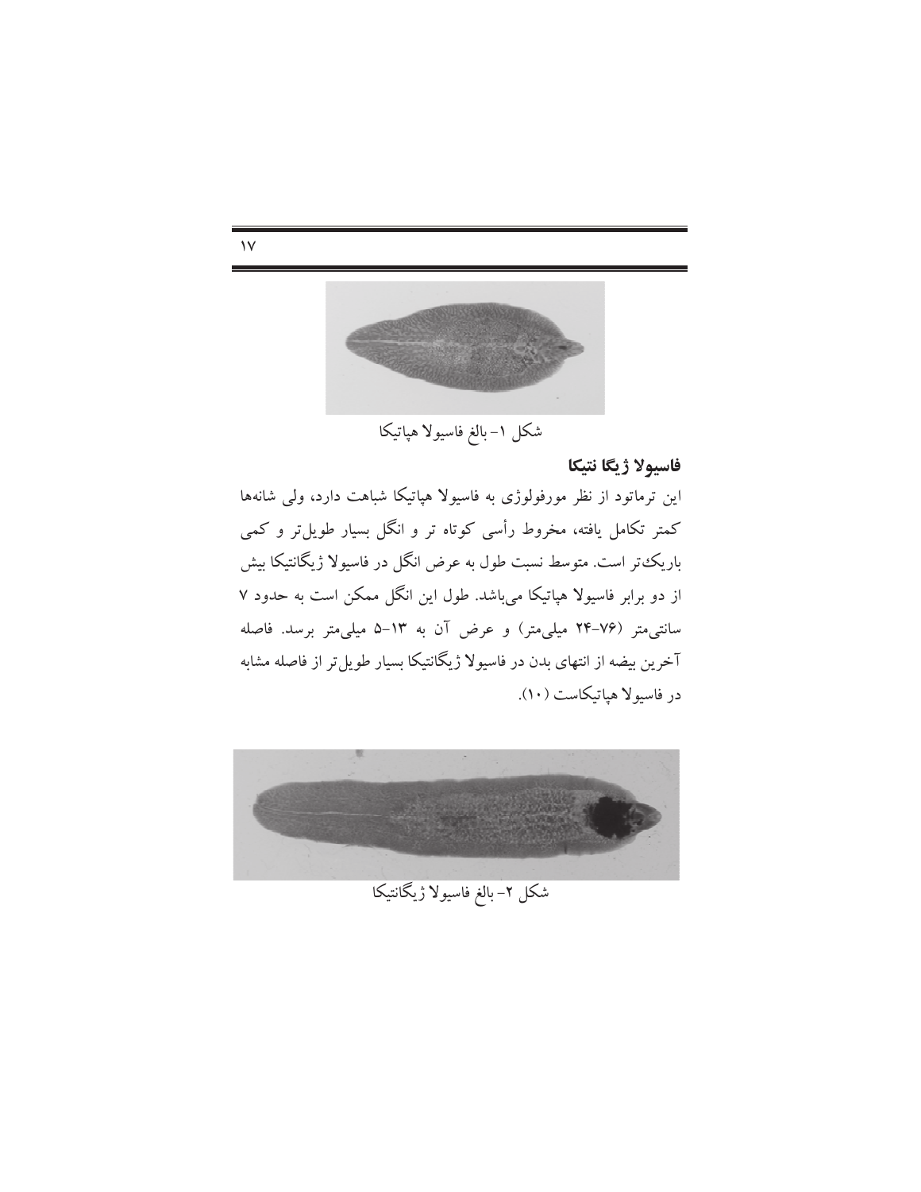شکل ۱- بالغ فاسیولا هپاتیکا

### فاسیولا ژیگا نتیکا

این ترماتود از نظر مورفولوژی به فاسیولا هپاتیکا شباهت دارد، ولی شانه‌ها کمتر تکامل یافته، مخروط رأسی کوتاه تر و انگل بسیار طویل‌تر و کمی باریک‌تر است. متوسط نسبت طول به عرض انگل در فاسیولا ژیگانتیکا بیش از دو برابر فاسیولا هپاتیکا می‌باشد. طول این انگل ممکن است به حدود ۷ سانتی‌متر (۷۶-۲۴ میلی‌متر) و عرض آن به ۱۳-۵ میلی‌متر برسد. فاصله آخرین بیضه از انتهای بدن در فاسیولا ژیگانتیکا بسیار طویل‌تر از فاصله مشابه در فاسیولا هپاتیکاست (۱۰).

شکل ۲- بالغ فاسیولا ژیگانتیکا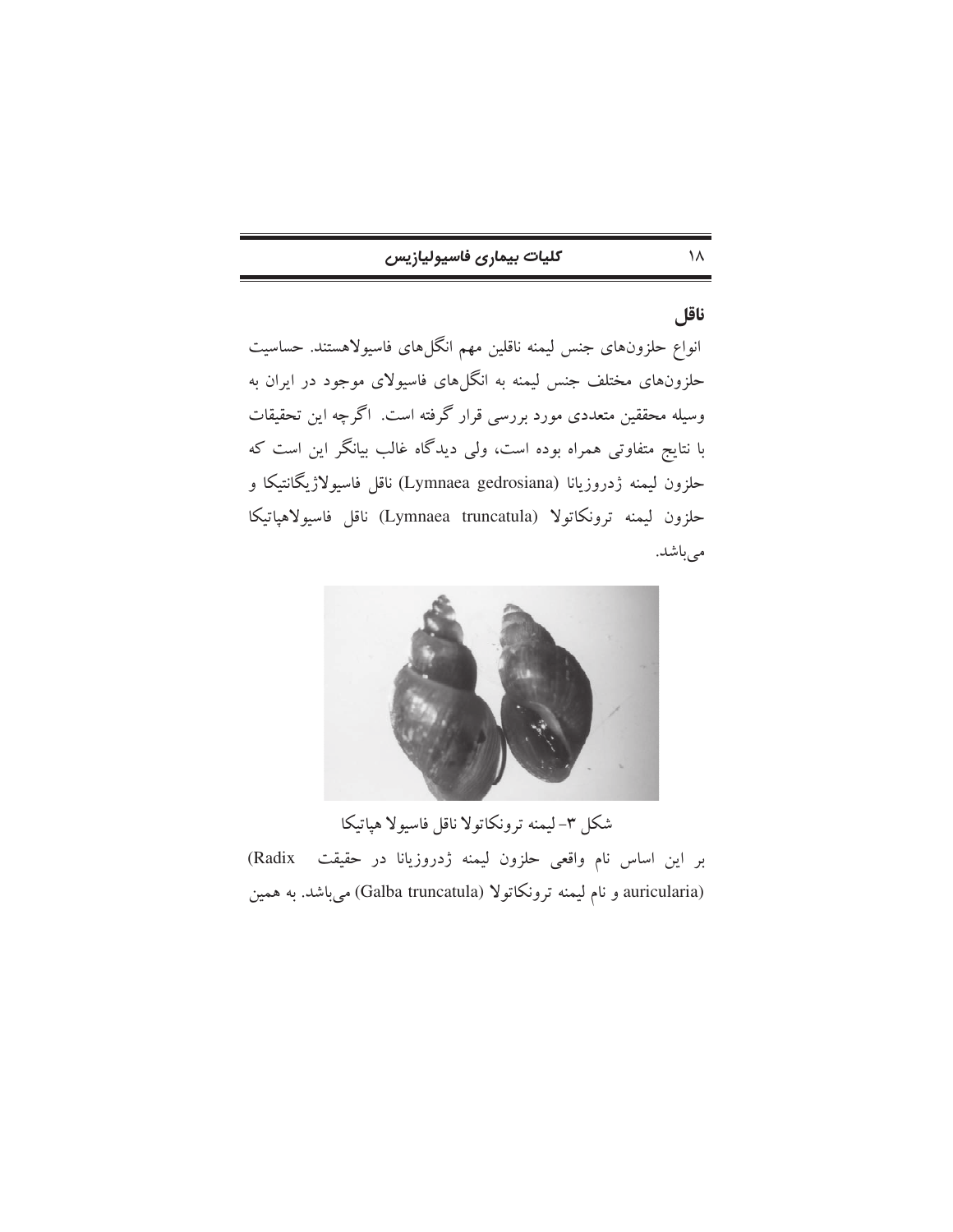### ناقل

انواع حلزون‌های جنس لیمنه ناقلین مهم انگل‌های فاسیولاهستند. حساسیت حلزون‌های مختلف جنس لیمنه به انگل‌های فاسیولای موجود در ایران به وسیله محققین متعددی مورد بررسی قرار گرفته است. اگرچه این تحقیقات با نتایج متفاوتی همراه بوده است، ولی دیدگاه غالب بیانگر این است که حلزون لیمنه ژدروزیانا (Lymnaea gedrosiana) ناقل فاسیولاژیگانتیکا و حلزون لیمنه ترونکاتولا (Lymnaea truncatula) ناقل فاسیولاهپاتیکا می‌باشد.

شکل ۳- لیمنه ترونکاتولا ناقل فاسیولا هپاتیکا

بر این اساس نام واقعی حلزون لیمنه ژدروزیانا در حقیقت (Radix auricularia) و نام لیمنه ترونکاتولا (Galba truncatula) می‌باشد. به همین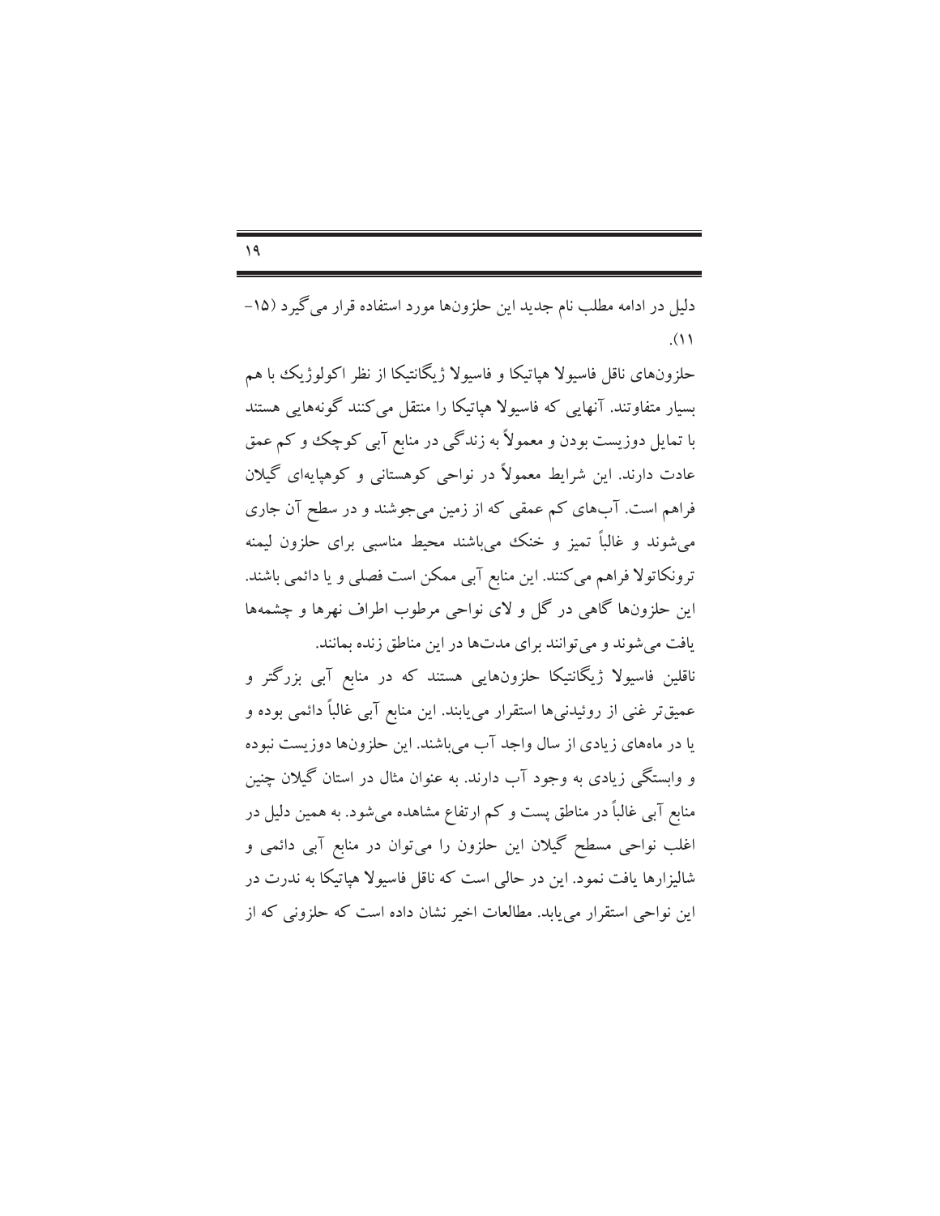دلیل در ادامه مطلب نام جدید این حلزون‌ها مورد استفاده قرار می‌گیرد (۱۵-۱۱).

حلزون‌های ناقل فاسیولا هپاتیکا و فاسیولا ژیگانتیکا از نظر اکولوژیک با هم بسیار متفاوتند. آنهایی که فاسیولا هپاتیکا را منتقل می‌کنند گونه‌هایی هستند با تمایل دوزیست بودن و معمولاً به زندگی در منابع آبی کوچک و کم عمق عادت دارند. این شرایط معمولاً در نواحی کوهستانی و کوهپایه‌ای گیلان فراهم است. آب‌های کم عمقی که از زمین می‌جوشند و در سطح آن جاری می‌شوند و غالباً تمیز و خنک می‌باشند محیط مناسبی برای حلزون لیمنه ترونکاتولا فراهم می‌کنند. این منابع آبی ممکن است فصلی و یا دائمی باشند. این حلزون‌ها گاهی در گل و لای نواحی مرطوب اطراف نهرها و چشمه‌ها یافت می‌شوند و می‌توانند برای مدت‌ها در این مناطق زنده بمانند.

ناقلین فاسیولا ژیگانتیکا حلزون‌هایی هستند که در منابع آبی بزرگتر و عمیق‌تر غنی از روئیدنی‌ها استقرار می‌یابند. این منابع آبی غالباً دائمی بوده و یا در ماه‌های زیادی از سال واجد آب می‌باشند. این حلزون‌ها دوزیست نبوده و وابستگی زیادی به وجود آب دارند. به عنوان مثال در استان گیلان چنین منابع آبی غالباً در مناطق پست و کم ارتفاع مشاهده می‌شود. به همین دلیل در اغلب نواحی مسطح گیلان این حلزون را می‌توان در منابع آبی دائمی و شالیزارها یافت نمود. این در حالی است که ناقل فاسیولا هپاتیکا به ندرت در این نواحی استقرار می‌یابد. مطالعات اخیر نشان داده است که حلزونی که از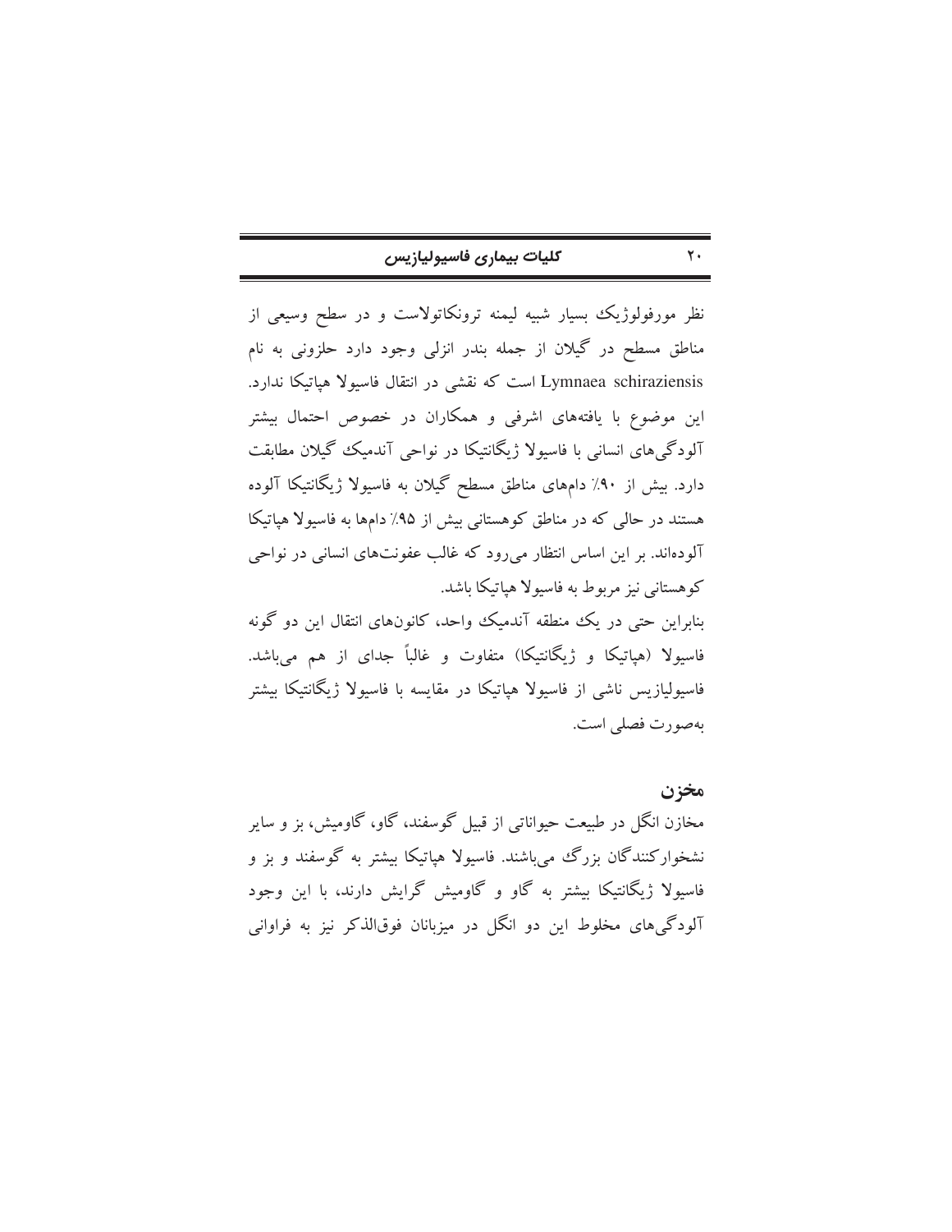نظر مورفولوژیک بسیار شبیه لیمنه ترونکاتولاست و در سطح وسیعی از مناطق مسطح در گیلان از جمله بندر انزلی وجود دارد حلزونی به نام Lymnaea schiraziensis است که نقشی در انتقال فاسیولا هپاتیکا ندارد. این موضوع با یافته‌های اشرفی و همکاران در خصوص احتمال بیشتر آلودگی‌های انسانی با فاسیولا ژیگانتیکا در نواحی آندمیک گیلان مطابقت دارد. بیش از ۹۰٪ دام‌های مناطق مسطح گیلان به فاسیولا ژیگانتیکا آلوده هستند در حالی که در مناطق کوهستانی بیش از ۹۵٪ دام‌ها به فاسیولا هپاتیکا آلوده‌اند. بر این اساس انتظار می‌رود که غالب عفونت‌های انسانی در نواحی کوهستانی نیز مربوط به فاسیولا هپاتیکا باشد.

بنابراین حتی در یک منطقه آندمیک واحد، کانون‌های انتقال این دو گونه فاسیولا (هپاتیکا و ژیگانتیکا) متفاوت و غالباً جدای از هم می‌باشد. فاسیولیازیس ناشی از فاسیولا هپاتیکا در مقایسه با فاسیولا ژیگانتیکا بیشتر به‌صورت فصلی است.

## مخزن

مخازن انگل در طبیعت حیواناتی از قبیل گوسفند، گاو، گاومیش، بز و سایر نشخوارکنندگان بزرگ می‌باشند. فاسیولا هپاتیکا بیشتر به گوسفند و بز و فاسیولا ژیگانتیکا بیشتر به گاو و گاومیش گرایش دارند، با این وجود آلودگی‌های مخلوط این دو انگل در میزبانان فوق‌الذکر نیز به فراوانی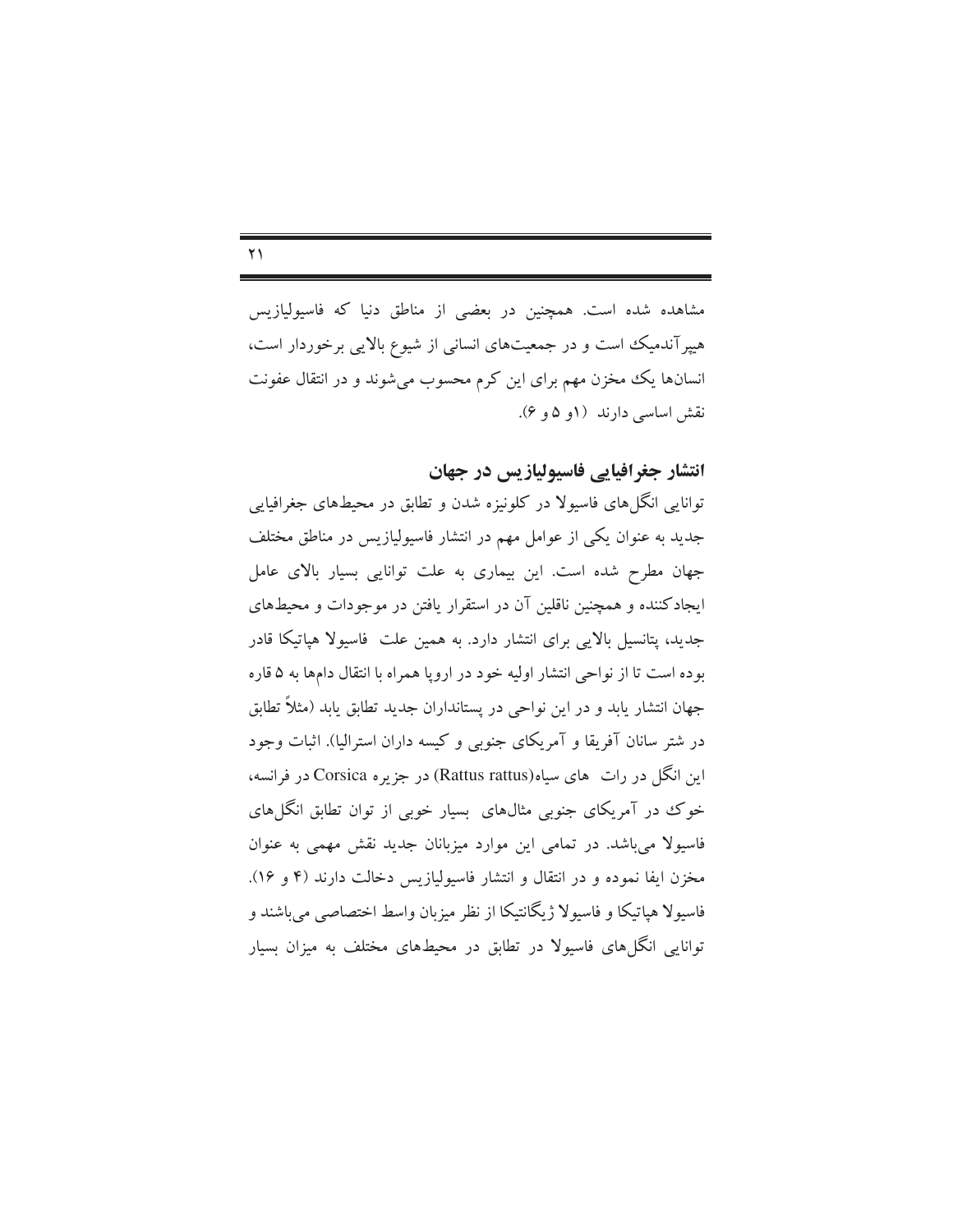مشاهده شده است. همچنین در بعضی از مناطق دنیا که فاسیولیازیس هیپرآندمیک است و در جمعیت‌های انسانی از شیوع بالایی برخوردار است، انسان‌ها یک مخزن مهم برای این کرم محسوب می‌شوند و در انتقال عفونت نقش اساسی دارند (۱و ۵ و ۶).

## انتشار جغرافیایی فاسیولیازیس در جهان

توانایی انگل‌های فاسیولا در کلونیزه شدن و تطابق در محیط‌های جغرافیایی جدید به عنوان یکی از عوامل مهم در انتشار فاسیولیازیس در مناطق مختلف جهان مطرح شده است. این بیماری به علت توانایی بسیار بالای عامل ایجادکننده و همچنین ناقلین آن در استقرار یافتن در موجودات و محیط‌های جدید، پتانسیل بالایی برای انتشار دارد. به همین علت فاسیولا هپاتیکا قادر بوده است تا از نواحی انتشار اولیه خود در اروپا همراه با انتقال دام‌ها به ۵ قاره جهان انتشار یابد و در این نواحی در پستانداران جدید تطابق یابد (مثلاً تطابق در شتر سانان آفریقا و آمریکای جنوبی و کیسه داران استرالیا). اثبات وجود این انگل در رات های سیاه(Rattus rattus) در جزیره Corsica در فرانسه، خوک در آمریکای جنوبی مثال‌های بسیار خوبی از توان تطابق انگل‌های فاسیولا می‌باشد. در تمامی این موارد میزبانان جدید نقش مهمی به عنوان مخزن ایفا نموده و در انتقال و انتشار فاسیولیازیس دخالت دارند (۴ و ۱۶). فاسیولا هپاتیکا و فاسیولا ژیگانتیکا از نظر میزبان واسط اختصاصی می‌باشند و توانایی انگل‌های فاسیولا در تطابق در محیط‌های مختلف به میزان بسیار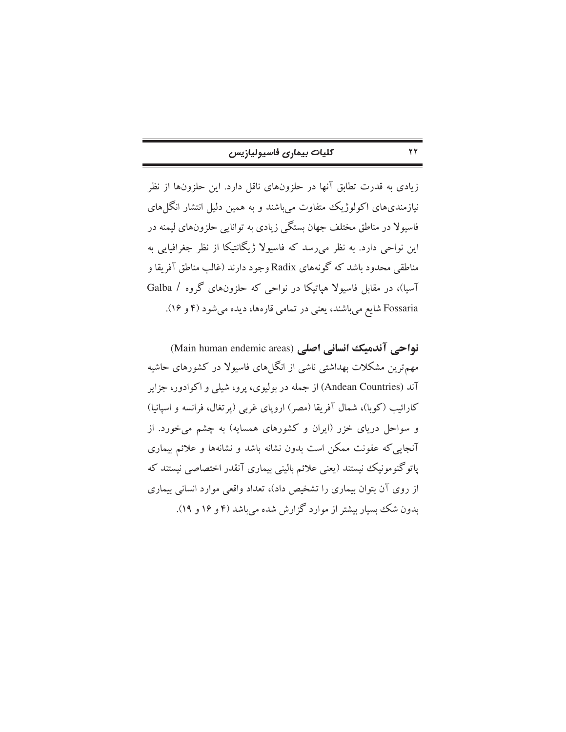زیادی به قدرت تطابق آنها در حلزون‌های ناقل دارد. این حلزون‌ها از نظر نیازمندی‌های اکولوژیک متفاوت می‌باشند و به همین دلیل انتشار انگل‌های فاسیولا در مناطق مختلف جهان بستگی زیادی به توانایی حلزون‌های لیمنه در این نواحی دارد. به نظر می‌رسد که فاسیولا ژیگانتیکا از نظر جغرافیایی به مناطقی محدود باشد که گونه‌های Radix وجود دارند (غالب مناطق آفریقا و آسیا)، در مقابل فاسیولا هپاتیکا در نواحی که حلزون‌های گروه Galba / Fossaria شایع می‌باشند، یعنی در تمامی قاره‌ها، دیده می‌شود (۴ و ۱۶).

**نواحی آندمیک انسانی اصلی** (Main human endemic areas)

مهم‌ترین مشکلات بهداشتی ناشی از انگل‌های فاسیولا در کشورهای حاشیه آند (Andean Countries) از جمله در بولیوی، پرو، شیلی و اکوادور، جزایر کارائیب (کوبا)، شمال آفریقا (مصر) اروپای غربی (پرتغال، فرانسه و اسپانیا) و سواحل دریای خزر (ایران و کشورهای همسایه) به چشم می‌خورد. از آنجایی که عفونت ممکن است بدون نشانه باشد و نشانه‌ها و علائم بیماری پاتوگنومونیک نیستند (یعنی علائم بالینی بیماری آنقدر اختصاصی نیستند که از روی آن بتوان بیماری را تشخیص داد)، تعداد واقعی موارد انسانی بیماری بدون شک بسیار بیشتر از موارد گزارش شده می‌باشد (۴ و ۱۶ و ۱۹).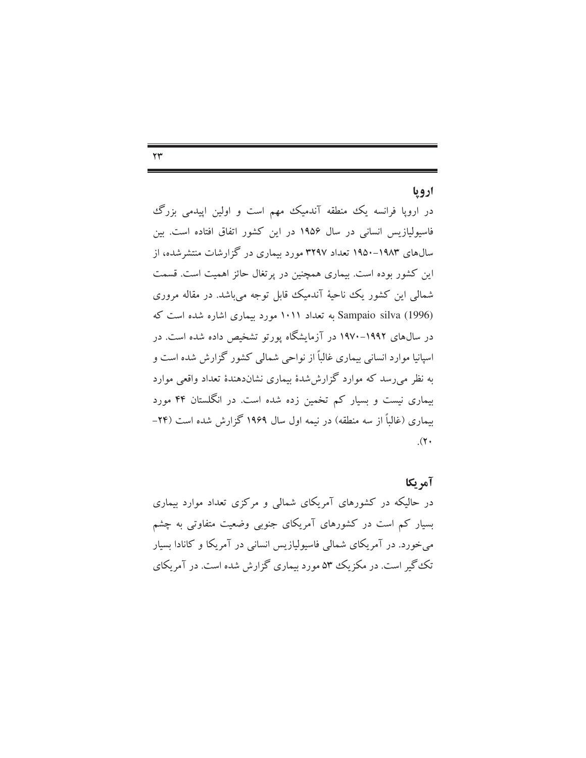## اروپا

در اروپا فرانسه یک منطقه آندمیک مهم است و اولین اپیدمی بزرگ فاسیولیازیس انسانی در سال ۱۹۵۶ در این کشور اتفاق افتاده است. بین سال‌های ۱۹۸۳–۱۹۵۰ تعداد ۳۲۹۷ مورد بیماری در گزارشات منتشرشده، از این کشور بوده است. بیماری همچنین در پرتغال حائز اهمیت است. قسمت شمالی این کشور یک ناحیهٔ آندمیک قابل توجه می‌باشد. در مقاله مروری Sampaio silva (1996) به تعداد ۱۰۱۱ مورد بیماری اشاره شده است که در سال‌های ۱۹۹۲–۱۹۷۰ در آزمایشگاه پورتو تشخیص داده شده است. در اسپانیا موارد انسانی بیماری غالباً از نواحی شمالی کشور گزارش شده است و به نظر می‌رسد که موارد گزارش‌شدهٔ بیماری نشان‌دهندهٔ تعداد واقعی موارد بیماری نیست و بسیار کم تخمین زده شده است. در انگلستان ۴۴ مورد بیماری (غالباً از سه منطقه) در نیمه اول سال ۱۹۶۹ گزارش شده است (۲۴–۲۰).

## آمریکا

در حالیکه در کشورهای آمریکای شمالی و مرکزی تعداد موارد بیماری بسیار کم است در کشورهای آمریکای جنوبی وضعیت متفاوتی به چشم می‌خورد. در آمریکای شمالی فاسیولیازیس انسانی در آمریکا و کانادا بسیار تک‌گیر است. در مکزیک ۵۳ مورد بیماری گزارش شده است. در آمریکای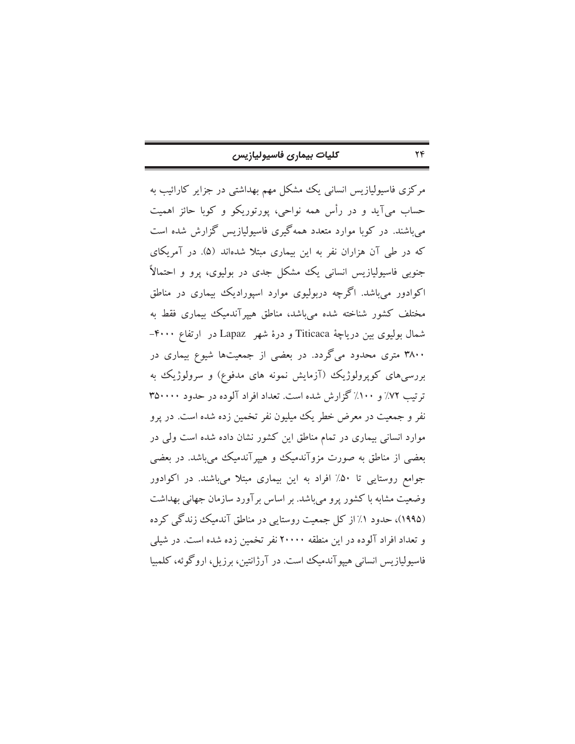مرکزی فاسیولیازیس انسانی یک مشکل مهم بهداشتی در جزایر کارائیب به حساب می‌آید و در رأس همه نواحی، پورتوریکو و کوبا حائز اهمیت می‌باشند. در کوبا موارد متعدد همه‌گیری فاسیولیازیس گزارش شده است که در طی آن هزاران نفر به این بیماری مبتلا شده‌اند (۵). در آمریکای جنوبی فاسیولیازیس انسانی یک مشکل جدی در بولیوی، پرو و احتمالاً اکوادور می‌باشد. اگرچه دربولیوی موارد اسپورادیک بیماری در مناطق مختلف کشور شناخته شده می‌باشد، مناطق هیپرآندمیک بیماری فقط به شمال بولیوی بین دریاچهٔ Titicaca و درهٔ شهر Lapaz در ارتفاع ۴۰۰۰-۳۸۰۰ متری محدود می‌گردد. در بعضی از جمعیت‌ها شیوع بیماری در بررسی‌های کوپرولوژیک (آزمایش نمونه های مدفوع) و سرولوژیک به ترتیب ۷۲٪ و ۱۰۰٪ گزارش شده است. تعداد افراد آلوده در حدود ۳۵۰۰۰۰ نفر و جمعیت در معرض خطر یک میلیون نفر تخمین زده شده است. در پرو موارد انسانی بیماری در تمام مناطق این کشور نشان داده شده است ولی در بعضی از مناطق به صورت مزوآندمیک و هیپرآندمیک می‌باشد. در بعضی جوامع روستایی تا ۵۰٪ افراد به این بیماری مبتلا می‌باشند. در اکوادور وضعیت مشابه با کشور پرو می‌باشد. بر اساس برآورد سازمان جهانی بهداشت (۱۹۹۵)، حدود ۱٪ از کل جمعیت روستایی در مناطق آندمیک زندگی کرده و تعداد افراد آلوده در این منطقه ۲۰۰۰۰ نفر تخمین زده شده است. در شیلی فاسیولیازیس انسانی هیپوآندمیک است. در آرژانتین، برزیل، اروگوئه، کلمبیا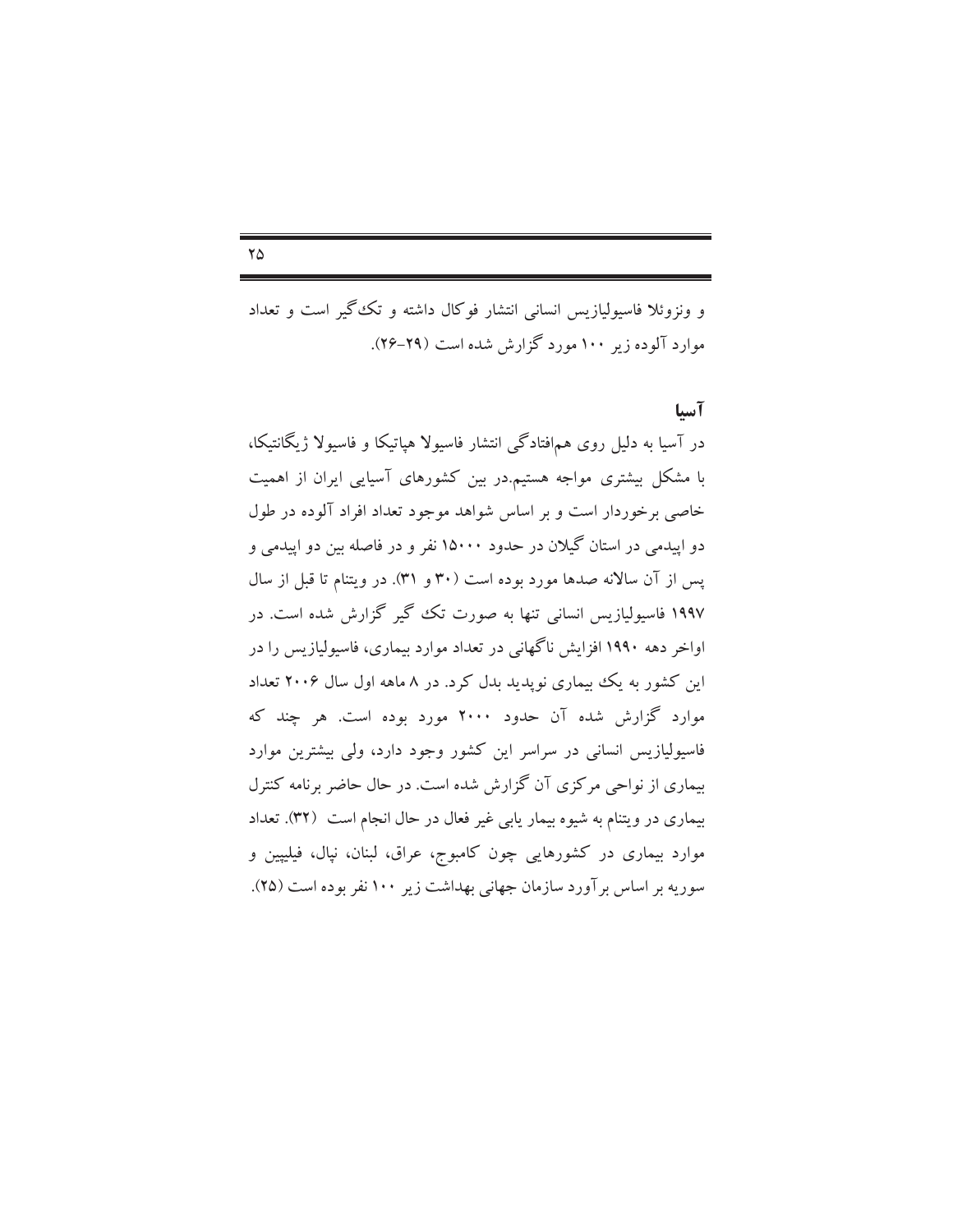و ونزوئلا فاسیولیازیس انسانی انتشار فوکال داشته و تک‌گیر است و تعداد موارد آلوده زیر ۱۰۰ مورد گزارش شده است (۲۹-۲۶).

### آسیا

در آسیا به دلیل روی هم‌افتادگی انتشار فاسیولا هپاتیکا و فاسیولا ژیگانتیکا، با مشکل بیشتری مواجه هستیم.در بین کشورهای آسیایی ایران از اهمیت خاصی برخوردار است و بر اساس شواهد موجود تعداد افراد آلوده در طول دو اپیدمی در استان گیلان در حدود ۱۵۰۰۰ نفر و در فاصله بین دو اپیدمی و پس از آن سالانه صدها مورد بوده است (۳۰ و ۳۱). در ویتنام تا قبل از سال ۱۹۹۷ فاسیولیازیس انسانی تنها به صورت تک گیر گزارش شده است. در اواخر دهه ۱۹۹۰ افزایش ناگهانی در تعداد موارد بیماری، فاسیولیازیس را در این کشور به یک بیماری نوپدید بدل کرد. در ۸ ماهه اول سال ۲۰۰۶ تعداد موارد گزارش شده آن حدود ۲۰۰۰ مورد بوده است. هر چند که فاسیولیازیس انسانی در سراسر این کشور وجود دارد، ولی بیشترین موارد بیماری از نواحی مرکزی آن گزارش شده است. در حال حاضر برنامه کنترل بیماری در ویتنام به شیوه بیمار یابی غیر فعال در حال انجام است (۳۲). تعداد موارد بیماری در کشورهایی چون کامبوج، عراق، لبنان، نپال، فیلیپین و سوریه بر اساس برآورد سازمان جهانی بهداشت زیر ۱۰۰ نفر بوده است (۲۵).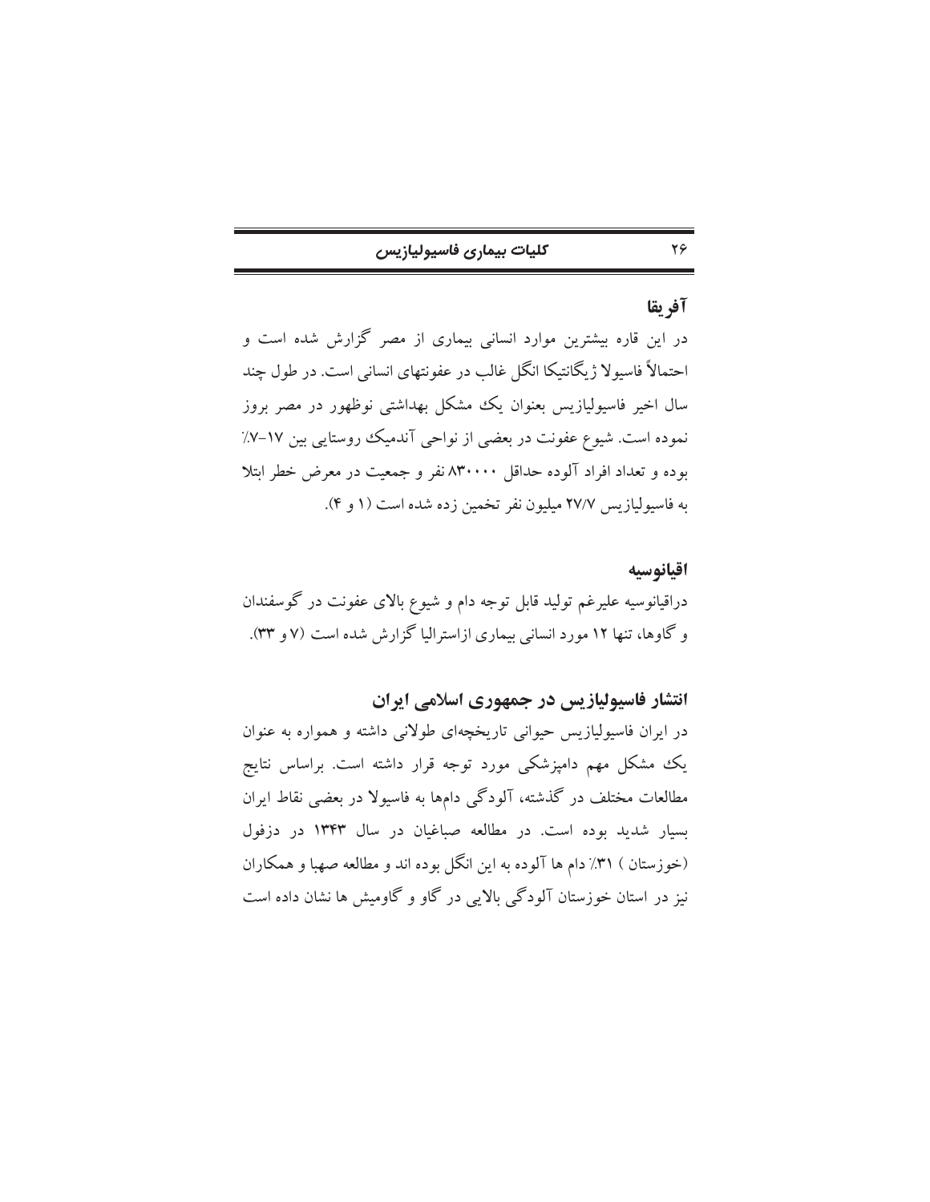### آفریقا

در این قاره بیشترین موارد انسانی بیماری از مصر گزارش شده است و احتمالاً فاسیولا ژیگانتیکا انگل غالب در عفونتهای انسانی است. در طول چند سال اخیر فاسیولیازیس بعنوان یک مشکل بهداشتی نوظهور در مصر بروز نموده است. شیوع عفونت در بعضی از نواحی آندمیک روستایی بین ۱۷-۷٪ بوده و تعداد افراد آلوده حداقل ۸۳۰۰۰۰ نفر و جمعیت در معرض خطر ابتلا به فاسیولیازیس ۲۷/۷ میلیون نفر تخمین زده شده است (۱ و ۴).

### اقیانوسیه

دراقیانوسیه علیرغم تولید قابل توجه دام و شیوع بالای عفونت در گوسفندان و گاوها، تنها ۱۲ مورد انسانی بیماری ازاسترالیا گزارش شده است (۷ و ۳۳).

## انتشار فاسیولیازیس در جمهوری اسلامی ایران

در ایران فاسیولیازیس حیوانی تاریخچه‌ای طولانی داشته و همواره به عنوان یک مشکل مهم دامپزشکی مورد توجه قرار داشته است. براساس نتایج مطالعات مختلف در گذشته، آلودگی دامها به فاسیولا در بعضی نقاط ایران بسیار شدید بوده است. در مطالعه صباغیان در سال ۱۳۴۳ در دزفول (خوزستان ) ۳۱٪ دام ها آلوده به این انگل بوده اند و مطالعه صهبا و همکاران نیز در استان خوزستان آلودگی بالایی در گاو و گاومیش ها نشان داده است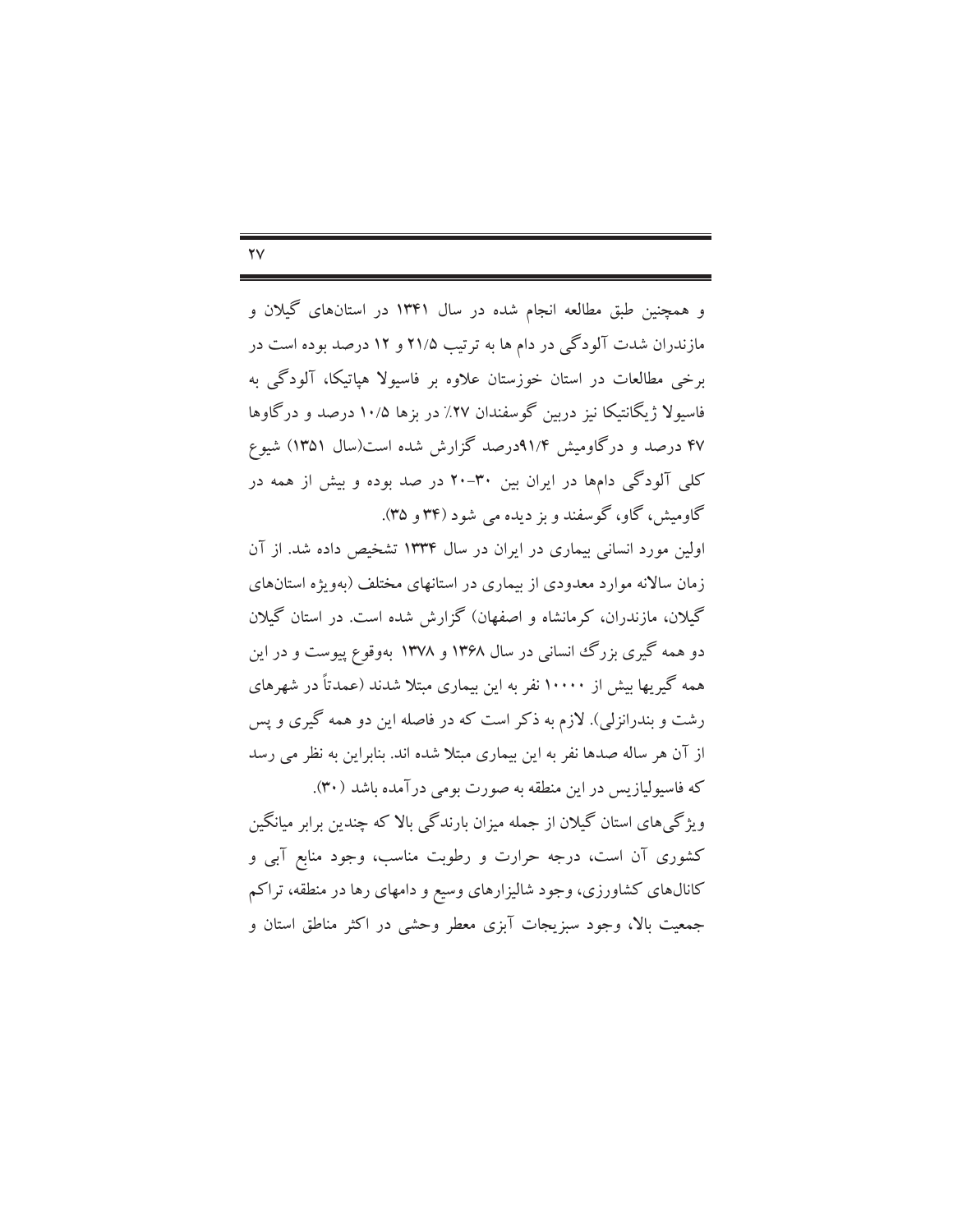و همچنین طبق مطالعه انجام شده در سال ۱۳۴۱ در استان‌های گیلان و مازندران شدت آلودگی در دام ها به ترتیب ۲۱/۵ و ۱۲ درصد بوده است در برخی مطالعات در استان خوزستان علاوه بر فاسیولا هپاتیکا، آلودگی به فاسیولا ژیگانتیکا نیز دربین گوسفندان ۲۷٪ در بزها ۱۰/۵ درصد و درگاوها ۴۷ درصد و درگاومیش ۹۱/۴درصد گزارش شده است(سال ۱۳۵۱) شیوع کلی آلودگی دامها در ایران بین ۳۰-۲۰ در صد بوده و بیش از همه در گاومیش، گاو، گوسفند و بز دیده می شود (۳۴ و ۳۵).

اولین مورد انسانی بیماری در ایران در سال ۱۳۳۴ تشخیص داده شد. از آن زمان سالانه موارد معدودی از بیماری در استانهای مختلف (به‌ویژه استان‌های گیلان، مازندران، کرمانشاه و اصفهان) گزارش شده است. در استان گیلان دو همه گیری بزرگ انسانی در سال ۱۳۶۸ و ۱۳۷۸ به‌وقوع پیوست و در این همه گیریها بیش از ۱۰۰۰۰ نفر به این بیماری مبتلا شدند (عمدتاً در شهرهای رشت و بندرانزلی). لازم به ذکر است که در فاصله این دو همه گیری و پس از آن هر ساله صدها نفر به این بیماری مبتلا شده اند. بنابراین به نظر می رسد که فاسیولیازیس در این منطقه به صورت بومی درآمده باشد (۳۰).

ویژگی‌های استان گیلان از جمله میزان بارندگی بالا که چندین برابر میانگین کشوری آن است، درجه حرارت و رطوبت مناسب، وجود منابع آبی و کانال‌های کشاورزی، وجود شالیزارهای وسیع و دامهای رها در منطقه، تراکم جمعیت بالا، وجود سبزیجات آبزی معطر وحشی در اکثر مناطق استان و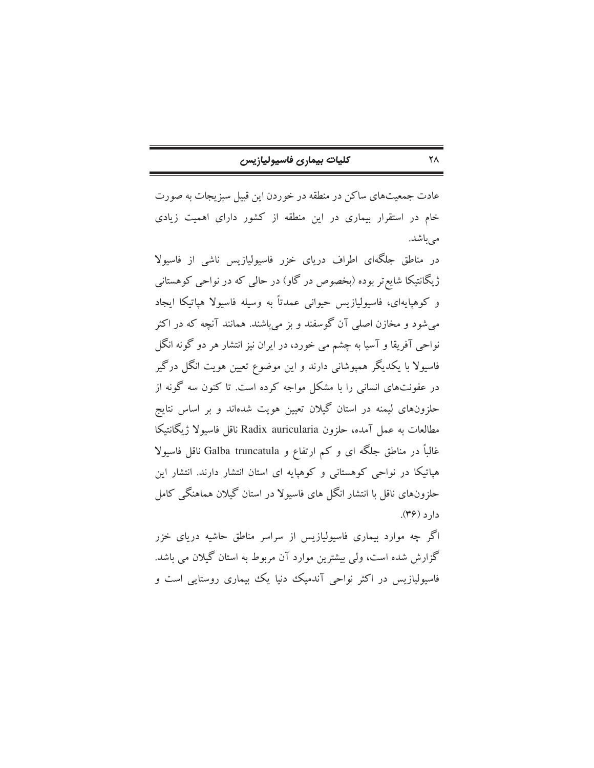عادت جمعیت‌های ساکن در منطقه در خوردن این قبیل سبزیجات به صورت خام در استقرار بیماری در این منطقه از کشور دارای اهمیت زیادی می‌باشد.

در مناطق جلگه‌ای اطراف دریای خزر فاسیولیازیس ناشی از فاسیولا ژیگانتیکا شایع‌تر بوده (بخصوص در گاو) در حالی که در نواحی کوهستانی و کوهپایه‌ای، فاسیولیازیس حیوانی عمدتاً به وسیله فاسیولا هپاتیکا ایجاد می‌شود و مخازن اصلی آن گوسفند و بز می‌باشند. همانند آنچه که در اکثر نواحی آفریقا و آسیا به چشم می خورد، در ایران نیز انتشار هر دو گونه انگل فاسیولا با یکدیگر همپوشانی دارند و این موضوع تعیین هویت انگل درگیر در عفونت‌های انسانی را با مشکل مواجه کرده است. تا کنون سه گونه از حلزون‌های لیمنه در استان گیلان تعیین هویت شده‌اند و بر اساس نتایج مطالعات به عمل آمده، حلزون Radix auricularia ناقل فاسیولا ژیگانتیکا غالباً در مناطق جلگه ای و کم ارتفاع و Galba truncatula ناقل فاسیولا هپاتیکا در نواحی کوهستانی و کوهپایه ای استان انتشار دارند. انتشار این حلزون‌های ناقل با انتشار انگل های فاسیولا در استان گیلان هماهنگی کامل دارد (۳۶).

اگر چه موارد بیماری فاسیولیازیس از سراسر مناطق حاشیه دریای خزر گزارش شده است، ولی بیشترین موارد آن مربوط به استان گیلان می باشد. فاسیولیازیس در اکثر نواحی آندمیک دنیا یک بیماری روستایی است و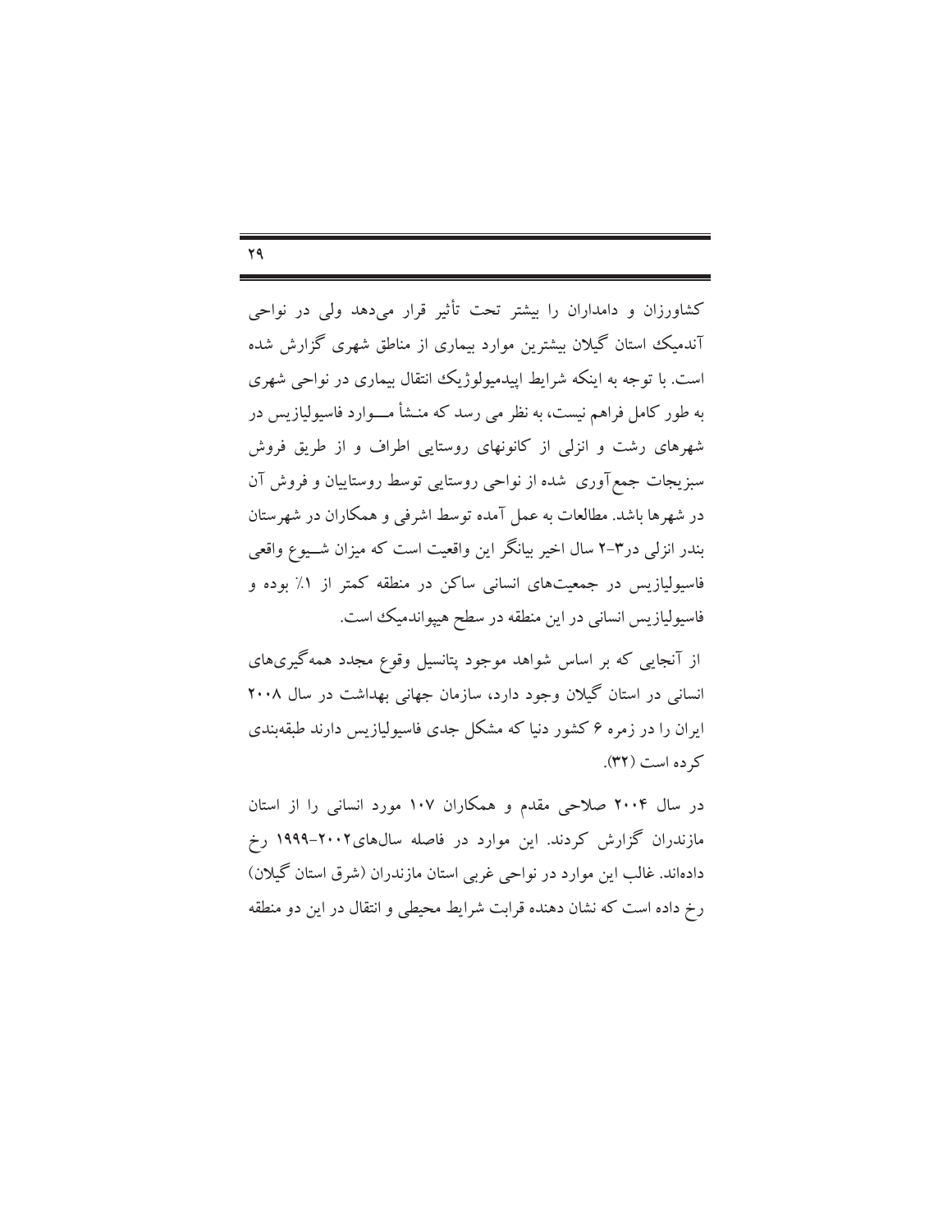کشاورزان و دامداران را بیشتر تحت تأثیر قرار می‌دهد ولی در نواحی آندمیک استان گیلان بیشترین موارد بیماری از مناطق شهری گزارش شده است. با توجه به اینکه شرایط اپیدمیولوژیک انتقال بیماری در نواحی شهری به طور کامل فراهم نیست، به نظر می رسد که منشأ موارد فاسیولیازیس در شهرهای رشت و انزلی از کانونهای روستایی اطراف و از طریق فروش سبزیجات جمع‌آوری شده از نواحی روستایی توسط روستاییان و فروش آن در شهرها باشد. مطالعات به عمل آمده توسط اشرفی و همکاران در شهرستان بندر انزلی در۳-۲ سال اخیر بیانگر این واقعیت است که میزان شیوع واقعی فاسیولیازیس در جمعیت‌های انسانی ساکن در منطقه کمتر از ۱٪ بوده و فاسیولیازیس انسانی در این منطقه در سطح هیپواندمیک است.

از آنجایی که بر اساس شواهد موجود پتانسیل وقوع مجدد همه‌گیری‌های انسانی در استان گیلان وجود دارد، سازمان جهانی بهداشت در سال ۲۰۰۸ ایران را در زمره ۶ کشور دنیا که مشکل جدی فاسیولیازیس دارند طبقه‌بندی کرده است (۳۲).

در سال ۲۰۰۴ صلاحی مقدم و همکاران ۱۰۷ مورد انسانی را از استان مازندران گزارش کردند. این موارد در فاصله سال‌های۲۰۰۲-۱۹۹۹ رخ داده‌اند. غالب این موارد در نواحی غربی استان مازندران (شرق استان گیلان) رخ داده است که نشان دهنده قرابت شرایط محیطی و انتقال در این دو منطقه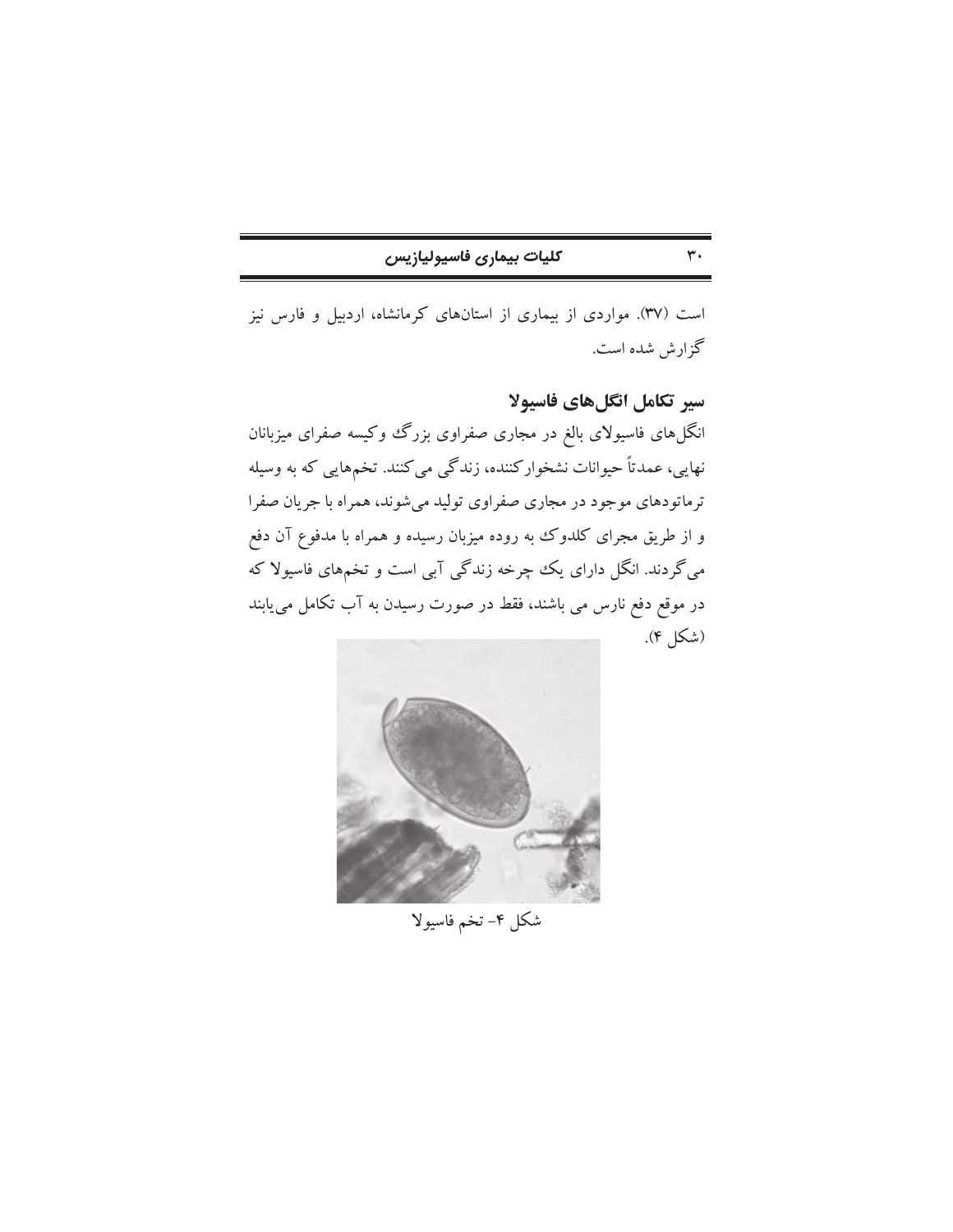است (۳۷). مواردی از بیماری از استان‌های کرمانشاه، اردبیل و فارس نیز گزارش شده است.

## سیر تکامل انگل‌های فاسیولا

انگل‌های فاسیولای بالغ در مجاری صفراوی بزرگ وکیسه صفرای میزبانان نهایی، عمدتاً حیوانات نشخوارکننده، زندگی می‌کنند. تخم‌هایی که به وسیله ترماتودهای موجود در مجاری صفراوی تولید می‌شوند، همراه با جریان صفرا و از طریق مجرای کلدوک به روده میزبان رسیده و همراه با مدفوع آن دفع می‌گردند. انگل دارای یک چرخه زندگی آبی است و تخم‌های فاسیولا که در موقع دفع نارس می باشند، فقط در صورت رسیدن به آب تکامل می‌یابند (شکل ۴).

شکل ۴- تخم فاسیولا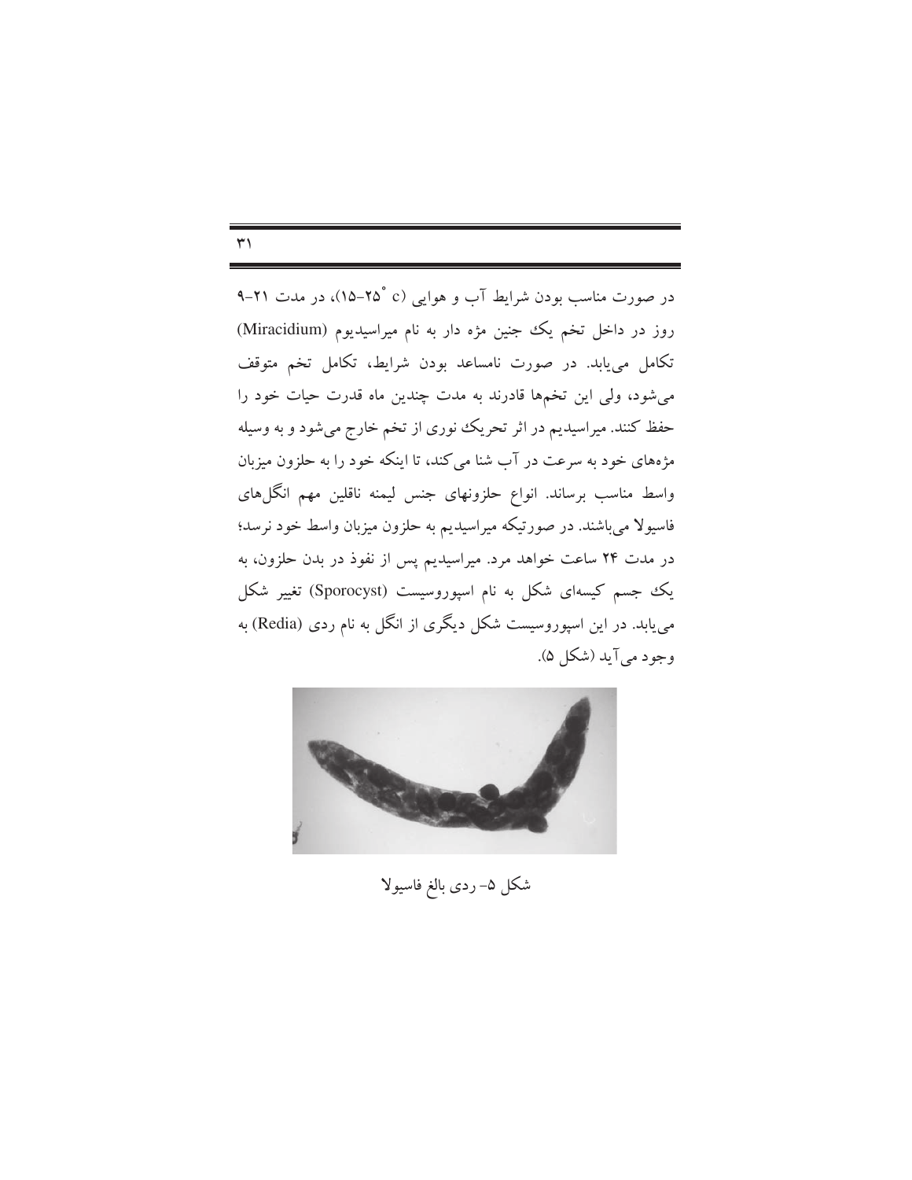در صورت مناسب بودن شرایط آب و هوایی (۲۵-۱۵ $^\circ$c)، در مدت ۲۱-۹ روز در داخل تخم یک جنین مژه دار به نام میراسیدیوم (Miracidium) تکامل می‌یابد. در صورت نامساعد بودن شرایط، تکامل تخم متوقف می‌شود، ولی این تخم‌ها قادرند به مدت چندین ماه قدرت حیات خود را حفظ کنند. میراسیدیم در اثر تحریک نوری از تخم خارج می‌شود و به وسیله مژه‌های خود به سرعت در آب شنا می‌کند، تا اینکه خود را به حلزون میزبان واسط مناسب برساند. انواع حلزونهای جنس لیمنه ناقلین مهم انگل‌های فاسیولا می‌باشند. در صورتیکه میراسیدیم به حلزون میزبان واسط خود نرسد؛ در مدت ۲۴ ساعت خواهد مرد. میراسیدیم پس از نفوذ در بدن حلزون، به یک جسم کیسه‌ای شکل به نام اسپوروسیست (Sporocyst) تغییر شکل می‌یابد. در این اسپوروسیست شکل دیگری از انگل به نام ردی (Redia) به وجود می‌آید (شکل ۵).

شکل ۵- ردی بالغ فاسیولا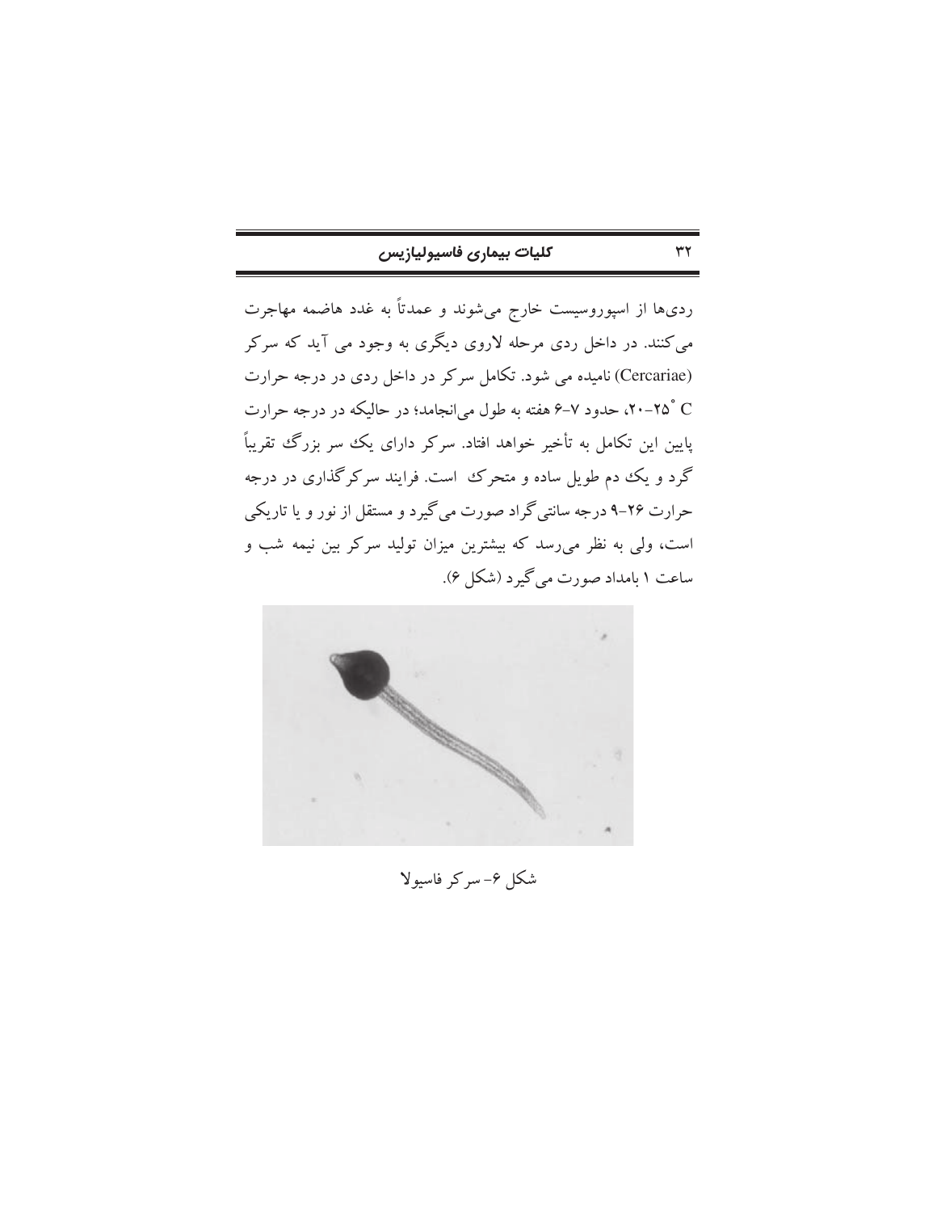ردی‌ها از اسپوروسیست خارج می‌شوند و عمدتاً به غدد هاضمه مهاجرت می‌کنند. در داخل ردی مرحله لاروی دیگری به وجود می آید که سرکر (Cercariae) نامیده می شود. تکامل سرکر در داخل ردی در درجه حرارت ۲۰-۲۵ ˚C، حدود ۷-۶ هفته به طول می‌انجامد؛ در حالیکه در درجه حرارت پایین این تکامل به تأخیر خواهد افتاد. سرکر دارای یک سر بزرگ تقریباً گرد و یک دم طویل ساده و متحرک است. فرایند سرکرگذاری در درجه حرارت ۲۶-۹ درجه سانتی‌گراد صورت می‌گیرد و مستقل از نور و یا تاریکی است، ولی به نظر می‌رسد که بیشترین میزان تولید سرکر بین نیمه شب و ساعت ۱ بامداد صورت می‌گیرد (شکل ۶).

شکل ۶- سرکر فاسیولا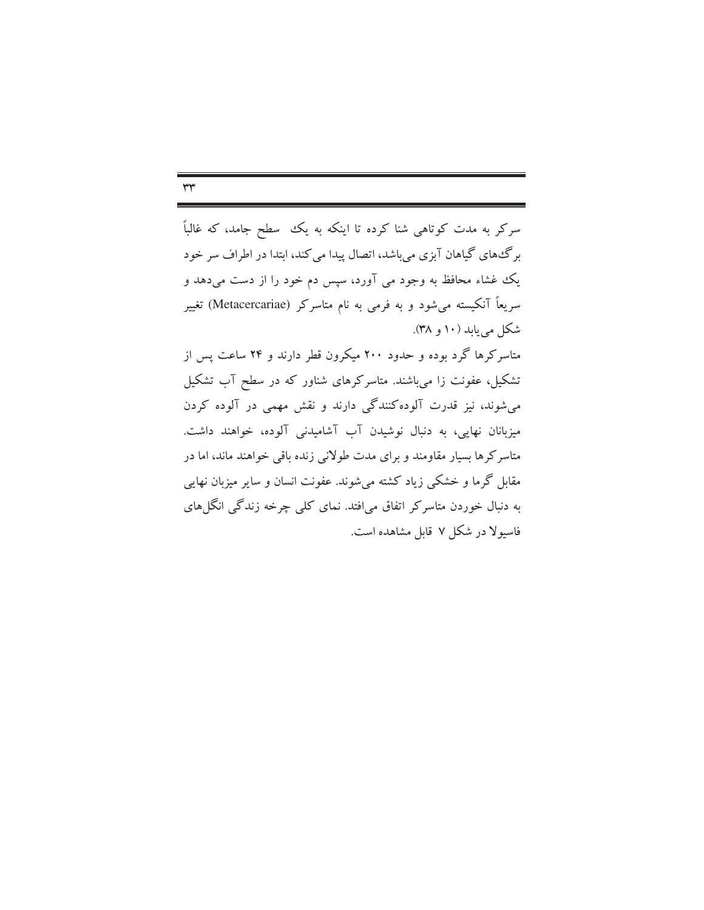سرکر به مدت کوتاهی شنا کرده تا اینکه به یک  سطح جامد، که غالباً برگ‌های گیاهان آبزی می‌باشد، اتصال پیدا می‌کند، ابتدا در اطراف سر خود یک غشاء محافظ به وجود می آورد، سپس دم خود را از دست می‌دهد و سریعاً آنکیسته می‌شود و به فرمی به نام متاسرکر (Metacercariae) تغییر شکل می‌یابد (۱۰ و ۳۸).

متاسرکرها گرد بوده و حدود ۲۰۰ میکرون قطر دارند و ۲۴ ساعت پس از تشکیل، عفونت زا می‌باشند. متاسرکرهای شناور که در سطح آب تشکیل می‌شوند، نیز قدرت آلوده‌کنندگی دارند و نقش مهمی در آلوده کردن میزبانان نهایی، به دنبال نوشیدن آب آشامیدنی آلوده، خواهند داشت. متاسرکرها بسیار مقاومند و برای مدت طولانی زنده باقی خواهند ماند، اما در مقابل گرما و خشکی زیاد کشته می‌شوند. عفونت انسان و سایر میزبان نهایی به دنبال خوردن متاسرکر اتفاق می‌افتد. نمای کلی چرخه زندگی انگل‌های فاسیولا در شکل ۷ قابل مشاهده است.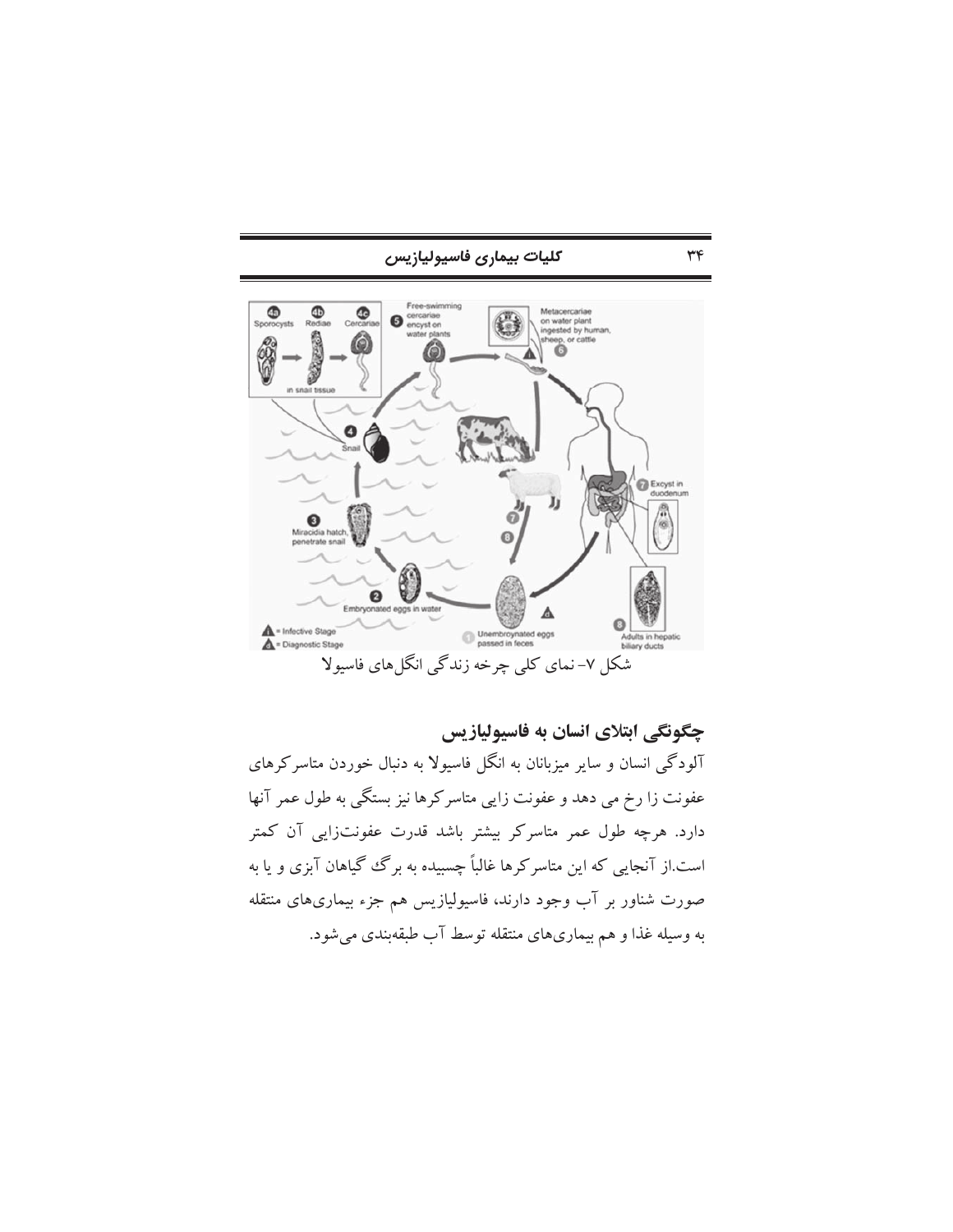شکل ۷- نمای کلی چرخه زندگی انگل‌های فاسیولا

## چگونگی ابتلای انسان به فاسیولیازیس

آلودگی انسان و سایر میزبانان به انگل فاسیولا به دنبال خوردن متاسرکرهای عفونت زا رخ می دهد و عفونت زایی متاسرکرها نیز بستگی به طول عمر آنها دارد. هرچه طول عمر متاسرکر بیشتر باشد قدرت عفونت‌زایی آن کمتر است.از آنجایی که این متاسرکرها غالباً چسبیده به برگ گیاهان آبزی و یا به صورت شناور بر آب وجود دارند، فاسیولیازیس هم جزء بیماری‌های منتقله به وسیله غذا و هم بیماری‌های منتقله توسط آب طبقه‌بندی می‌شود.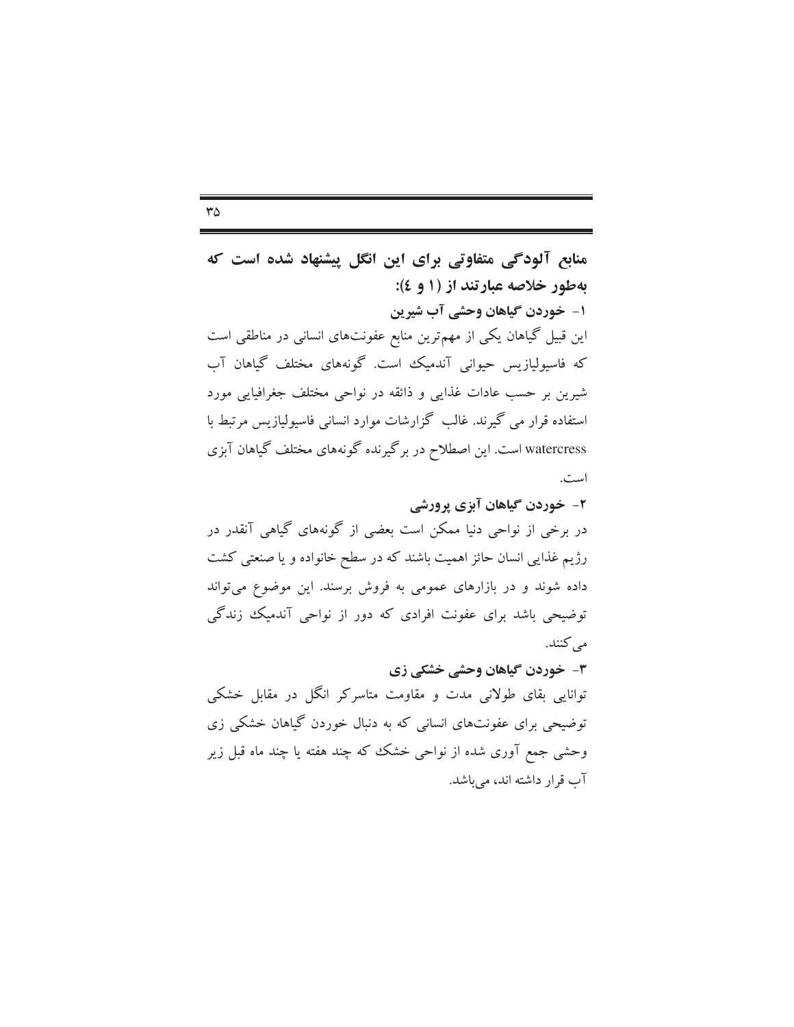**منابع آلودگی متفاوتی برای این انگل پیشنهاد شده است که به‌طور خلاصه عبارتند از (۱ و ٤):**

**۱- خوردن گیاهان وحشی آب شیرین**

این قبیل گیاهان یکی از مهم‌ترین منابع عفونت‌های انسانی در مناطقی است که فاسیولیازیس حیوانی آندمیک است. گونه‌های مختلف گیاهان آب شیرین بر حسب عادات غذایی و ذائقه در نواحی مختلف جغرافیایی مورد استفاده قرار می گیرند. غالب گزارشات موارد انسانی فاسیولیازیس مرتبط با watercress است. این اصطلاح در برگیرنده گونه‌های مختلف گیاهان آبزی است.

**۲- خوردن گیاهان آبزی پرورشی**

در برخی از نواحی دنیا ممکن است بعضی از گونه‌های گیاهی آنقدر در رژیم غذایی انسان حائز اهمیت باشند که در سطح خانواده و یا صنعتی کشت داده شوند و در بازارهای عمومی به فروش برسند. این موضوع می‌تواند توضیحی باشد برای عفونت افرادی که دور از نواحی آندمیک زندگی می‌کنند.

**۳- خوردن گیاهان وحشی خشکی زی**

توانایی بقای طولانی مدت و مقاومت متاسرکر انگل در مقابل خشکی توضیحی برای عفونت‌های انسانی که به دنبال خوردن گیاهان خشکی زی وحشی جمع آوری شده از نواحی خشک که چند هفته یا چند ماه قبل زیر آب قرار داشته اند، می‌باشد.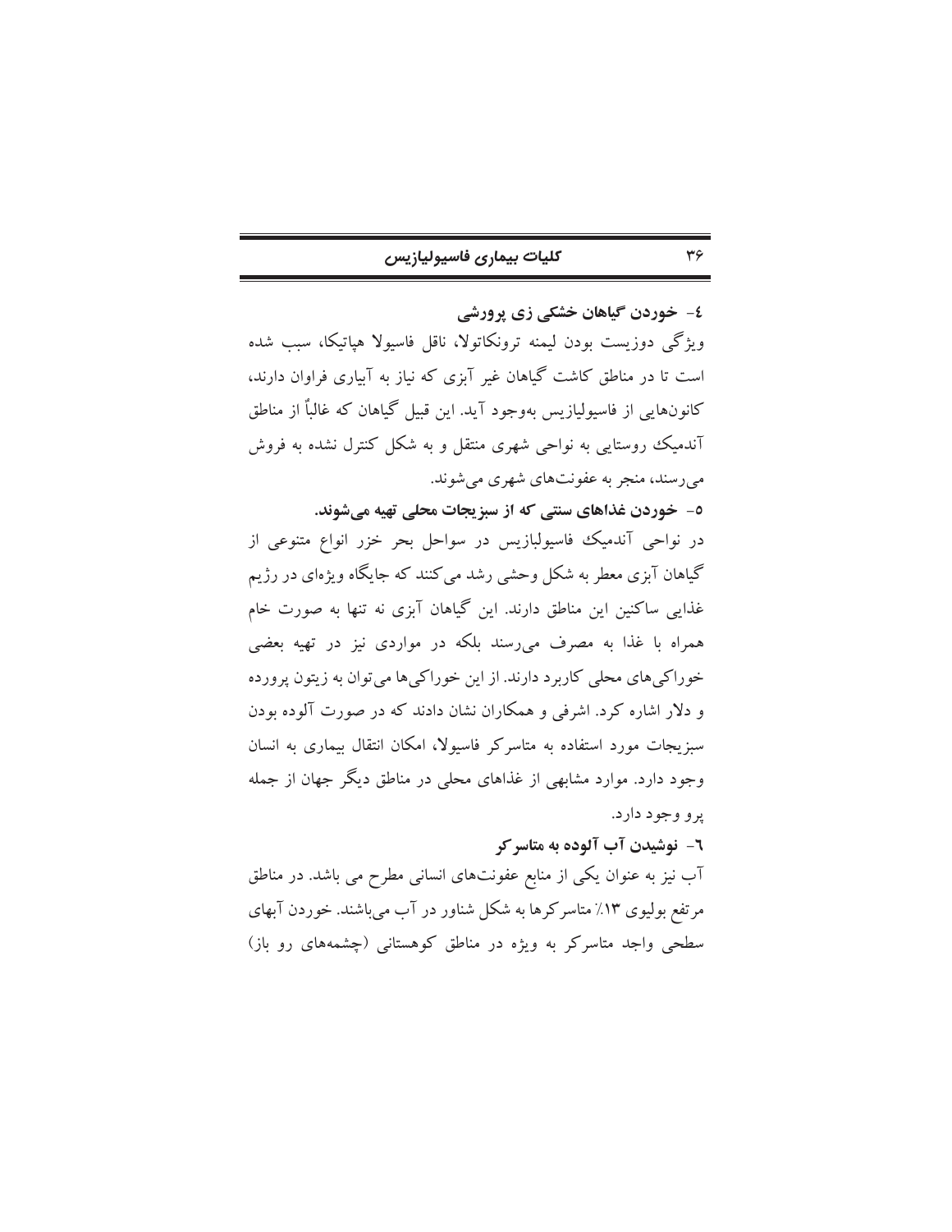### ٤- خوردن گیاهان خشکی زی پرورشی

ویژگی دوزیست بودن لیمنه ترونکاتولا، ناقل فاسیولا هپاتیکا، سبب شده است تا در مناطق کاشت گیاهان غیر آبزی که نیاز به آبیاری فراوان دارند، کانون‌هایی از فاسیولیازیس به‌وجود آید. این قبیل گیاهان که غالباً از مناطق آندمیک روستایی به نواحی شهری منتقل و به شکل کنترل نشده به فروش می‌رسند، منجر به عفونت‌های شهری می‌شوند.

### ٥- خوردن غذاهای سنتی که از سبزیجات محلی تهیه می‌شوند.

در نواحی آندمیک فاسیولیازیس در سواحل بحر خزر انواع متنوعی از گیاهان آبزی معطر به شکل وحشی رشد می‌کنند که جایگاه ویژه‌ای در رژیم غذایی ساکنین این مناطق دارند. این گیاهان آبزی نه تنها به صورت خام همراه با غذا به مصرف می‌رسند بلکه در مواردی نیز در تهیه بعضی خوراکی‌های محلی کاربرد دارند. از این خوراکی‌ها می‌توان به زیتون پرورده و دلار اشاره کرد. اشرفی و همکاران نشان دادند که در صورت آلوده بودن سبزیجات مورد استفاده به متاسرکر فاسیولا، امکان انتقال بیماری به انسان وجود دارد. موارد مشابهی از غذاهای محلی در مناطق دیگر جهان از جمله پرو وجود دارد.

### ٦- نوشیدن آب آلوده به متاسرکر

آب نیز به عنوان یکی از منابع عفونت‌های انسانی مطرح می باشد. در مناطق مرتفع بولیوی ۱۳٪ متاسرکرها به شکل شناور در آب می‌باشند. خوردن آبهای سطحی واجد متاسرکر به ویژه در مناطق کوهستانی (چشمه‌های رو باز)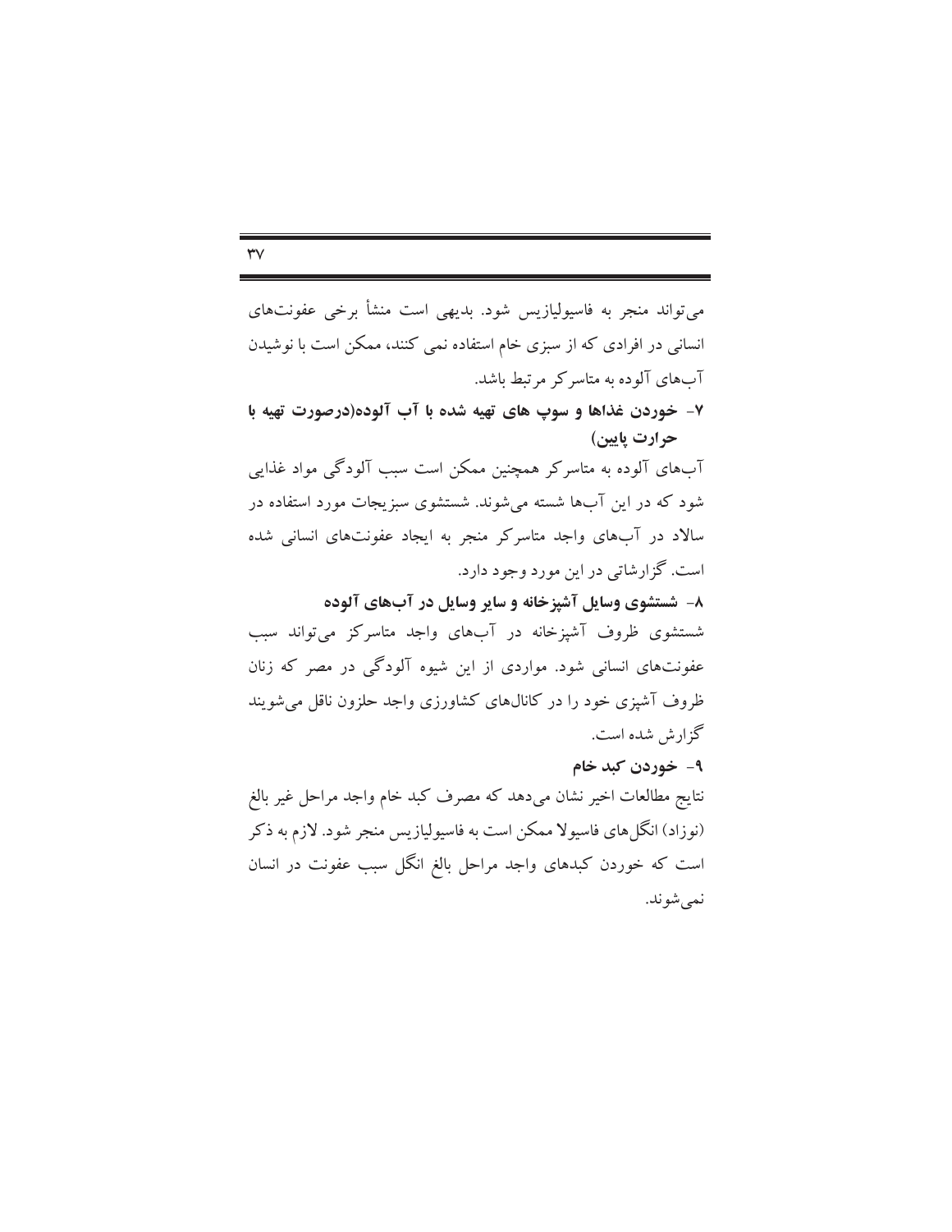می‌تواند منجر به فاسیولیازیس شود. بدیهی است منشأ برخی عفونت‌های انسانی در افرادی که از سبزی خام استفاده نمی کنند، ممکن است با نوشیدن آب‌های آلوده به متاسرکر مرتبط باشد.

**۷- خوردن غذاها و سوپ های تهیه شده با آب آلوده(درصورت تهیه با حرارت پایین)**

آب‌های آلوده به متاسرکر همچنین ممکن است سبب آلودگی مواد غذایی شود که در این آب‌ها شسته می‌شوند. شستشوی سبزیجات مورد استفاده در سالاد در آب‌های واجد متاسرکر منجر به ایجاد عفونت‌های انسانی شده است. گزارشاتی در این مورد وجود دارد.

**۸- شستشوی وسایل آشپزخانه و سایر وسایل در آب‌های آلوده**

شستشوی ظروف آشپزخانه در آب‌های واجد متاسرکز می‌تواند سبب عفونت‌های انسانی شود. مواردی از این شیوه آلودگی در مصر که زنان ظروف آشپزی خود را در کانال‌های کشاورزی واجد حلزون ناقل می‌شویند گزارش شده است.

**۹- خوردن کبد خام**

نتایج مطالعات اخیر نشان می‌دهد که مصرف کبد خام واجد مراحل غیر بالغ (نوزاد) انگل‌های فاسیولا ممکن است به فاسیولیازیس منجر شود. لازم به ذکر است که خوردن کبدهای واجد مراحل بالغ انگل سبب عفونت در انسان نمی‌شوند.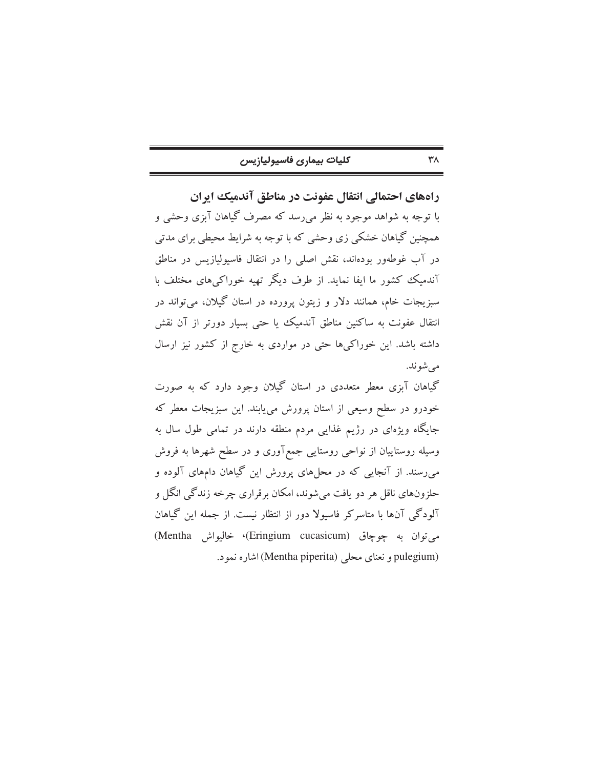## راه‌های احتمالی انتقال عفونت در مناطق آندمیک ایران

با توجه به شواهد موجود به نظر می‌رسد که مصرف گیاهان آبزی وحشی و همچنین گیاهان خشکی زی وحشی که با توجه به شرایط محیطی برای مدتی در آب غوطه‌ور بوده‌اند، نقش اصلی را در انتقال فاسیولیازیس در مناطق آندمیک کشور ما ایفا نماید. از طرف دیگر تهیه خوراکی‌های مختلف با سبزیجات خام، همانند دلار و زیتون پرورده در استان گیلان، می‌تواند در انتقال عفونت به ساکنین مناطق آندمیک یا حتی بسیار دورتر از آن نقش داشته باشد. این خوراکی‌ها حتی در مواردی به خارج از کشور نیز ارسال می‌شوند.

گیاهان آبزی معطر متعددی در استان گیلان وجود دارد که به صورت خودرو در سطح وسیعی از استان پرورش می‌یابند. این سبزیجات معطر که جایگاه ویژه‌ای در رژیم غذایی مردم منطقه دارند در تمامی طول سال به وسیله روستاییان از نواحی روستایی جمع‌آوری و در سطح شهرها به فروش می‌رسند. از آنجایی که در محل‌های پرورش این گیاهان دامهای آلوده و حلزون‌های ناقل هر دو یافت می‌شوند، امکان برقراری چرخه زندگی انگل و آلودگی آن‌ها با متاسرکر فاسیولا دور از انتظار نیست. از جمله این گیاهان می‌توان به چوچاق (Eringium cucasicum)، خالیواش (Mentha pulegium) و نعنای محلی (Mentha piperita) اشاره نمود.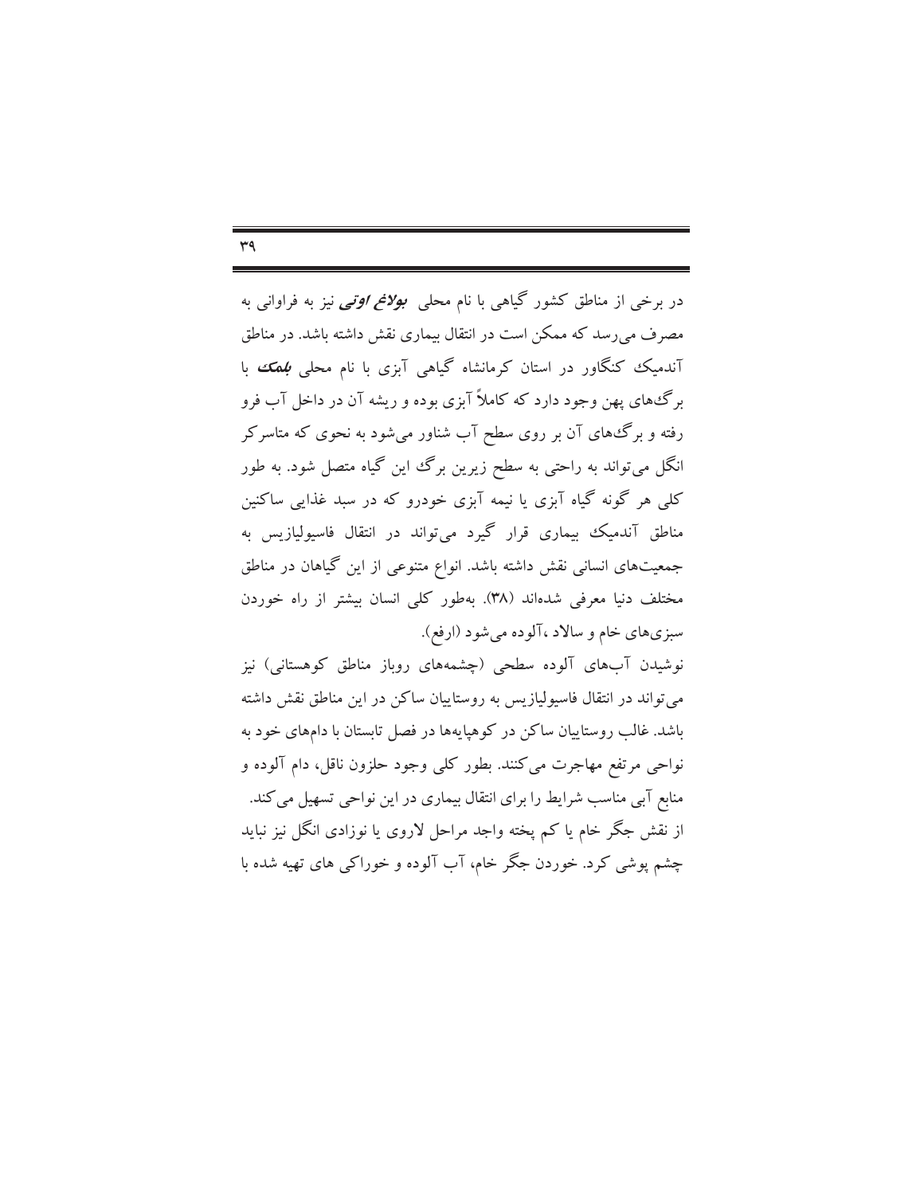در برخی از مناطق کشور گیاهی با نام محلی ***بولاغ اوتی*** نیز به فراوانی به مصرف می‌رسد که ممکن است در انتقال بیماری نقش داشته باشد. در مناطق آندمیک کنگاور در استان کرمانشاه گیاهی آبزی با نام محلی ***بلمک*** با برگ‌های پهن وجود دارد که کاملاً آبزی بوده و ریشه آن در داخل آب فرو رفته و برگ‌های آن بر روی سطح آب شناور می‌شود به نحوی که متاسرکر انگل می‌تواند به راحتی به سطح زیرین برگ این گیاه متصل شود. به طور کلی هر گونه گیاه آبزی یا نیمه آبزی خودرو که در سبد غذایی ساکنین مناطق آندمیک بیماری قرار گیرد می‌تواند در انتقال فاسیولیازیس به جمعیت‌های انسانی نقش داشته باشد. انواع متنوعی از این گیاهان در مناطق مختلف دنیا معرفی شده‌اند (۳۸). به‌طور کلی انسان بیشتر از راه خوردن سبزی‌های خام و سالاد ،آلوده می‌شود (ارفع).

نوشیدن آب‌های آلوده سطحی (چشمه‌های روباز مناطق کوهستانی) نیز می‌تواند در انتقال فاسیولیازیس به روستاییان ساکن در این مناطق نقش داشته باشد. غالب روستاییان ساکن در کوهپایه‌ها در فصل تابستان با دام‌های خود به نواحی مرتفع مهاجرت می‌کنند. بطور کلی وجود حلزون ناقل، دام آلوده و منابع آبی مناسب شرایط را برای انتقال بیماری در این نواحی تسهیل می‌کند.

از نقش جگر خام یا کم پخته واجد مراحل لاروی یا نوزادی انگل نیز نباید چشم پوشی کرد. خوردن جگر خام، آب آلوده و خوراکی های تهیه شده با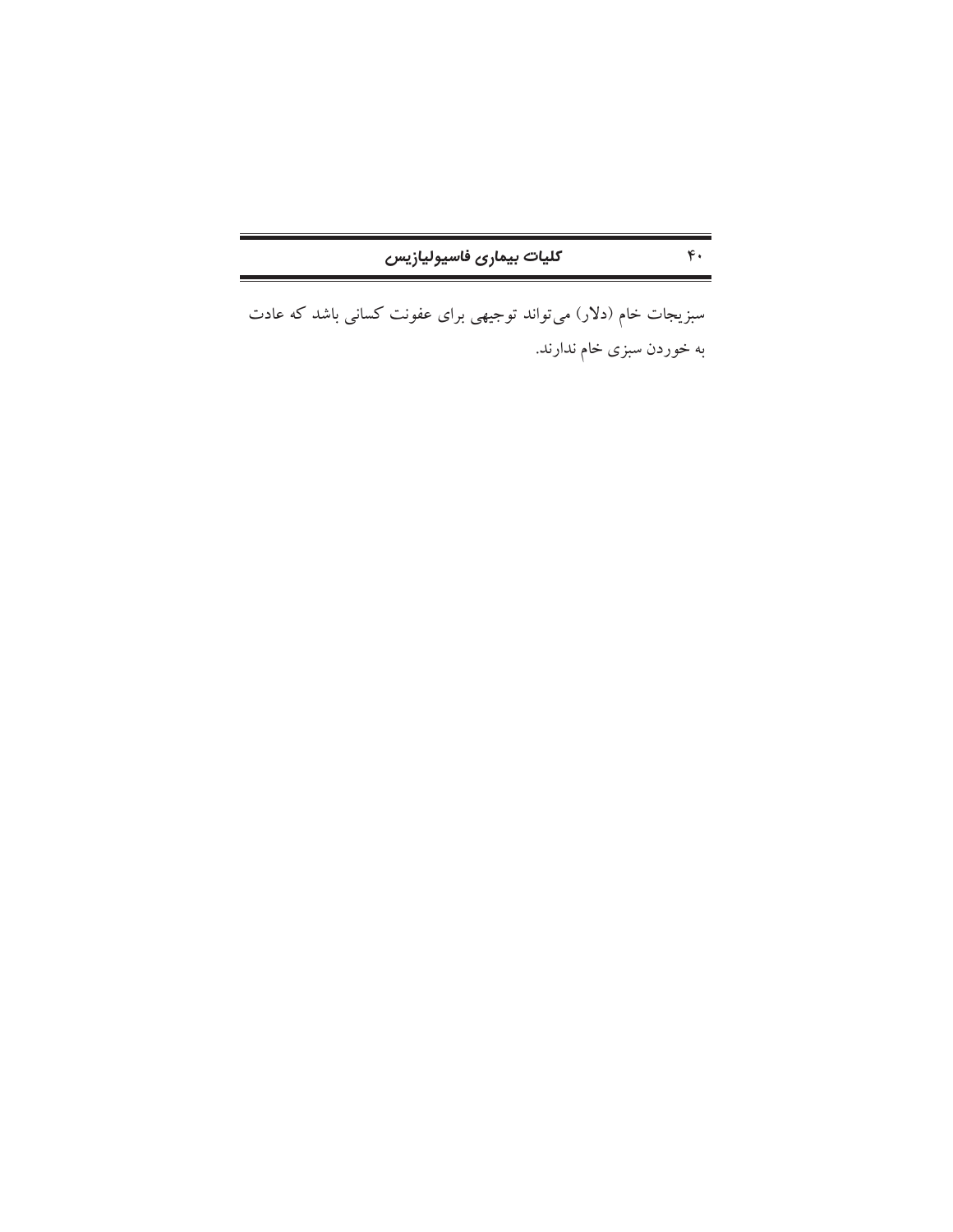سبزیجات خام (دلار) می‌تواند توجیهی برای عفونت کسانی باشد که عادت به خوردن سبزی خام ندارند.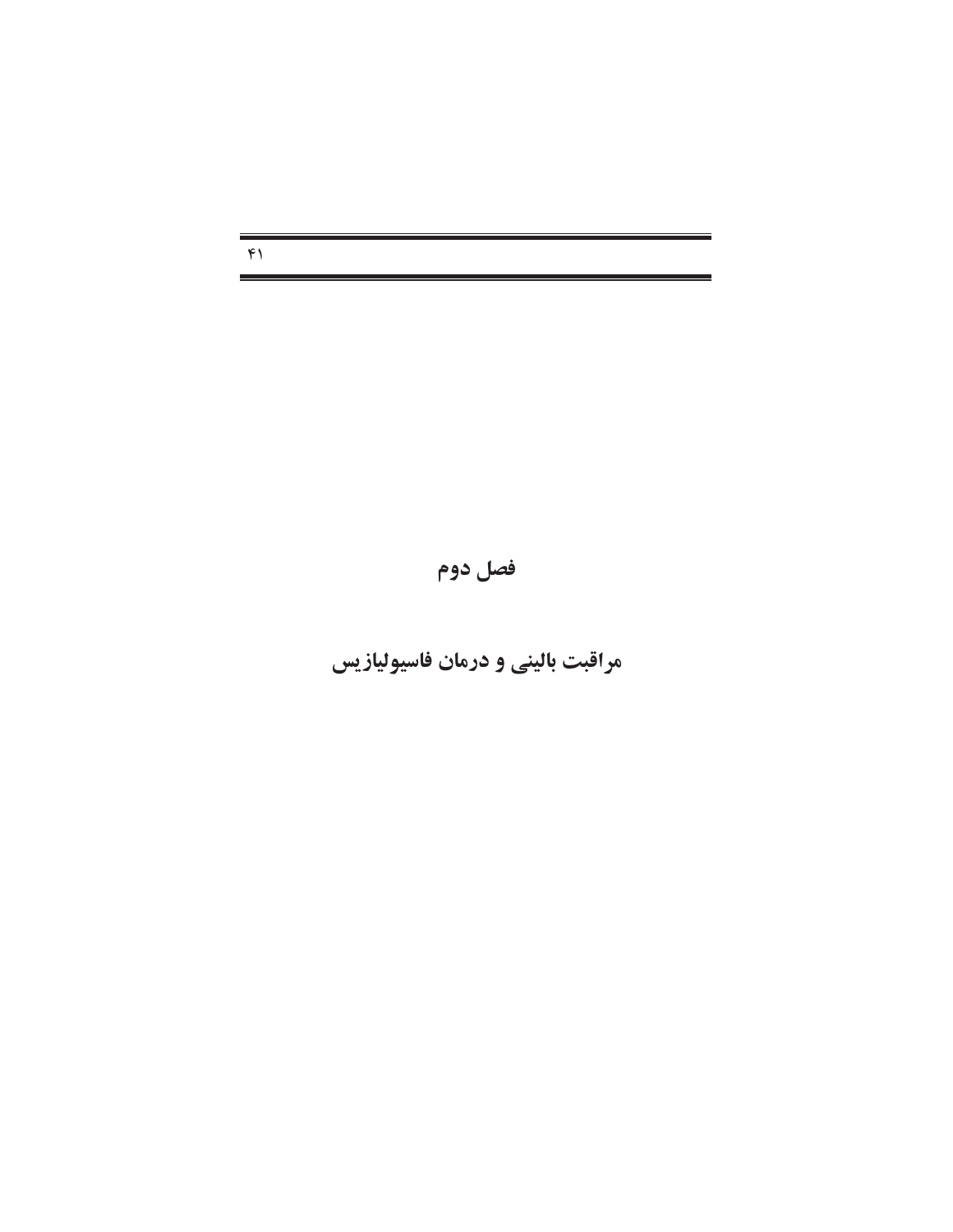# فصل دوم

# مراقبت بالینی و درمان فاسیولیازیس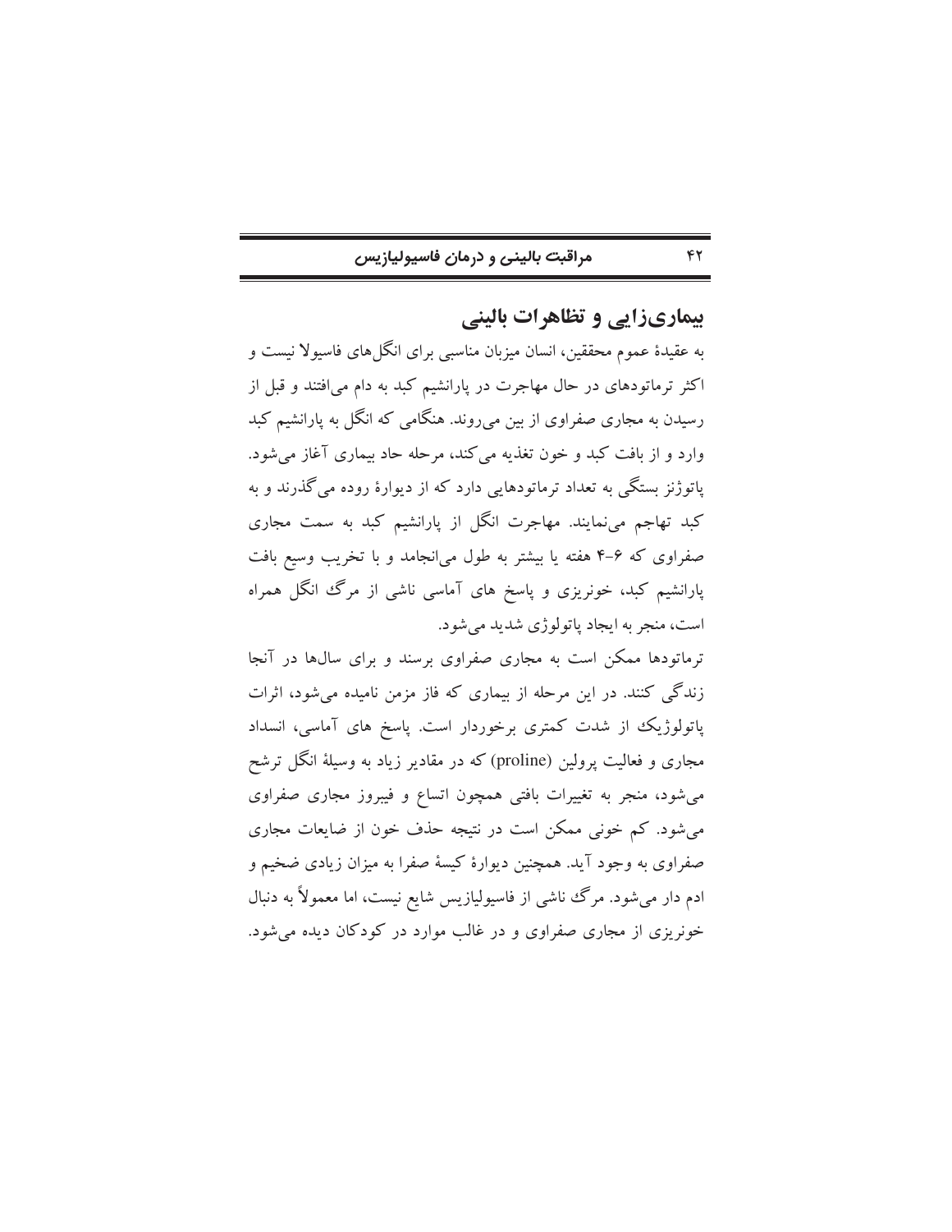## بیماری‌زایی و تظاهرات بالینی

به عقیدهٔ عموم محققین، انسان میزبان مناسبی برای انگل‌های فاسیولا نیست و اکثر ترماتودهای در حال مهاجرت در پارانشیم کبد به دام می‌افتند و قبل از رسیدن به مجاری صفراوی از بین می‌روند. هنگامی که انگل به پارانشیم کبد وارد و از بافت کبد و خون تغذیه می‌کند، مرحله حاد بیماری آغاز می‌شود. پاتوژنز بستگی به تعداد ترماتودهایی دارد که از دیوارهٔ روده می‌گذرند و به کبد تهاجم می‌نمایند. مهاجرت انگل از پارانشیم کبد به سمت مجاری صفراوی که ۶-۴ هفته یا بیشتر به طول می‌انجامد و با تخریب وسیع بافت پارانشیم کبد، خونریزی و پاسخ های آماسی ناشی از مرگ انگل همراه است، منجر به ایجاد پاتولوژی شدید می‌شود.

ترماتودها ممکن است به مجاری صفراوی برسند و برای سال‌ها در آنجا زندگی کنند. در این مرحله از بیماری که فاز مزمن نامیده می‌شود، اثرات پاتولوژیک از شدت کمتری برخوردار است. پاسخ های آماسی، انسداد مجاری و فعالیت پرولین (proline) که در مقادیر زیاد به وسیلهٔ انگل ترشح می‌شود، منجر به تغییرات بافتی همچون اتساع و فیبروز مجاری صفراوی می‌شود. کم خونی ممکن است در نتیجه حذف خون از ضایعات مجاری صفراوی به وجود آید. همچنین دیوارهٔ کیسهٔ صفرا به میزان زیادی ضخیم و ادم دار می‌شود. مرگ ناشی از فاسیولیازیس شایع نیست، اما معمولاً به دنبال خونریزی از مجاری صفراوی و در غالب موارد در کودکان دیده می‌شود.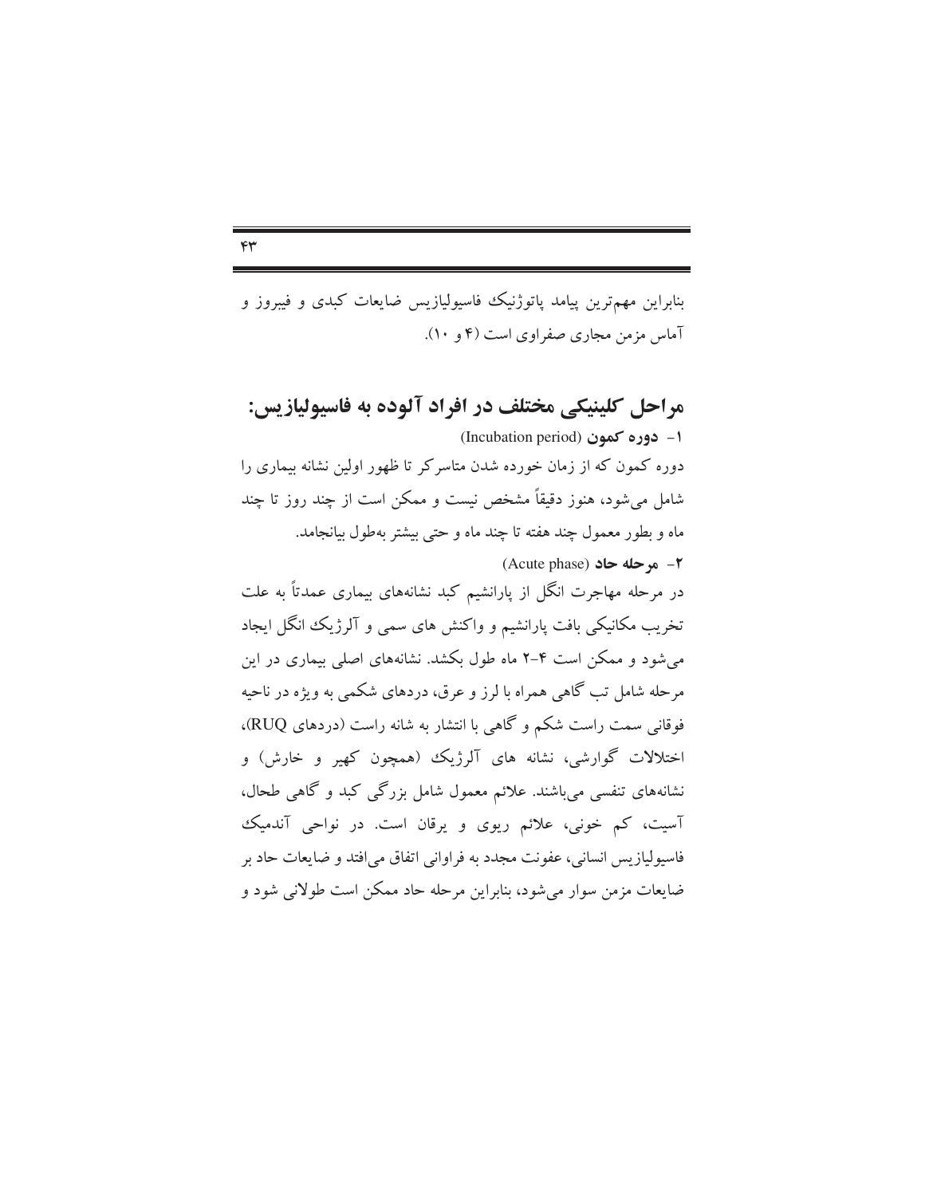بنابراین مهم‌ترین پیامد پاتوژنیک فاسیولیازیس ضایعات کبدی و فیبروز و آماس مزمن مجاری صفراوی است (۴ و ۱۰).

## مراحل کلینیکی مختلف در افراد آلوده به فاسیولیازیس:

**۱- دوره کمون** (Incubation period)

دوره کمون که از زمان خورده شدن متاسرکر تا ظهور اولین نشانه بیماری را شامل می‌شود، هنوز دقیقاً مشخص نیست و ممکن است از چند روز تا چند ماه و بطور معمول چند هفته تا چند ماه و حتی بیشتر به‌طول بیانجامد.

**۲- مرحله حاد** (Acute phase)

در مرحله مهاجرت انگل از پارانشیم کبد نشانه‌های بیماری عمدتاً به علت تخریب مکانیکی بافت پارانشیم و واکنش های سمی و آلرژیک انگل ایجاد می‌شود و ممکن است ۴-۲ ماه طول بکشد. نشانه‌های اصلی بیماری در این مرحله شامل تب گاهی همراه با لرز و عرق، دردهای شکمی به ویژه در ناحیه فوقانی سمت راست شکم و گاهی با انتشار به شانه راست (دردهای RUQ)، اختلالات گوارشی، نشانه های آلرژیک (همچون کهیر و خارش) و نشانه‌های تنفسی می‌باشند. علائم معمول شامل بزرگی کبد و گاهی طحال، آسیت، کم خونی، علائم ریوی و یرقان است. در نواحی آندمیک فاسیولیازیس انسانی، عفونت مجدد به فراوانی اتفاق می‌افتد و ضایعات حاد بر ضایعات مزمن سوار می‌شود، بنابراین مرحله حاد ممکن است طولانی شود و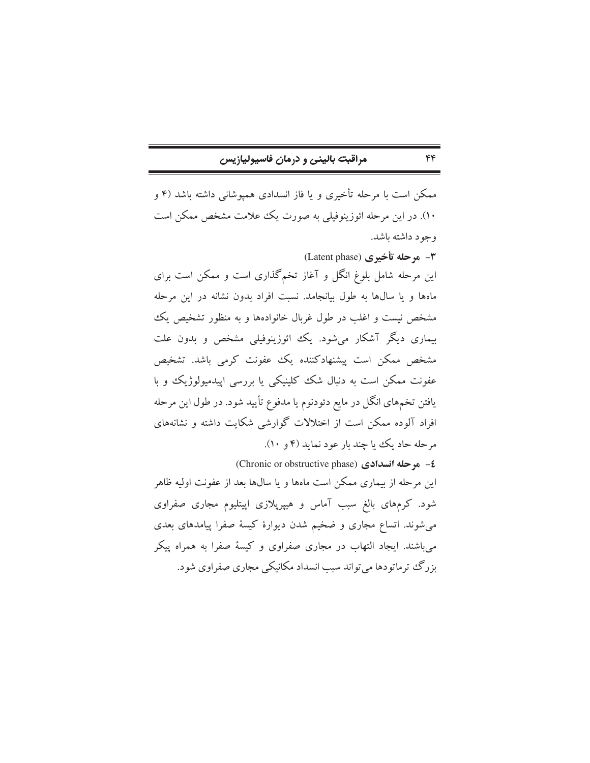ممکن است با مرحله تأخیری و یا فاز انسدادی همپوشانی داشته باشد (۴ و ۱۰). در این مرحله ائوزینوفیلی به صورت یک علامت مشخص ممکن است وجود داشته باشد.

### ۳- مرحله تأخیری (Latent phase)

این مرحله شامل بلوغ انگل و آغاز تخم‌گذاری است و ممکن است برای ماه‌ها و یا سال‌ها به طول بیانجامد. نسبت افراد بدون نشانه در این مرحله مشخص نیست و اغلب در طول غربال خانواده‌ها و به منظور تشخیص یک بیماری دیگر آشکار می‌شود. یک ائوزینوفیلی مشخص و بدون علت مشخص ممکن است پیشنهادکننده یک عفونت کرمی باشد. تشخیص عفونت ممکن است به دنبال شک کلینیکی یا بررسی اپیدمیولوژیک و با یافتن تخم‌های انگل در مایع دئودنوم یا مدفوع تأیید شود. در طول این مرحله افراد آلوده ممکن است از اختلالات گوارشی شکایت داشته و نشانه‌های مرحله حاد یک یا چند بار عود نماید (۴ و ۱۰).

### ٤- مرحله انسدادی (Chronic or obstructive phase)

این مرحله از بیماری ممکن است ماه‌ها و یا سال‌ها بعد از عفونت اولیه ظاهر شود. کرم‌های بالغ سبب آماس و هیپرپلازی اپیتلیوم مجاری صفراوی می‌شوند. اتساع مجاری و ضخیم شدن دیوارهٔ کیسهٔ صفرا پیامدهای بعدی می‌باشند. ایجاد التهاب در مجاری صفراوی و کیسهٔ صفرا به همراه پیکر بزرگ ترماتودها می‌تواند سبب انسداد مکانیکی مجاری صفراوی شود.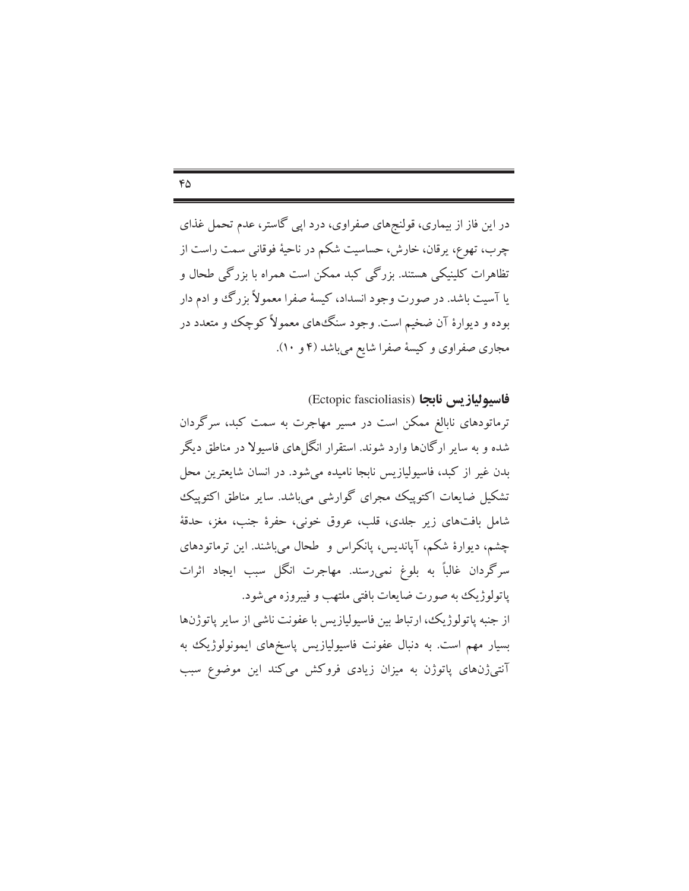در این فاز از بیماری، قولنج‌های صفراوی، درد اپی گاستر، عدم تحمل غذای چرب، تهوع، یرقان، خارش، حساسیت شکم در ناحیهٔ فوقانی سمت راست از تظاهرات کلینیکی هستند. بزرگی کبد ممکن است همراه با بزرگی طحال و یا آسیت باشد. در صورت وجود انسداد، کیسهٔ صفرا معمولاً بزرگ و ادم دار بوده و دیوارهٔ آن ضخیم است. وجود سنگ‌های معمولاً کوچک و متعدد در مجاری صفراوی و کیسهٔ صفرا شایع می‌باشد (۴ و ۱۰).

### فاسیولیازیس نابجا (Ectopic fascioliasis)

ترماتودهای نابالغ ممکن است در مسیر مهاجرت به سمت کبد، سرگردان شده و به سایر ارگان‌ها وارد شوند. استقرار انگل‌های فاسیولا در مناطق دیگر بدن غیر از کبد، فاسیولیازیس نابجا نامیده می‌شود. در انسان شایعترین محل تشکیل ضایعات اکتوپیک مجرای گوارشی می‌باشد. سایر مناطق اکتوپیک شامل بافت‌های زیر جلدی، قلب، عروق خونی، حفرهٔ جنب، مغز، حدقهٔ چشم، دیوارهٔ شکم، آپاندیس، پانکراس و طحال می‌باشند. این ترماتودهای سرگردان غالباً به بلوغ نمی‌رسند. مهاجرت انگل سبب ایجاد اثرات پاتولوژیک به صورت ضایعات بافتی ملتهب و فیبروزه می‌شود.

از جنبه پاتولوژیک، ارتباط بین فاسیولیازیس با عفونت ناشی از سایر پاتوژن‌ها بسیار مهم است. به دنبال عفونت فاسیولیازیس پاسخ‌های ایمونولوژیک به آنتی‌ژن‌های پاتوژن به میزان زیادی فروکش می‌کند این موضوع سبب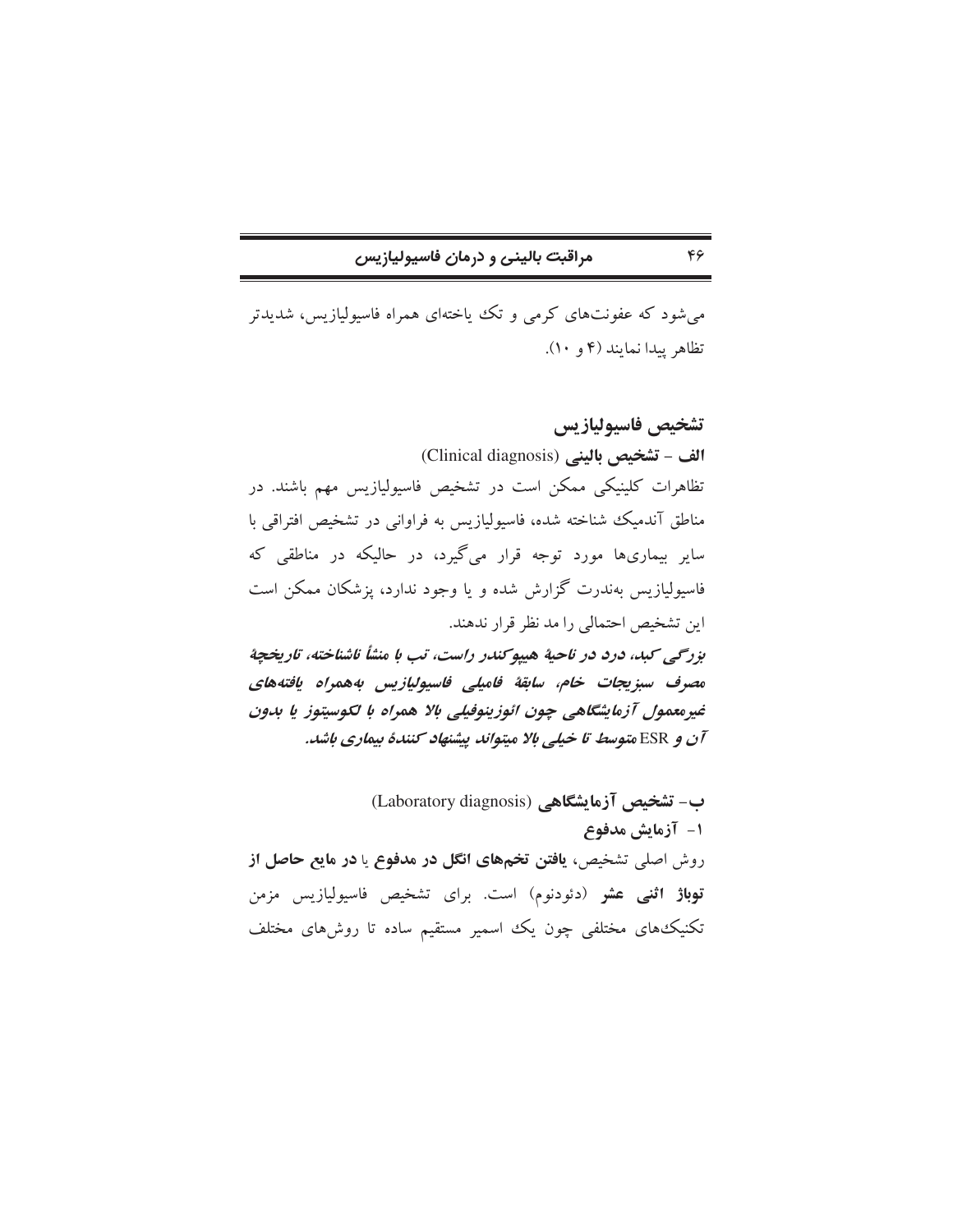می‌شود که عفونت‌های کرمی و تک یاخته‌ای همراه فاسیولیازیس، شدیدتر تظاهر پیدا نمایند (۴ و ۱۰).

## تشخیص فاسیولیازیس

### الف - تشخیص بالینی (Clinical diagnosis)

تظاهرات کلینیکی ممکن است در تشخیص فاسیولیازیس مهم باشند. در مناطق آندمیک شناخته شده، فاسیولیازیس به فراوانی در تشخیص افتراقی با سایر بیماری‌ها مورد توجه قرار می‌گیرد، در حالیکه در مناطقی که فاسیولیازیس به‌ندرت گزارش شده و یا وجود ندارد، پزشکان ممکن است این تشخیص احتمالی را مد نظر قرار ندهند.

***بزرگی کبد، درد در ناحیهٔ هیپوکندر راست، تب با منشأ ناشناخته، تاریخچهٔ مصرف سبزیجات خام، سابقهٔ فامیلی فاسیولیازیس به‌همراه یافته‌های غیرمعمول آزمایشگاهی چون ائوزینوفیلی بالا همراه با لکوسیتوز یا بدون آن و ESR متوسط تا خیلی بالا میتواند پیشنهاد کنندهٔ بیماری باشد.***

### ب- تشخیص آزمایشگاهی (Laboratory diagnosis)

#### ۱- آزمایش مدفوع

روش اصلی تشخیص، **یافتن تخم‌های انگل در مدفوع** یا **در مایع حاصل از توباژ اثنی عشر** (دئودنوم) است. برای تشخیص فاسیولیازیس مزمن تکنیک‌های مختلفی چون یک اسمیر مستقیم ساده تا روش‌های مختلف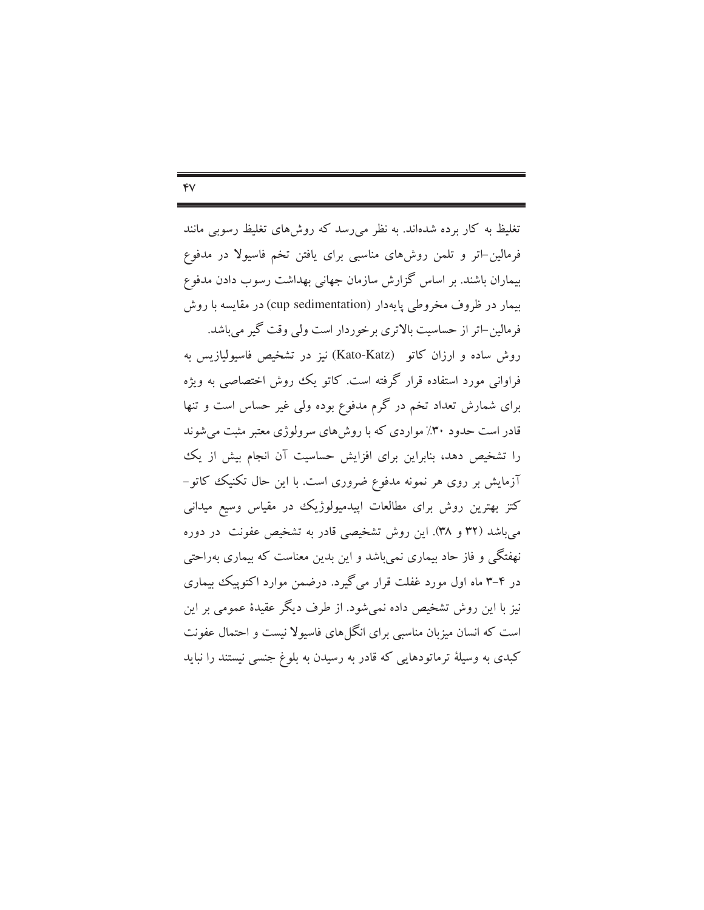تغلیظ به کار برده شده‌اند. به نظر می‌رسد که روش‌های تغلیظ رسوبی مانند فرمالین–اتر و تلمن روش‌های مناسبی برای یافتن تخم فاسیولا در مدفوع بیماران باشند. بر اساس گزارش سازمان جهانی بهداشت رسوب دادن مدفوع بیمار در ظروف مخروطی پایه‌دار (cup sedimentation) در مقایسه با روش فرمالین–اتر از حساسیت بالاتری برخوردار است ولی وقت گیر می‌باشد.

روش ساده و ارزان کاتو (Kato-Katz) نیز در تشخیص فاسیولیازیس به فراوانی مورد استفاده قرار گرفته است. کاتو یک روش اختصاصی به ویژه برای شمارش تعداد تخم در گرم مدفوع بوده ولی غیر حساس است و تنها قادر است حدود ۳۰٪ مواردی که با روش‌های سرولوژی معتبر مثبت می‌شوند را تشخیص دهد، بنابراین برای افزایش حساسیت آن انجام بیش از یک آزمایش بر روی هر نمونه مدفوع ضروری است. با این حال تکنیک کاتو–کتز بهترین روش برای مطالعات اپیدمیولوژیک در مقیاس وسیع میدانی می‌باشد (۳۲ و ۳۸). این روش تشخیصی قادر به تشخیص عفونت در دوره نهفتگی و فاز حاد بیماری نمی‌باشد و این بدین معناست که بیماری به‌راحتی در ۴-۳ ماه اول مورد غفلت قرار می‌گیرد. درضمن موارد اکتوپیک بیماری نیز با این روش تشخیص داده نمی‌شود. از طرف دیگر عقیدهٔ عمومی بر این است که انسان میزبان مناسبی برای انگل‌های فاسیولا نیست و احتمال عفونت کبدی به وسیلهٔ ترماتودهایی که قادر به رسیدن به بلوغ جنسی نیستند را نباید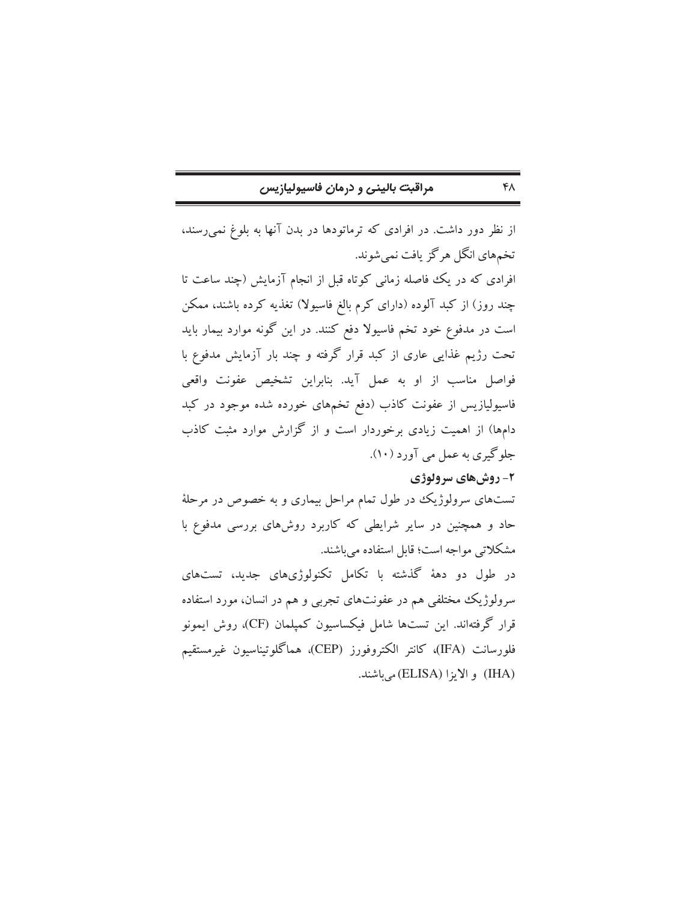از نظر دور داشت. در افرادی که ترماتودها در بدن آنها به بلوغ نمی‌رسند، تخم‌های انگل هرگز یافت نمی‌شوند.

افرادی که در یک فاصله زمانی کوتاه قبل از انجام آزمایش (چند ساعت تا چند روز) از کبد آلوده (دارای کرم بالغ فاسیولا) تغذیه کرده باشند، ممکن است در مدفوع خود تخم فاسیولا دفع کنند. در این گونه موارد بیمار باید تحت رژیم غذایی عاری از کبد قرار گرفته و چند بار آزمایش مدفوع با فواصل مناسب از او به عمل آید. بنابراین تشخیص عفونت واقعی فاسیولیازیس از عفونت کاذب (دفع تخم‌های خورده شده موجود در کبد دام‌ها) از اهمیت زیادی برخوردار است و از گزارش موارد مثبت کاذب جلوگیری به عمل می آورد (۱۰).

### ۲- روش‌های سرولوژی

تست‌های سرولوژیک در طول تمام مراحل بیماری و به خصوص در مرحلهٔ حاد و همچنین در سایر شرایطی که کاربرد روش‌های بررسی مدفوع با مشکلاتی مواجه است؛ قابل استفاده می‌باشند.

در طول دو دهۀ گذشته با تکامل تکنولوژی‌های جدید، تست‌های سرولوژیک مختلفی هم در عفونت‌های تجربی و هم در انسان، مورد استفاده قرار گرفته‌اند. این تست‌ها شامل فیکساسیون کمپلمان (CF)، روش ایمونو فلورسانت (IFA)، کانتر الکتروفورز (CEP)، هماگلوتیناسیون غیرمستقیم (IHA) و الایزا (ELISA) می‌باشند.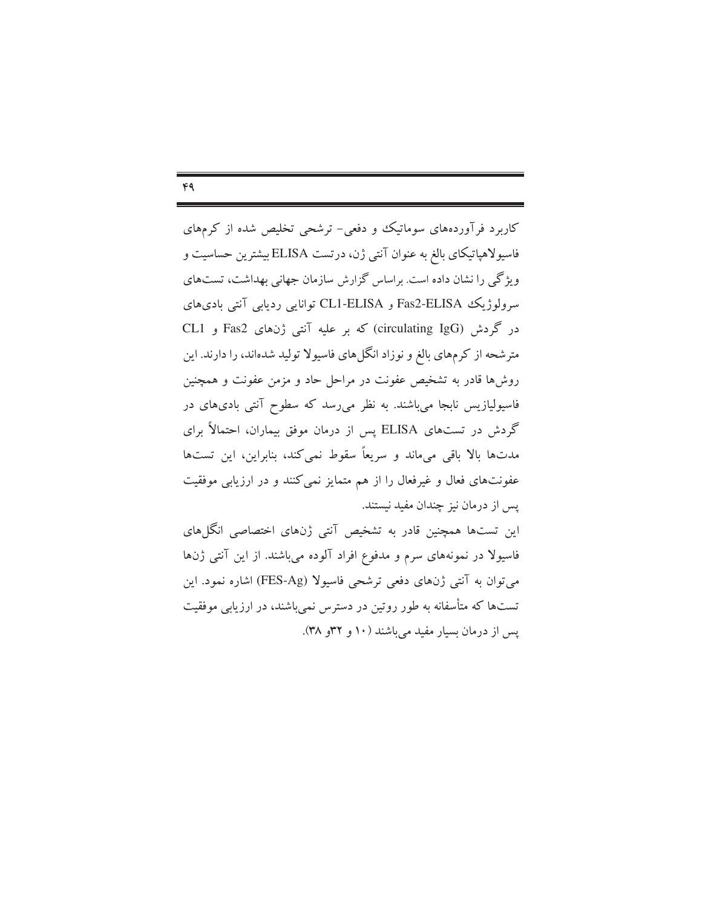کاربرد فرآورده‌های سوماتیک و دفعی- ترشحی تخلیص شده از کرمهای فاسیولاهپاتیکای بالغ به عنوان آنتی ژن، درتست ELISA بیشترین حساسیت و ویژگی را نشان داده است. براساس گزارش سازمان جهانی بهداشت، تست‌های سرولوژیک Fas2-ELISA و CL1-ELISA توانایی ردیابی آنتی بادی‌های در گردش (circulating IgG) که بر علیه آنتی ژنهای Fas2 و CL1 مترشحه از کرمهای بالغ و نوزاد انگل‌های فاسیولا تولید شده‌اند، را دارند. این روش‌ها قادر به تشخیص عفونت در مراحل حاد و مزمن عفونت و همچنین فاسیولیازیس نابجا می‌باشند. به نظر می‌رسد که سطوح آنتی بادی‌های در گردش در تست‌های ELISA پس از درمان موفق بیماران، احتمالاً برای مدتها بالا باقی می‌ماند و سریعاً سقوط نمی‌کند، بنابراین، این تست‌ها عفونت‌های فعال و غیرفعال را از هم متمایز نمی‌کنند و در ارزیابی موفقیت پس از درمان نیز چندان مفید نیستند.

این تست‌ها همچنین قادر به تشخیص آنتی ژنهای اختصاصی انگل‌های فاسیولا در نمونه‌های سرم و مدفوع افراد آلوده می‌باشند. از این آنتی ژنها می‌توان به آنتی ژنهای دفعی ترشحی فاسیولا (FES-Ag) اشاره نمود. این تست‌ها که متأسفانه به طور روتین در دسترس نمی‌باشند، در ارزیابی موفقیت پس از درمان بسیار مفید می‌باشند (۱۰ و ۳۲و ۳۸).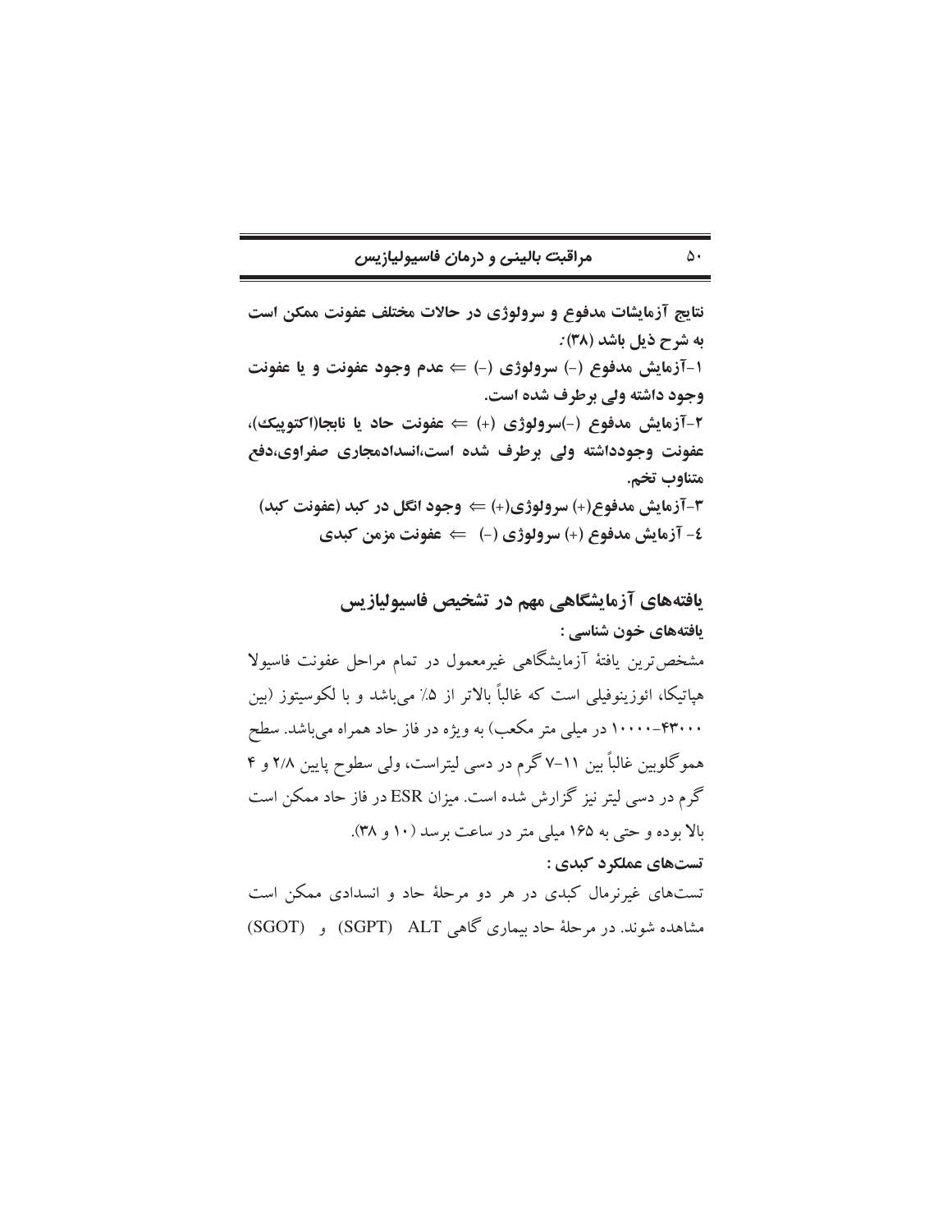**نتایج آزمایشات مدفوع و سرولوژی در حالات مختلف عفونت ممکن است به شرح ذیل باشد (۳۸):**

**۱-آزمایش مدفوع (-) سرولوژی (-) ⇐ عدم وجود عفونت و یا عفونت وجود داشته ولی برطرف شده است.**

**۲-آزمایش مدفوع (-)سرولوژی (+) ⇐ عفونت حاد یا نابجا(اکتوپیک)، عفونت وجودداشته ولی برطرف شده است،انسدادمجاری صفراوی،دفع متناوب تخم.**

**۳-آزمایش مدفوع(+) سرولوژی(+) ⇐ وجود انگل در کبد (عفونت کبد)**

**٤- آزمایش مدفوع (+) سرولوژی (-) ⇐ عفونت مزمن کبدی**

## یافته‌های آزمایشگاهی مهم در تشخیص فاسیولیازیس

### یافته‌های خون شناسی :

مشخص‌ترین یافتهٔ آزمایشگاهی غیرمعمول در تمام مراحل عفونت فاسیولا هپاتیکا، ائوزینوفیلی است که غالباً بالاتر از ۵٪ می‌باشد و با لکوسیتوز (بین ۴۳۰۰۰-۱۰۰۰۰ در میلی متر مکعب) به ویژه در فاز حاد همراه می‌باشد. سطح هموگلوبین غالباً بین ۱۱-۷ گرم در دسی لیتراست، ولی سطوح پایین ۲/۸ و ۴ گرم در دسی لیتر نیز گزارش شده است. میزان ESR در فاز حاد ممکن است بالا بوده و حتی به ۱۶۵ میلی متر در ساعت برسد (۱۰ و ۳۸).

### تست‌های عملکرد کبدی :

تست‌های غیرنرمال کبدی در هر دو مرحلهٔ حاد و انسدادی ممکن است مشاهده شوند. در مرحلهٔ حاد بیماری گاهی ALT (SGPT) و (SGOT)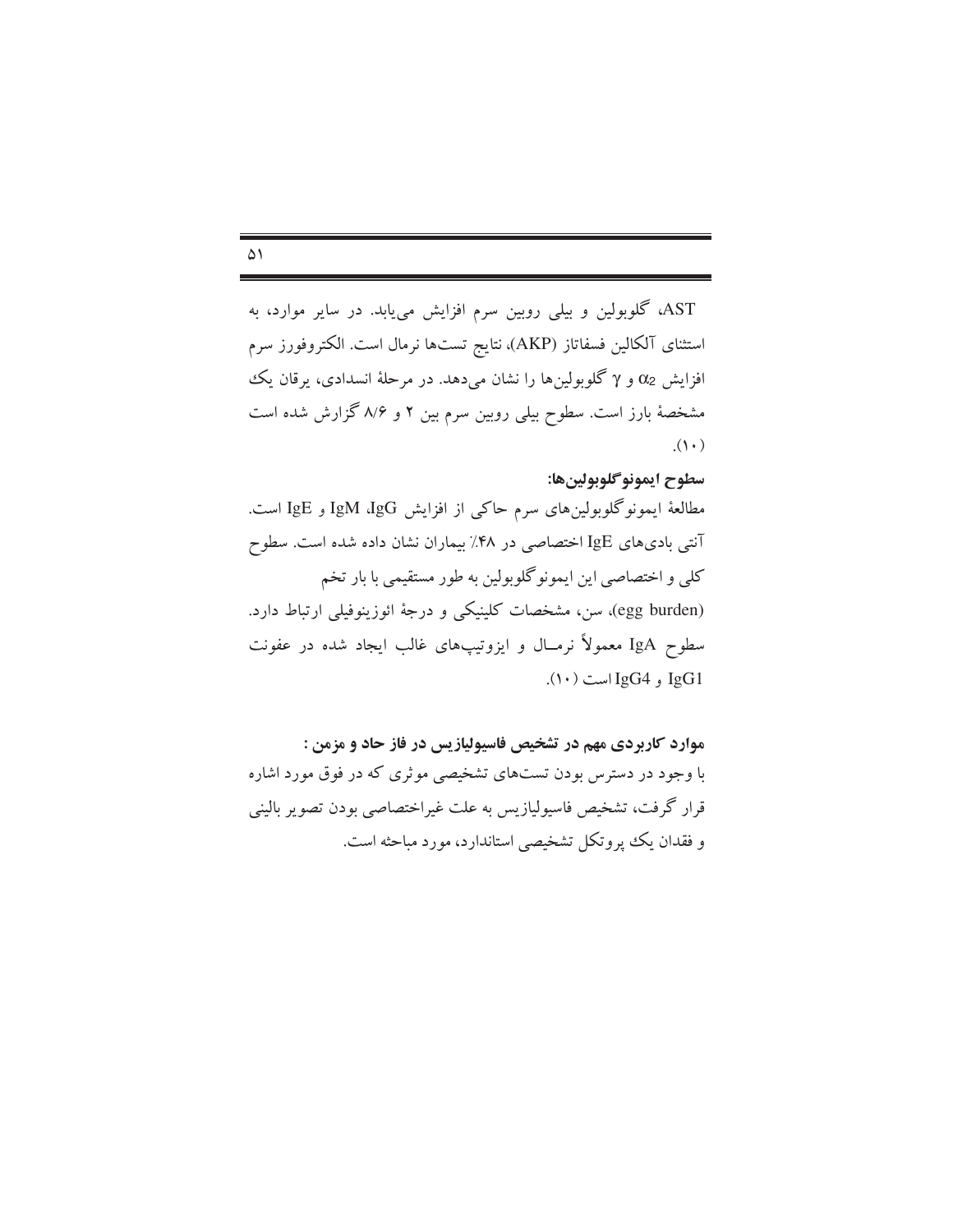AST، گلوبولین و بیلی روبین سرم افزایش می‌یابد. در سایر موارد، به استثنای آلکالین فسفاتاز (AKP)، نتایج تست‌ها نرمال است. الکتروفورز سرم افزایش $\alpha_2$ و $\gamma$ گلوبولین‌ها را نشان می‌دهد. در مرحلهٔ انسدادی، یرقان یک مشخصهٔ بارز است. سطوح بیلی روبین سرم بین ۲ و ۸/۶ گزارش شده است (۱۰).

**سطوح ایمونوگلوبولین‌ها:**

مطالعهٔ ایمونوگلوبولین‌های سرم حاکی از افزایش IgG، IgM و IgE است. آنتی بادی‌های IgE اختصاصی در ۴۸٪ بیماران نشان داده شده است. سطوح کلی و اختصاصی این ایمونوگلوبولین به طور مستقیمی با بار تخم (egg burden)، سن، مشخصات کلینیکی و درجهٔ ائوزینوفیلی ارتباط دارد. سطوح IgA معمولاً نرمال و ایزوتیپ‌های غالب ایجاد شده در عفونت IgG1 و IgG4 است (۱۰).

**موارد کاربردی مهم در تشخیص فاسیولیازیس در فاز حاد و مزمن :**

با وجود در دسترس بودن تست‌های تشخیصی موثری که در فوق مورد اشاره قرار گرفت، تشخیص فاسیولیازیس به علت غیراختصاصی بودن تصویر بالینی و فقدان یک پروتکل تشخیصی استاندارد، مورد مباحثه است.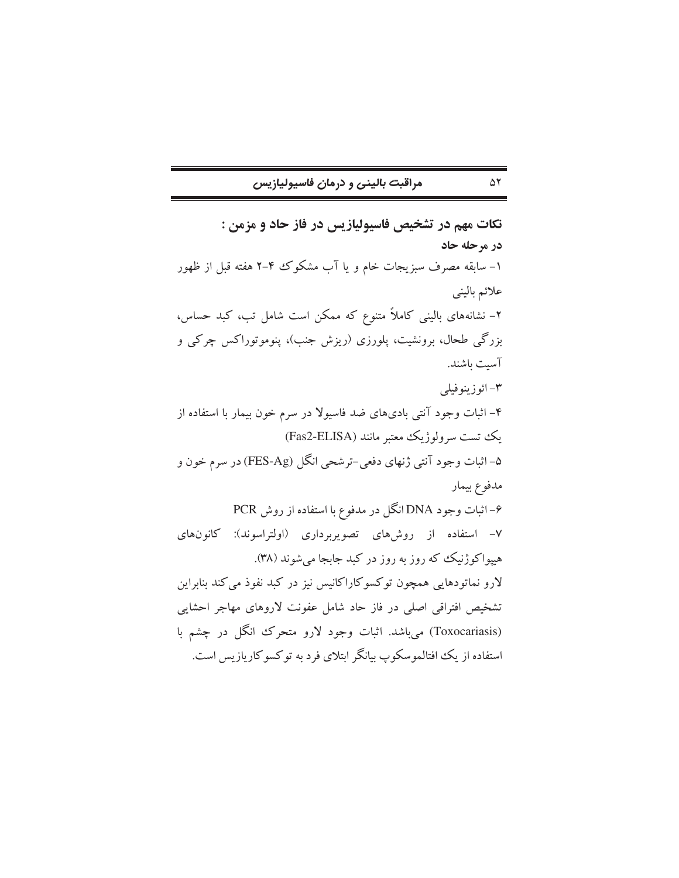**نکات مهم در تشخیص فاسیولیازیس در فاز حاد و مزمن :**

**در مرحله حاد**

۱- سابقه مصرف سبزیجات خام و یا آب مشکوک ۴-۲ هفته قبل از ظهور علائم بالینی

۲- نشانه‌های بالینی کاملاً متنوع که ممکن است شامل تب، کبد حساس، بزرگی طحال، برونشیت، پلورزی (ریزش جنب)، پنوموتوراکس چرکی و آسیت باشند.

۳- ائوزینوفیلی

۴- اثبات وجود آنتی بادی‌های ضد فاسیولا در سرم خون بیمار با استفاده از یک تست سرولوژیک معتبر مانند (Fas2-ELISA)

۵- اثبات وجود آنتی ژنهای دفعی-ترشحی انگل (FES-Ag) در سرم خون و مدفوع بیمار

۶- اثبات وجود DNA انگل در مدفوع با استفاده از روش PCR

۷- استفاده از روش‌های تصویربرداری (اولتراسوند): کانون‌های هیپواکوژنیک که روز به روز در کبد جابجا می‌شوند (۳۸).

لارو نماتودهایی همچون توکسوکاراکانیس نیز در کبد نفوذ می‌کند بنابراین تشخیص افتراقی اصلی در فاز حاد شامل عفونت لاروهای مهاجر احشایی (Toxocariasis) می‌باشد. اثبات وجود لارو متحرک انگل در چشم با استفاده از یک افتالموسکوپ بیانگر ابتلای فرد به توکسوکاریازیس است.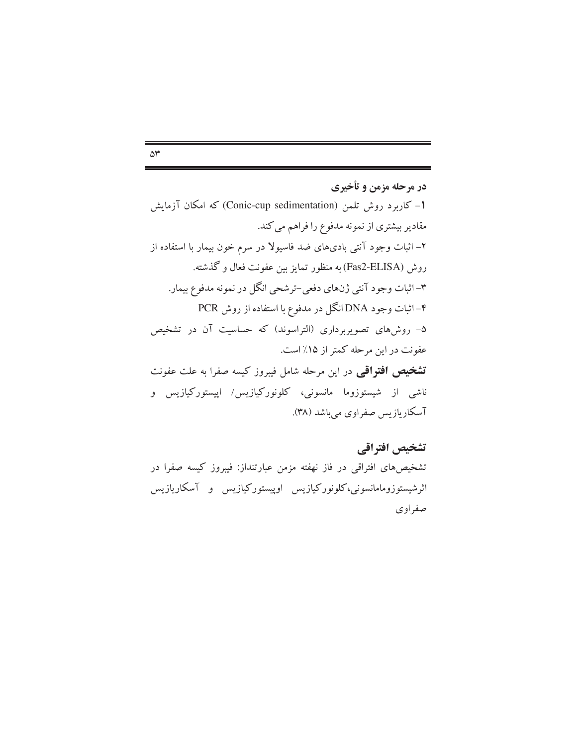**در مرحله مزمن و تأخیری**

۱- کاربرد روش تلمن (Conic-cup sedimentation) که امکان آزمایش مقادیر بیشتری از نمونه مدفوع را فراهم می‌کند.

۲- اثبات وجود آنتی بادی‌های ضد فاسیولا در سرم خون بیمار با استفاده از روش (Fas2-ELISA) به منظور تمایز بین عفونت فعال و گذشته.

۳- اثبات وجود آنتی ژن‌های دفعی-ترشحی انگل در نمونه مدفوع بیمار.

۴- اثبات وجود DNA انگل در مدفوع با استفاده از روش PCR

۵- روش‌های تصویربرداری (التراسوند) که حساسیت آن در تشخیص عفونت در این مرحله کمتر از ۱۵٪ است.

**تشخیص افتراقی** در این مرحله شامل فیبروز کیسه صفرا به علت عفونت ناشی از شیستوزوما مانسونی، کلونورکیازیس/ اپیستورکیازیس و آسکاریازیس صفراوی می‌باشد (۳۸).

## تشخیص افتراقی

تشخیص‌های افتراقی در فاز نهفته مزمن عبارتنداز: فیبروز کیسه صفرا در اثرشیستوزومامانسونی،کلونورکیازیس اوپیستورکیازیس و آسکاریازیس صفراوی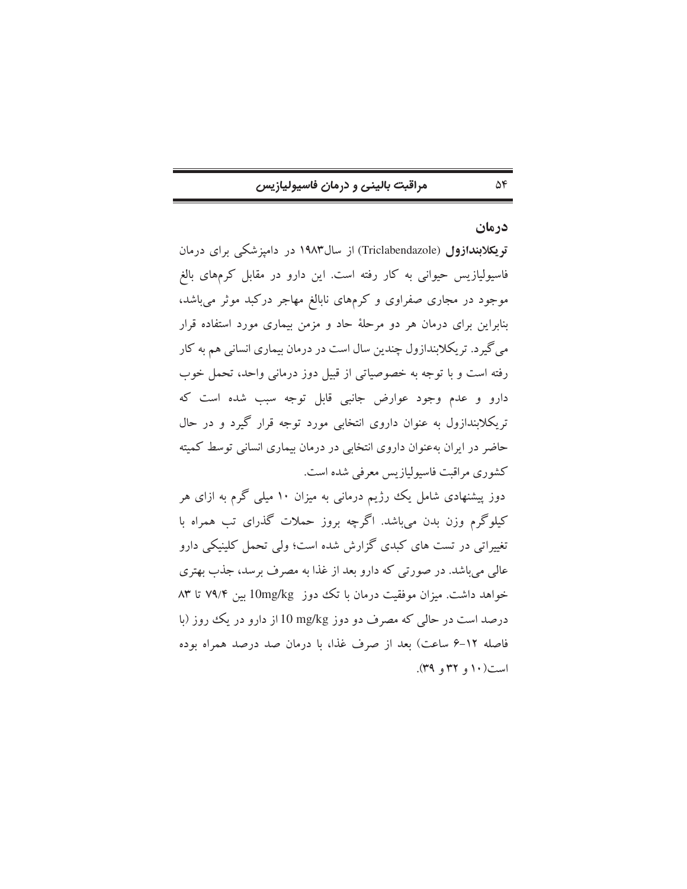## درمان

**تریکلابندازول** (Triclabendazole) از سال۱۹۸۳ در دامپزشکی برای درمان فاسیولیازیس حیوانی به کار رفته است. این دارو در مقابل کرم‌های بالغ موجود در مجاری صفراوی و کرم‌های نابالغ مهاجر درکبد موثر می‌باشد، بنابراین برای درمان هر دو مرحلهٔ حاد و مزمن بیماری مورد استفاده قرار می‌گیرد. تریکلابندازول چندین سال است در درمان بیماری انسانی هم به کار رفته است و با توجه به خصوصیاتی از قبیل دوز درمانی واحد، تحمل خوب دارو و عدم وجود عوارض جانبی قابل توجه سبب شده است که تریکلابندازول به عنوان داروی انتخابی مورد توجه قرار گیرد و در حال حاضر در ایران به‌عنوان داروی انتخابی در درمان بیماری انسانی توسط کمیته کشوری مراقبت فاسیولیازیس معرفی شده است.

دوز پیشنهادی شامل یک رژیم درمانی به میزان ۱۰ میلی گرم به ازای هر کیلوگرم وزن بدن می‌باشد. اگرچه بروز حملات گذرای تب همراه با تغییراتی در تست های کبدی گزارش شده است؛ ولی تحمل کلینیکی دارو عالی می‌باشد. در صورتی که دارو بعد از غذا به مصرف برسد، جذب بهتری خواهد داشت. میزان موفقیت درمان با تک دوز 10mg/kg بین ۷۹/۴ تا ۸۳ درصد است در حالی که مصرف دو دوز 10 mg/kg از دارو در یک روز (با فاصله ۱۲-۶ ساعت) بعد از صرف غذا، با درمان صد درصد همراه بوده است(۱۰ و ۳۲ و ۳۹).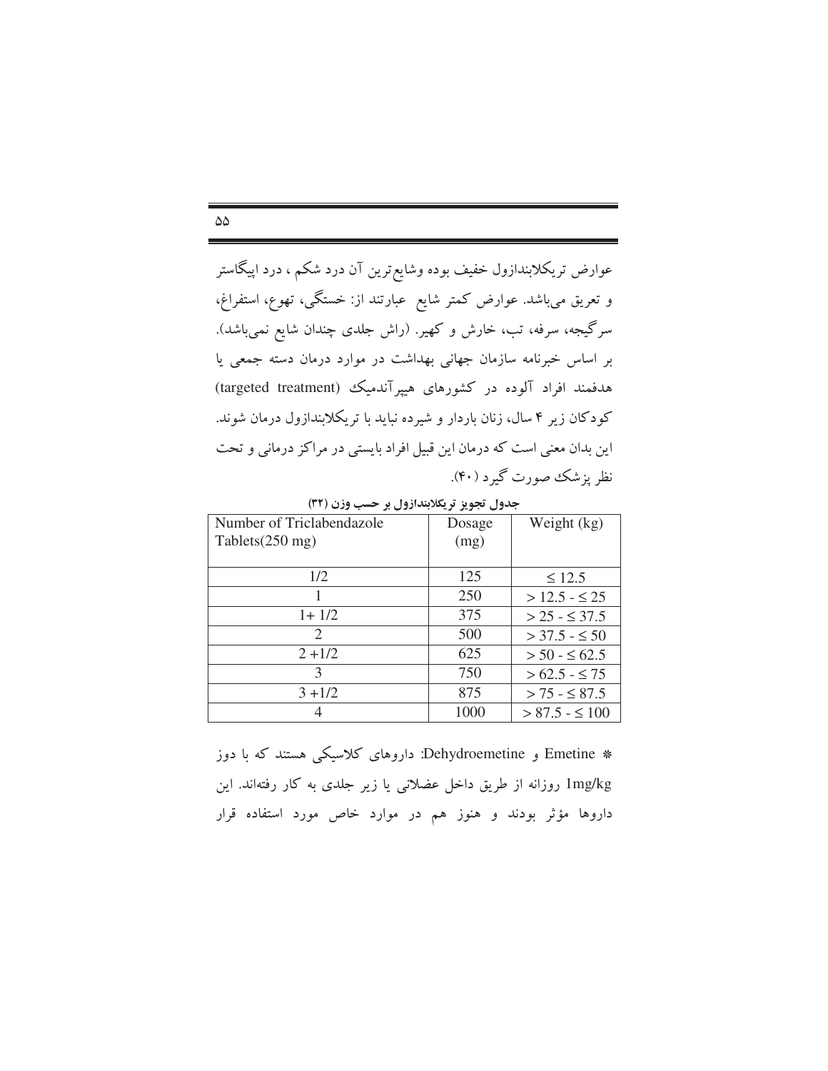عوارض تریکلابندازول خفیف بوده وشایع‌ترین آن درد شکم ، درد اپیگاستر و تعریق می‌باشد. عوارض کمتر شایع عبارتند از: خستگی، تهوع، استفراغ، سرگیجه، سرفه، تب، خارش و کهیر. (راش جلدی چندان شایع نمی‌باشد). بر اساس خبرنامه سازمان جهانی بهداشت در موارد درمان دسته جمعی یا هدفمند افراد آلوده در کشورهای هیپرآندمیک (targeted treatment) کودکان زیر ۴ سال، زنان باردار و شیرده نباید با تریکلابندازول درمان شوند. این بدان معنی است که درمان این قبیل افراد بایستی در مراکز درمانی و تحت نظر پزشک صورت گیرد (۴۰).

**جدول تجویز تریکلابندازول بر حسب وزن (۳۲)**

| Number of Triclabendazole Tablets(250 mg) | Dosage (mg) | Weight (kg) |
|---|---|---|
| 1/2 | 125 | ≤ 12.5 |
| 1 | 250 | > 12.5 - ≤ 25 |
| 1+ 1/2 | 375 | > 25 - ≤ 37.5 |
| 2 | 500 | > 37.5 - ≤ 50 |
| 2 +1/2 | 625 | > 50 - ≤ 62.5 |
| 3 | 750 | > 62.5 - ≤ 75 |
| 3 +1/2 | 875 | > 75 - ≤ 87.5 |
| 4 | 1000 | > 87.5 - ≤ 100 |

* Emetine و Dehydroemetine: داروهای کلاسیکی هستند که با دوز 1mg/kg روزانه از طریق داخل عضلانی یا زیر جلدی به کار رفته‌اند. این داروها مؤثر بودند و هنوز هم در موارد خاص مورد استفاده قرار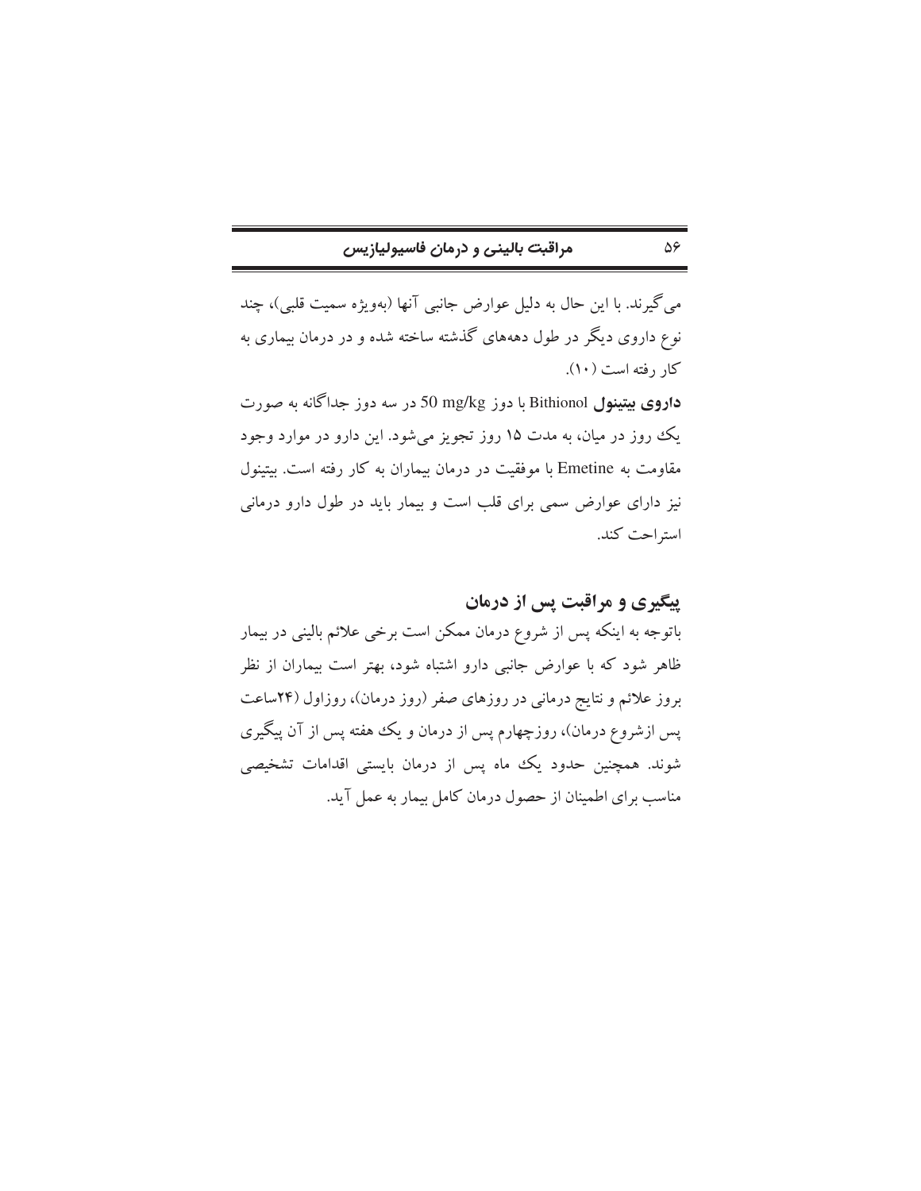می‌گیرند. با این حال به دلیل عوارض جانبی آنها (به‌ویژه سمیت قلبی)، چند نوع داروی دیگر در طول دهه‌های گذشته ساخته شده و در درمان بیماری به کار رفته است (۱۰).

**داروی بیتینول** Bithionol با دوز 50 mg/kg در سه دوز جداگانه به صورت یک روز در میان، به مدت ۱۵ روز تجویز می‌شود. این دارو در موارد وجود مقاومت به Emetine با موفقیت در درمان بیماران به کار رفته است. بیتینول نیز دارای عوارض سمی برای قلب است و بیمار باید در طول دارو درمانی استراحت کند.

## پیگیری و مراقبت پس از درمان

باتوجه به اینکه پس از شروع درمان ممکن است برخی علائم بالینی در بیمار ظاهر شود که با عوارض جانبی دارو اشتباه شود، بهتر است بیماران از نظر بروز علائم و نتایج درمانی در روزهای صفر (روز درمان)، روزاول (۲۴ساعت پس ازشروع درمان)، روزچهارم پس از درمان و یک هفته پس از آن پیگیری شوند. همچنین حدود یک ماه پس از درمان بایستی اقدامات تشخیصی مناسب برای اطمینان از حصول درمان کامل بیمار به عمل آید.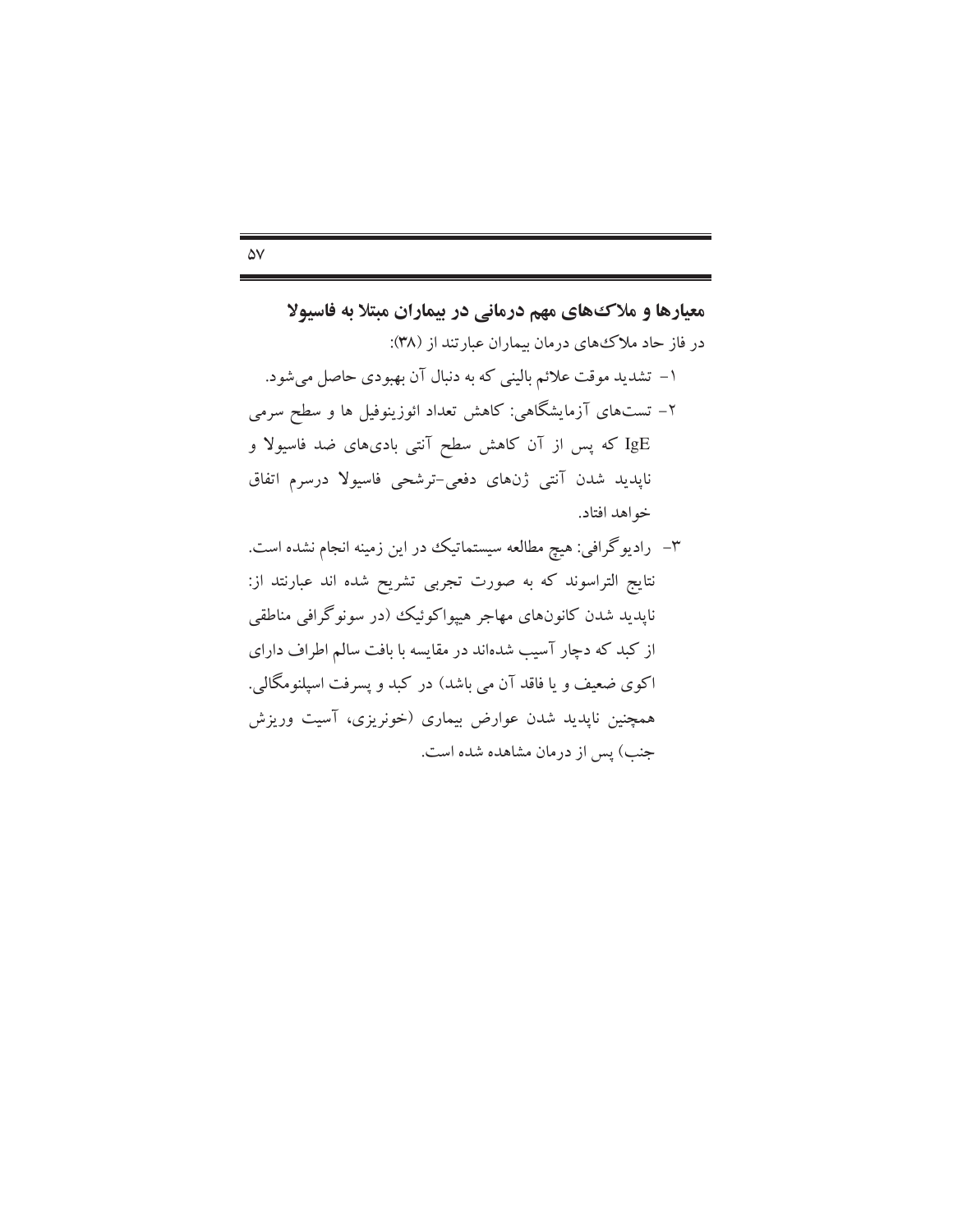## معیارها و ملاک‌های مهم درمانی در بیماران مبتلا به فاسیولا

در فاز حاد ملاک‌های درمان بیماران عبارتند از (۳۸):

۱- تشدید موقت علائم بالینی که به دنبال آن بهبودی حاصل می‌شود.

۲- تست‌های آزمایشگاهی: کاهش تعداد ائوزینوفیل ها و سطح سرمی IgE که پس از آن کاهش سطح آنتی بادی‌های ضد فاسیولا و ناپدید شدن آنتی ژن‌های دفعی-ترشحی فاسیولا درسرم اتفاق خواهد افتاد.

۳- رادیوگرافی: هیچ مطالعه سیستماتیک در این زمینه انجام نشده است. نتایج التراسوند که به صورت تجربی تشریح شده اند عبارتند از: ناپدید شدن کانون‌های مهاجر هیپواکوئیک (در سونوگرافی مناطقی از کبد که دچار آسیب شده‌اند در مقایسه با بافت سالم اطراف دارای اکوی ضعیف و یا فاقد آن می باشد) در کبد و پسرفت اسپلنومگالی. همچنین ناپدید شدن عوارض بیماری (خونریزی، آسیت وریزش جنب) پس از درمان مشاهده شده است.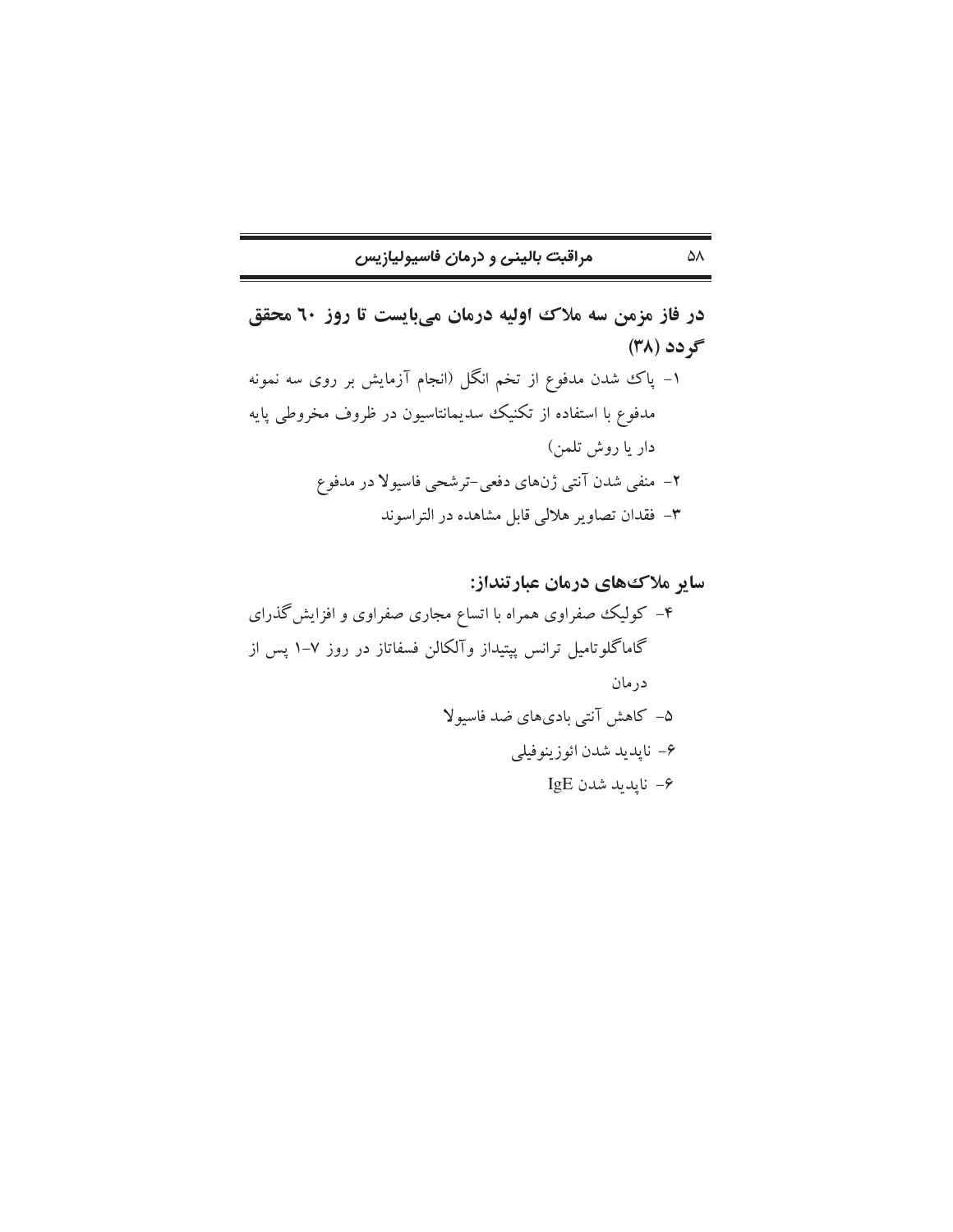**در فاز مزمن سه ملاک اولیه درمان می‌بایست تا روز ٦٠ محقق گردد (۳۸)**

۱- پاک شدن مدفوع از تخم انگل (انجام آزمایش بر روی سه نمونه مدفوع با استفاده از تکنیک سدیمانتاسیون در ظروف مخروطی پایه دار یا روش تلمن)

۲- منفی شدن آنتی ژن‌های دفعی-ترشحی فاسیولا در مدفوع

۳- فقدان تصاویر هلالی قابل مشاهده در التراسوند

**سایر ملاک‌های درمان عبارتنداز:**

۴- کولیک صفراوی همراه با اتساع مجاری صفراوی و افزایش گذرای گاماگلوتامیل ترانس پپتیداز وآلکالن فسفاتاز در روز ۷-۱ پس از درمان

۵- کاهش آنتی بادی‌های ضد فاسیولا

۶- ناپدید شدن ائوزینوفیلی

۶- ناپدید شدن IgE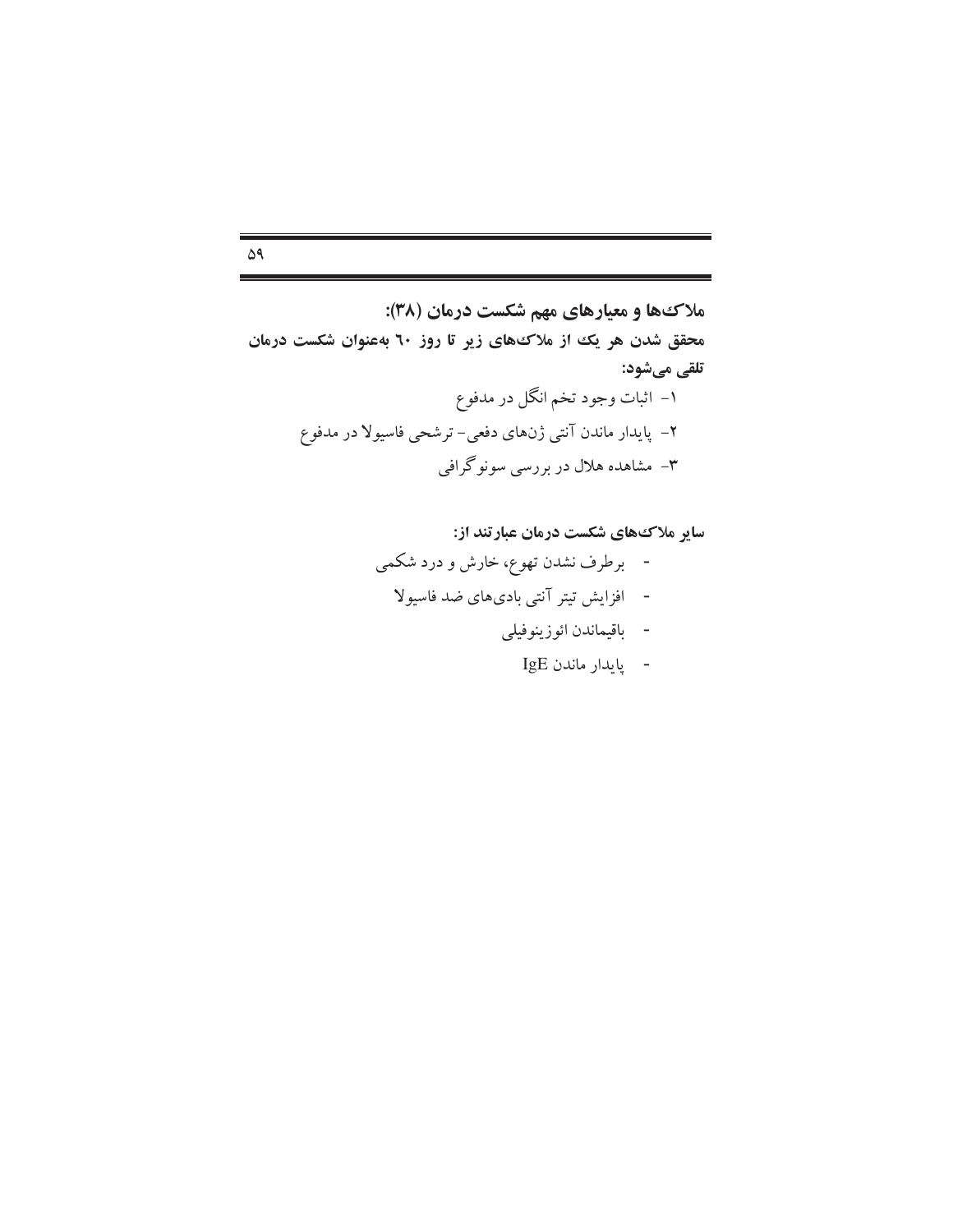**ملاک‌ها و معیارهای مهم شکست درمان (۳۸):**

**محقق شدن هر یک از ملاک‌های زیر تا روز ٦٠ به‌عنوان شکست درمان تلقی می‌شود:**

۱- اثبات وجود تخم انگل در مدفوع

۲- پایدار ماندن آنتی ژن‌های دفعی- ترشحی فاسیولا در مدفوع

۳- مشاهده هلال در بررسی سونوگرافی

**سایر ملاک‌های شکست درمان عبارتند از:**

- برطرف نشدن تهوع، خارش و درد شکمی
- افزایش تیتر آنتی بادی‌های ضد فاسیولا
- باقیماندن ائوزینوفیلی
- پایدار ماندن IgE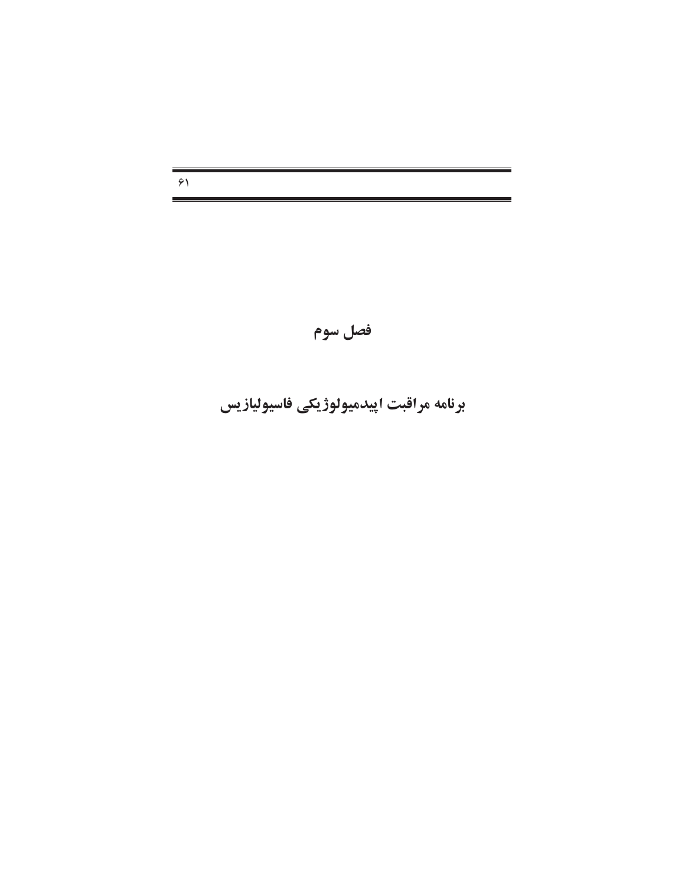# فصل سوم

## برنامه مراقبت اپیدمیولوژیکی فاسیولیازیس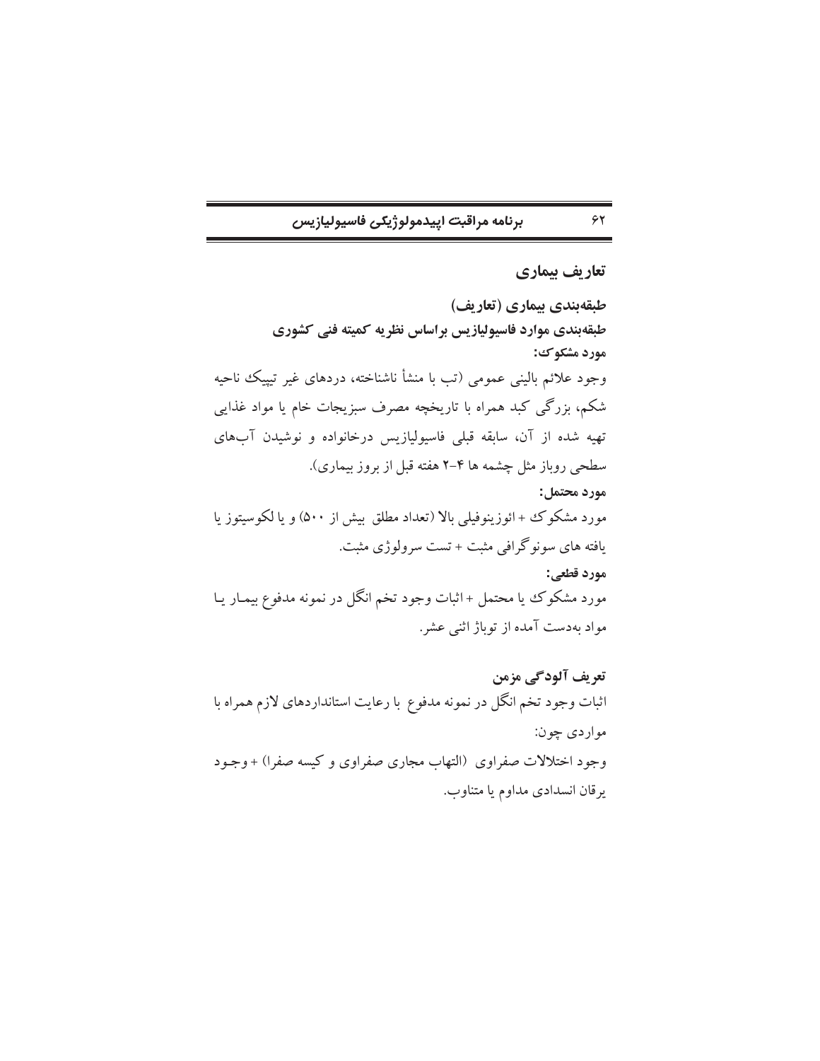## تعاریف بیماری

### طبقه‌بندی بیماری (تعاریف)

### طبقه‌بندی موارد فاسیولیازیس براساس نظریه کمیته فنی کشوری

**مورد مشکوک:**

وجود علائم بالینی عمومی (تب با منشأ ناشناخته، دردهای غیر تیپیک ناحیه شکم، بزرگی کبد همراه با تاریخچه مصرف سبزیجات خام یا مواد غذایی تهیه شده از آن، سابقه قبلی فاسیولیازیس درخانواده و نوشیدن آب‌های سطحی روباز مثل چشمه ها ۴-۲ هفته قبل از بروز بیماری).

**مورد محتمل:**

مورد مشکوک + ائوزینوفیلی بالا (تعداد مطلق بیش از ۵۰۰) و یا لکوسیتوز یا یافته های سونوگرافی مثبت + تست سرولوژی مثبت.

**مورد قطعی:**

مورد مشکوک یا محتمل + اثبات وجود تخم انگل در نمونه مدفوع بیمار یا مواد به‌دست آمده از توباژ اثنی عشر.

### تعریف آلودگی مزمن

اثبات وجود تخم انگل در نمونه مدفوع با رعایت استانداردهای لازم همراه با مواردی چون:

وجود اختلالات صفراوی (التهاب مجاری صفراوی و کیسه صفرا) + وجود یرقان انسدادی مداوم یا متناوب.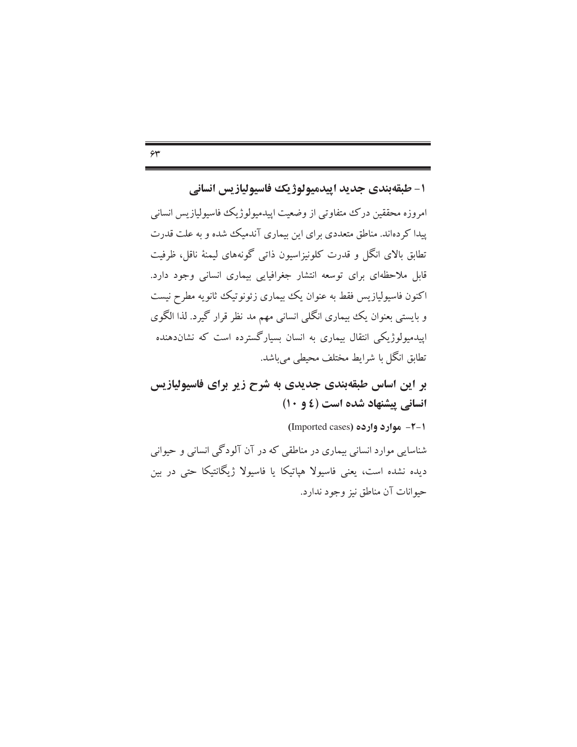## ۱- طبقه‌بندی جدید اپیدمیولوژیک فاسیولیازیس انسانی

امروزه محققین درک متفاوتی از وضعیت اپیدمیولوژیک فاسیولیازیس انسانی پیدا کرده‌اند. مناطق متعددی برای این بیماری آندمیک شده و به علت قدرت تطابق بالای انگل و قدرت کلونیزاسیون ذاتی گونه‌های لیمنهٔ ناقل، ظرفیت قابل ملاحظه‌ای برای توسعه انتشار جغرافیایی بیماری انسانی وجود دارد. اکنون فاسیولیازیس فقط به عنوان یک بیماری زئونوتیک ثانویه مطرح نیست و بایستی بعنوان یک بیماری انگلی انسانی مهم مد نظر قرار گیرد. لذا الگوی اپیدمیولوژیکی انتقال بیماری به انسان بسیارگسترده است که نشان‌دهنده تطابق انگل با شرایط مختلف محیطی می‌باشد.

**بر این اساس طبقه‌بندی جدیدی به شرح زیر برای فاسیولیازیس انسانی پیشنهاد شده است (٤ و ١٠)**

### ۱-۲- موارد وارده (Imported cases)

شناسایی موارد انسانی بیماری در مناطقی که در آن آلودگی انسانی و حیوانی دیده نشده است، یعنی فاسیولا هپاتیکا یا فاسیولا ژیگانتیکا حتی در بین حیوانات آن مناطق نیز وجود ندارد.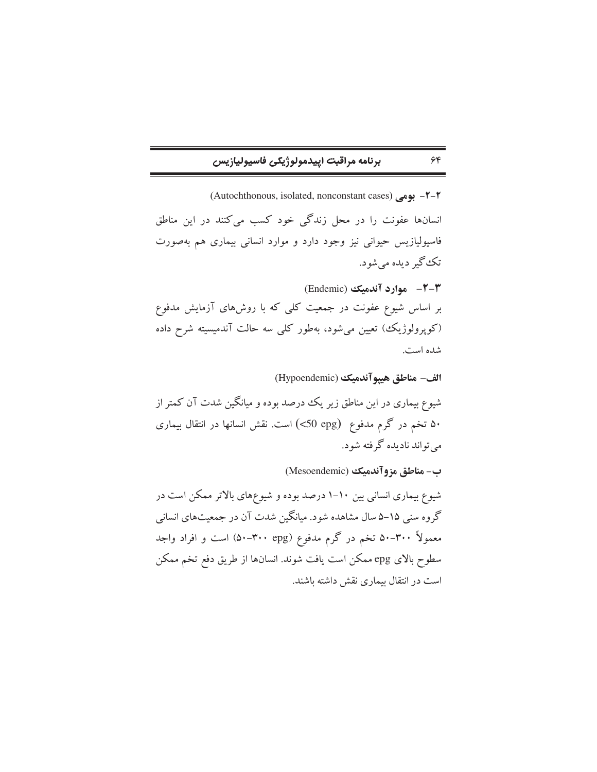### ۲-۲- بومی (Autochthonous, isolated, nonconstant cases)

انسان‌ها عفونت را در محل زندگی خود کسب می‌کنند در این مناطق فاسیولیازیس حیوانی نیز وجود دارد و موارد انسانی بیماری هم به‌صورت تک‌گیر دیده می‌شود.

### ۳-۲- موارد آندمیک (Endemic)

بر اساس شیوع عفونت در جمعیت کلی که با روش‌های آزمایش مدفوع (کوپرولوژیک) تعیین می‌شود، به‌طور کلی سه حالت آندمیسیته شرح داده شده است.

**الف- مناطق هیپوآندمیک (Hypoendemic)**

شیوع بیماری در این مناطق زیر یک درصد بوده و میانگین شدت آن کمتر از ۵۰ تخم در گرم مدفوع (<50 epg) است. نقش انسانها در انتقال بیماری می‌تواند نادیده گرفته شود.

**ب- مناطق مزوآندمیک (Mesoendemic)**

شیوع بیماری انسانی بین ۱۰-۱ درصد بوده و شیوع‌های بالاتر ممکن است در گروه سنی ۱۵-۵ سال مشاهده شود. میانگین شدت آن در جمعیت‌های انسانی معمولاً ۳۰۰-۵۰ تخم در گرم مدفوع (epg ۳۰۰-۵۰) است و افراد واجد سطوح بالای epg ممکن است یافت شوند. انسان‌ها از طریق دفع تخم ممکن است در انتقال بیماری نقش داشته باشند.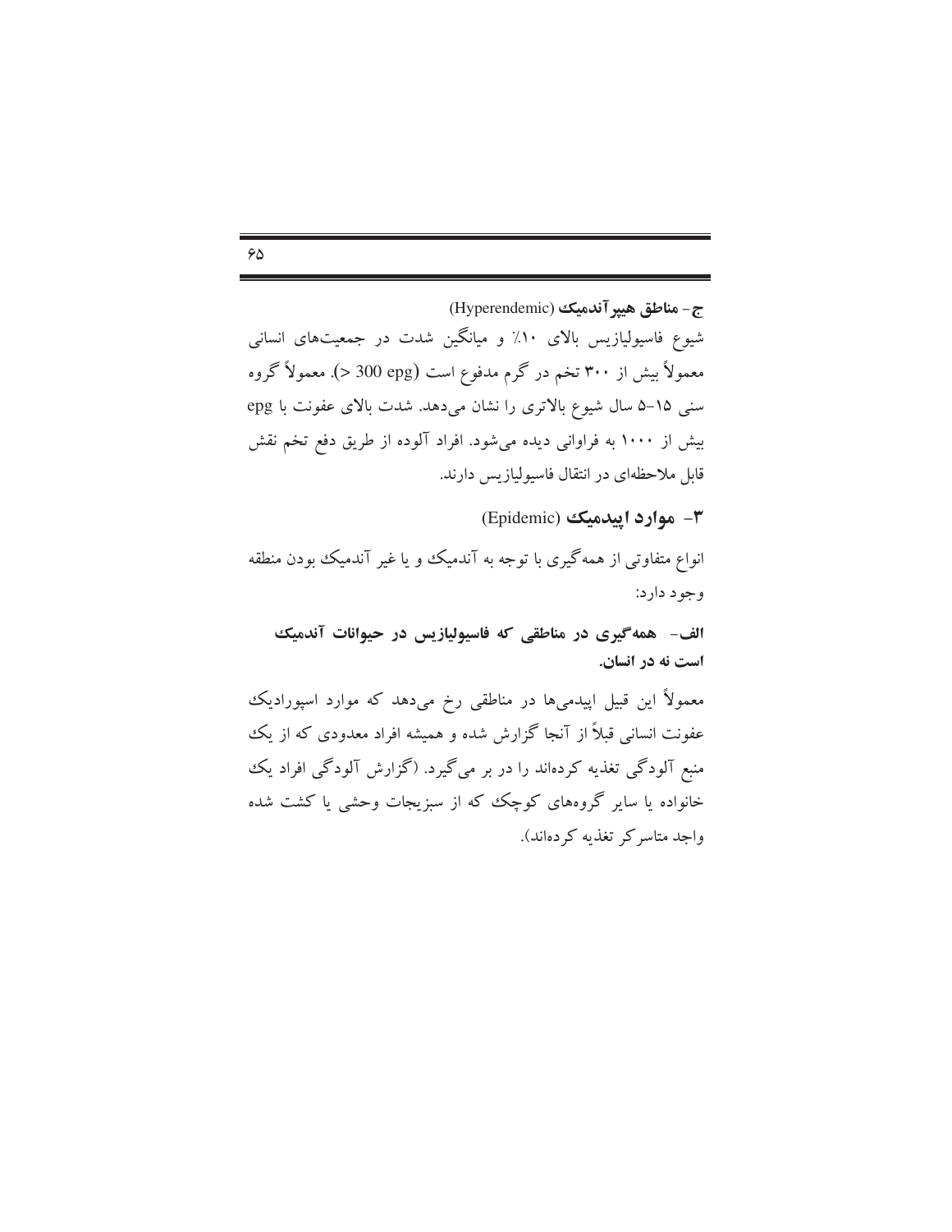**ج- مناطق هیپر آندمیک (Hyperendemic)**

شیوع فاسیولیازیس بالای ۱۰٪ و میانگین شدت در جمعیت‌های انسانی معمولاً بیش از ۳۰۰ تخم در گرم مدفوع است (> 300 epg). معمولاً گروه سنی ۱۵-۵ سال شیوع بالاتری را نشان می‌دهد. شدت بالای عفونت با epg بیش از ۱۰۰۰ به فراوانی دیده می‌شود. افراد آلوده از طریق دفع تخم نقش قابل ملاحظه‌ای در انتقال فاسیولیازیس دارند.

## ۳- موارد اپیدمیک (Epidemic)

انواع متفاوتی از همه‌گیری با توجه به آندمیک و یا غیر آندمیک بودن منطقه وجود دارد:

**الف- همه‌گیری در مناطقی که فاسیولیازیس در حیوانات آندمیک است نه در انسان.**

معمولاً این قبیل اپیدمی‌ها در مناطقی رخ می‌دهد که موارد اسپورادیک عفونت انسانی قبلاً از آنجا گزارش شده و همیشه افراد معدودی که از یک منبع آلودگی تغذیه کرده‌اند را در بر می‌گیرد. (گزارش آلودگی افراد یک خانواده یا سایر گروه‌های کوچک که از سبزیجات وحشی یا کشت شده واجد متاسرکر تغذیه کرده‌اند).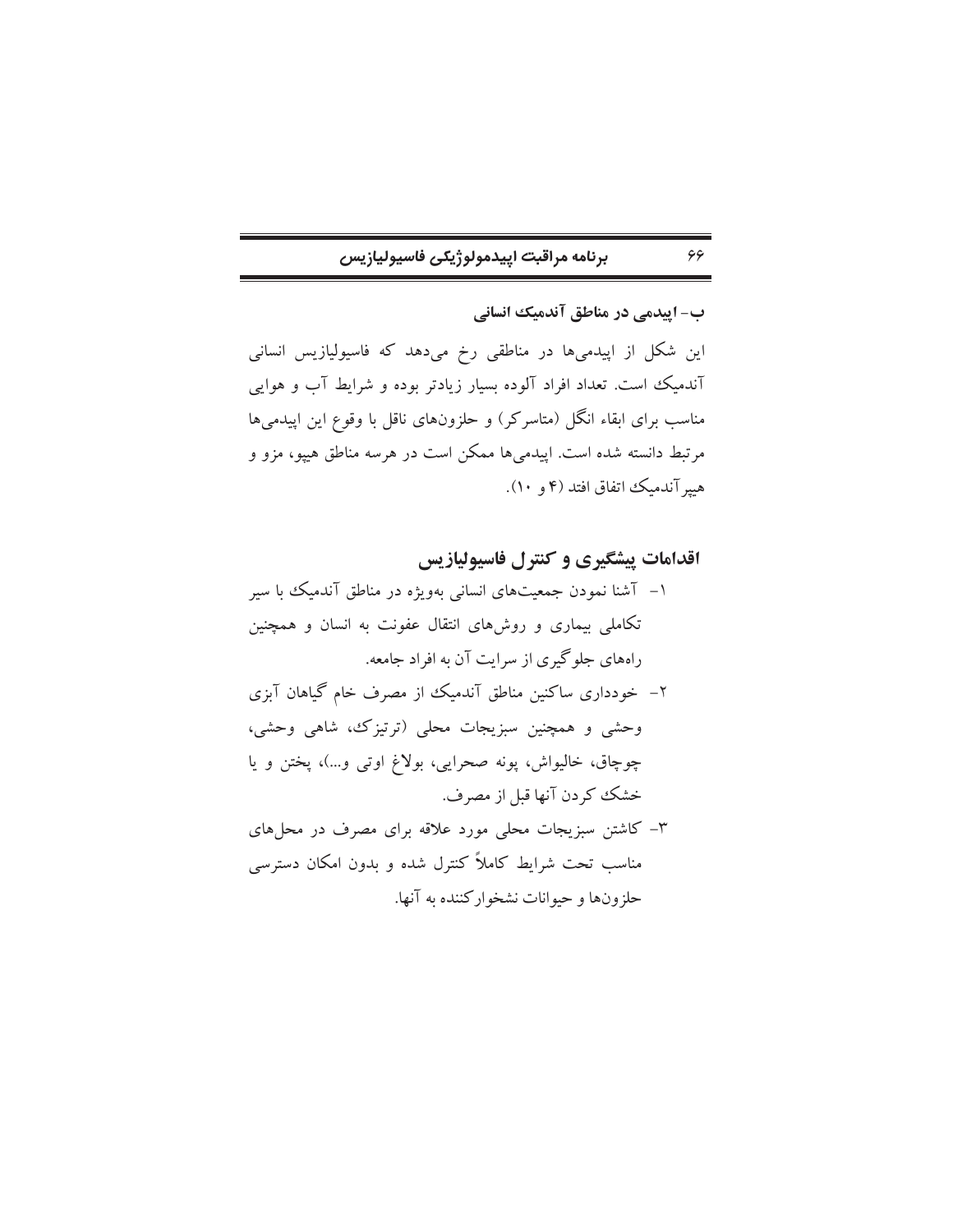**ب- اپیدمی در مناطق آندمیک انسانی**

این شکل از اپیدمی‌ها در مناطقی رخ می‌دهد که فاسیولیازیس انسانی آندمیک است. تعداد افراد آلوده بسیار زیادتر بوده و شرایط آب و هوایی مناسب برای ابقاء انگل (متاسرکر) و حلزون‌های ناقل با وقوع این اپیدمی‌ها مرتبط دانسته شده است. اپیدمی‌ها ممکن است در هرسه مناطق هیپو، مزو و هیپرآندمیک اتفاق افتد (۴ و ۱۰).

## اقدامات پیشگیری و کنترل فاسیولیازیس

۱- آشنا نمودن جمعیت‌های انسانی به‌ویژه در مناطق آندمیک با سیر تکاملی بیماری و روش‌های انتقال عفونت به انسان و همچنین راه‌های جلوگیری از سرایت آن به افراد جامعه.

۲- خودداری ساکنین مناطق آندمیک از مصرف خام گیاهان آبزی وحشی و همچنین سبزیجات محلی (ترتیزک، شاهی وحشی، چوچاق، خالیواش، پونه صحرایی، بولاغ اوتی و...)، پختن و یا خشک کردن آنها قبل از مصرف.

۳- کاشتن سبزیجات محلی مورد علاقه برای مصرف در محل‌های مناسب تحت شرایط کاملاً کنترل شده و بدون امکان دسترسی حلزون‌ها و حیوانات نشخوارکننده به آنها.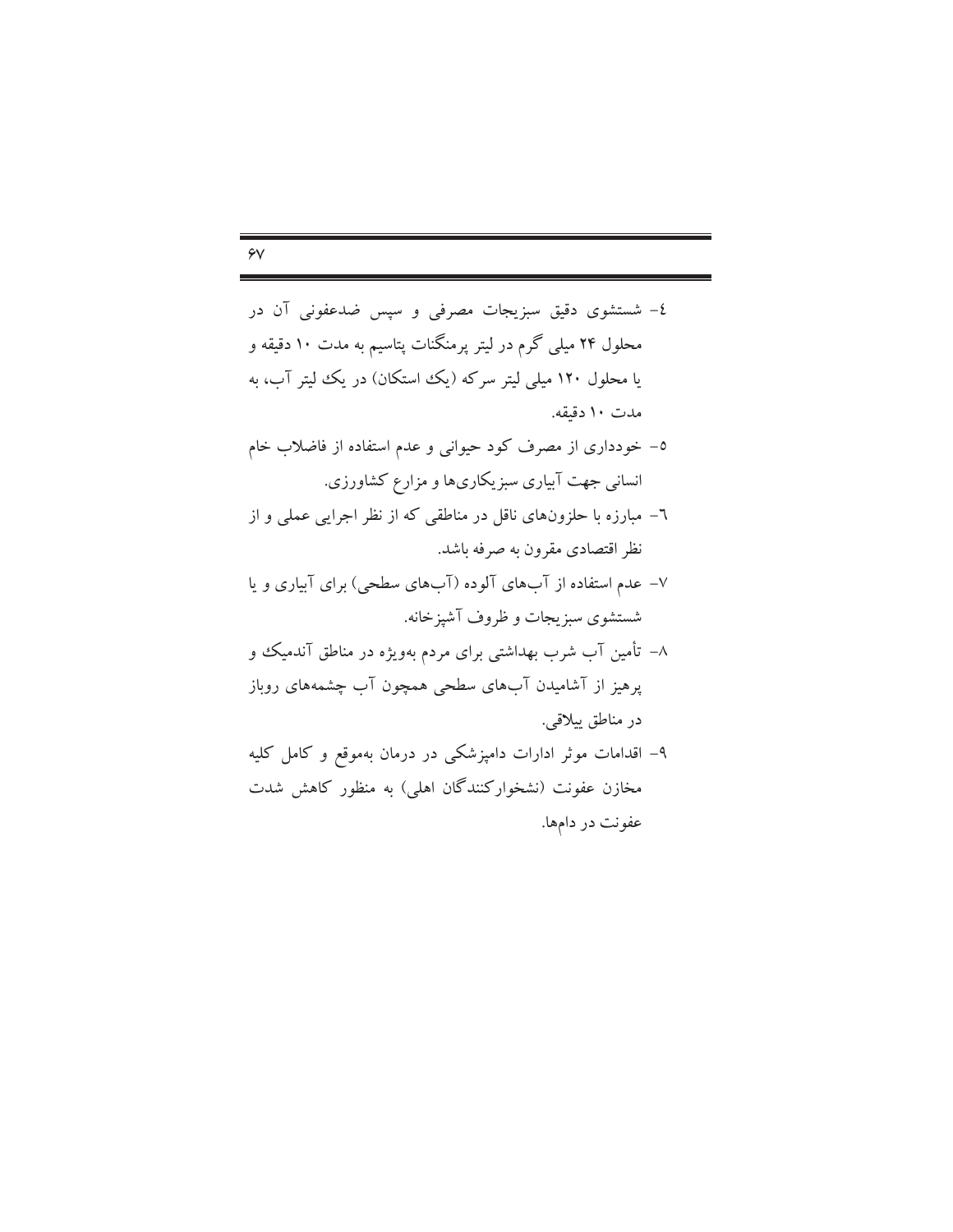٤- شستشوی دقیق سبزیجات مصرفی و سپس ضدعفونی آن در محلول ۲۴ میلی گرم در لیتر پرمنگنات پتاسیم به مدت ۱۰ دقیقه و یا محلول ۱۲۰ میلی لیتر سرکه (یک استکان) در یک لیتر آب، به مدت ۱۰ دقیقه.

٥- خودداری از مصرف کود حیوانی و عدم استفاده از فاضلاب خام انسانی جهت آبیاری سبزیکاری‌ها و مزارع کشاورزی.

٦- مبارزه با حلزون‌های ناقل در مناطقی که از نظر اجرایی عملی و از نظر اقتصادی مقرون به صرفه باشد.

٧- عدم استفاده از آب‌های آلوده (آب‌های سطحی) برای آبیاری و یا شستشوی سبزیجات و ظروف آشپزخانه.

٨- تأمین آب شرب بهداشتی برای مردم به‌ویژه در مناطق آندمیک و پرهیز از آشامیدن آب‌های سطحی همچون آب چشمه‌های روباز در مناطق ییلاقی.

٩- اقدامات موثر ادارات دامپزشکی در درمان به‌موقع و کامل کلیه مخازن عفونت (نشخوارکنندگان اهلی) به منظور کاهش شدت عفونت در دامها.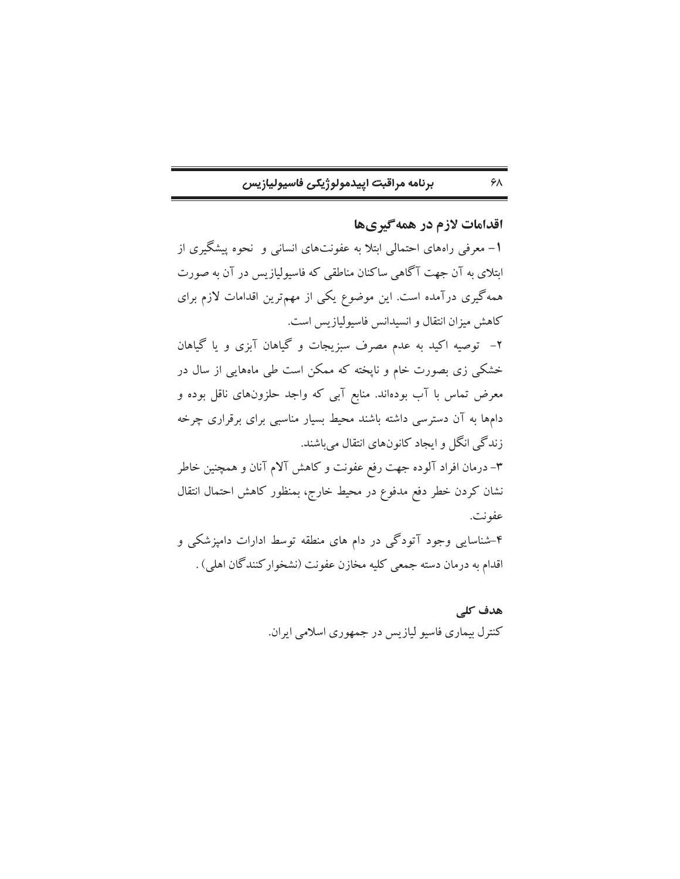## اقدامات لازم در همه‌گیری‌ها

۱- معرفی راه‌های احتمالی ابتلا به عفونت‌های انسانی و نحوه پیشگیری از ابتلای به آن جهت آگاهی ساکنان مناطقی که فاسیولیازیس در آن به صورت همه‌گیری درآمده است. این موضوع یکی از مهم‌ترین اقدامات لازم برای کاهش میزان انتقال و انسیدانس فاسیولیازیس است.

۲- توصیه اکید به عدم مصرف سبزیجات و گیاهان آبزی و یا گیاهان خشکی زی بصورت خام و ناپخته که ممکن است طی ماه‌هایی از سال در معرض تماس با آب بوده‌اند. منابع آبی که واجد حلزون‌های ناقل بوده و دام‌ها به آن دسترسی داشته باشند محیط بسیار مناسبی برای برقراری چرخه زندگی انگل و ایجاد کانون‌های انتقال می‌باشند.

۳- درمان افراد آلوده جهت رفع عفونت و کاهش آلام آنان و همچنین خاطر نشان کردن خطر دفع مدفوع در محیط خارج، بمنظور کاهش احتمال انتقال عفونت.

۴-شناسایی وجود آتودگی در دام های منطقه توسط ادارات دامپزشکی و اقدام به درمان دسته جمعی کلیه مخازن عفونت (نشخوارکنندگان اهلی) .

### هدف کلی

کنترل بیماری فاسیو لیازیس در جمهوری اسلامی ایران.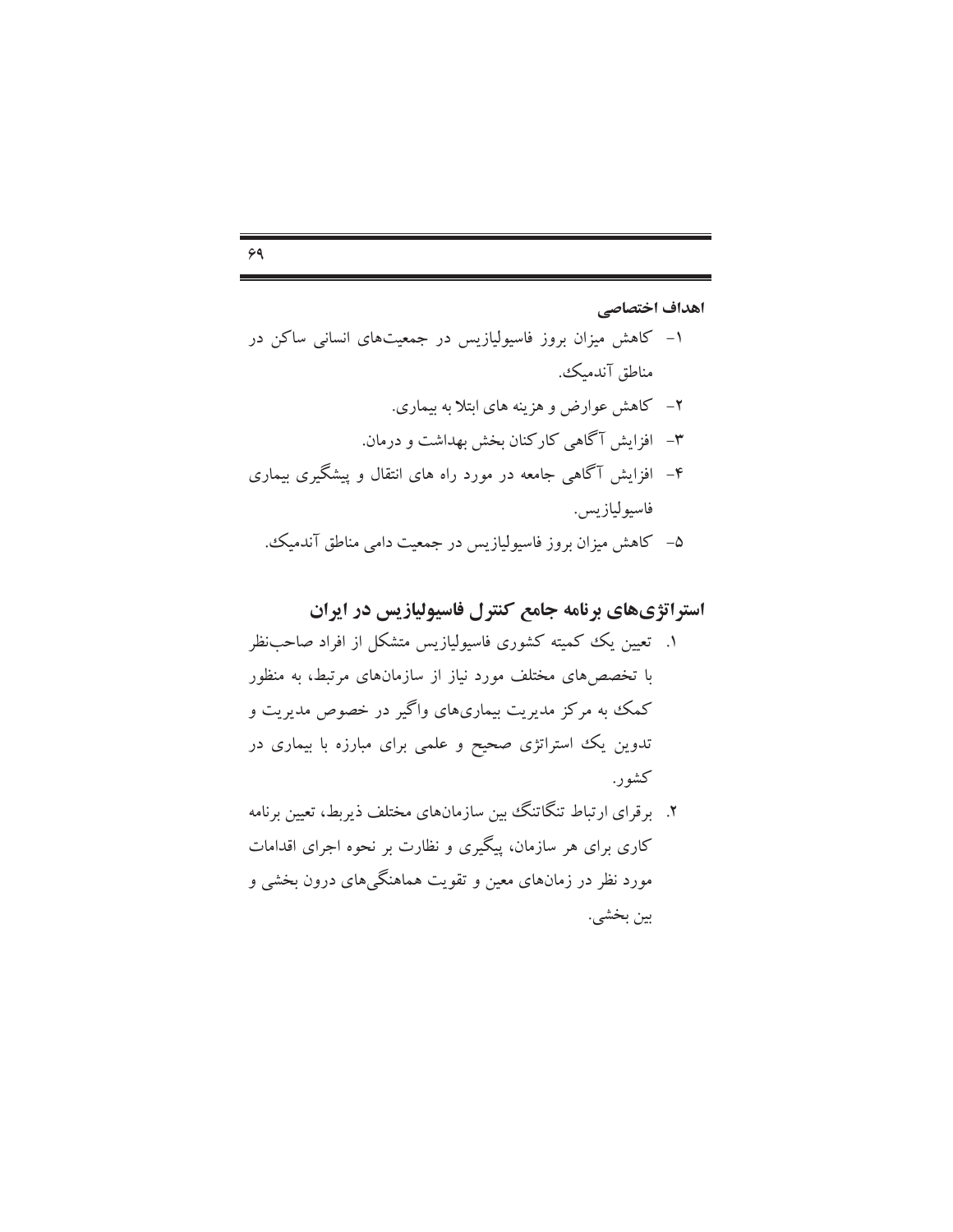**اهداف اختصاصی**

۱- کاهش میزان بروز فاسیولیازیس در جمعیت‌های انسانی ساکن در مناطق آندمیک.

۲- کاهش عوارض و هزینه های ابتلا به بیماری.

۳- افزایش آگاهی کارکنان بخش بهداشت و درمان.

۴- افزایش آگاهی جامعه در مورد راه های انتقال و پیشگیری بیماری فاسیولیازیس.

۵- کاهش میزان بروز فاسیولیازیس در جمعیت دامی مناطق آندمیک.

## استراتژی‌های برنامه جامع کنترل فاسیولیازیس در ایران

۱. تعیین یک کمیته کشوری فاسیولیازیس متشکل از افراد صاحب‌نظر با تخصص‌های مختلف مورد نیاز از سازمان‌های مرتبط، به منظور کمک به مرکز مدیریت بیماری‌های واگیر در خصوص مدیریت و تدوین یک استراتژی صحیح و علمی برای مبارزه با بیماری در کشور.

۲. برقرای ارتباط تنگاتنگ بین سازمان‌های مختلف ذیربط، تعیین برنامه کاری برای هر سازمان، پیگیری و نظارت بر نحوه اجرای اقدامات مورد نظر در زمان‌های معین و تقویت هماهنگی‌های درون بخشی و بین بخشی.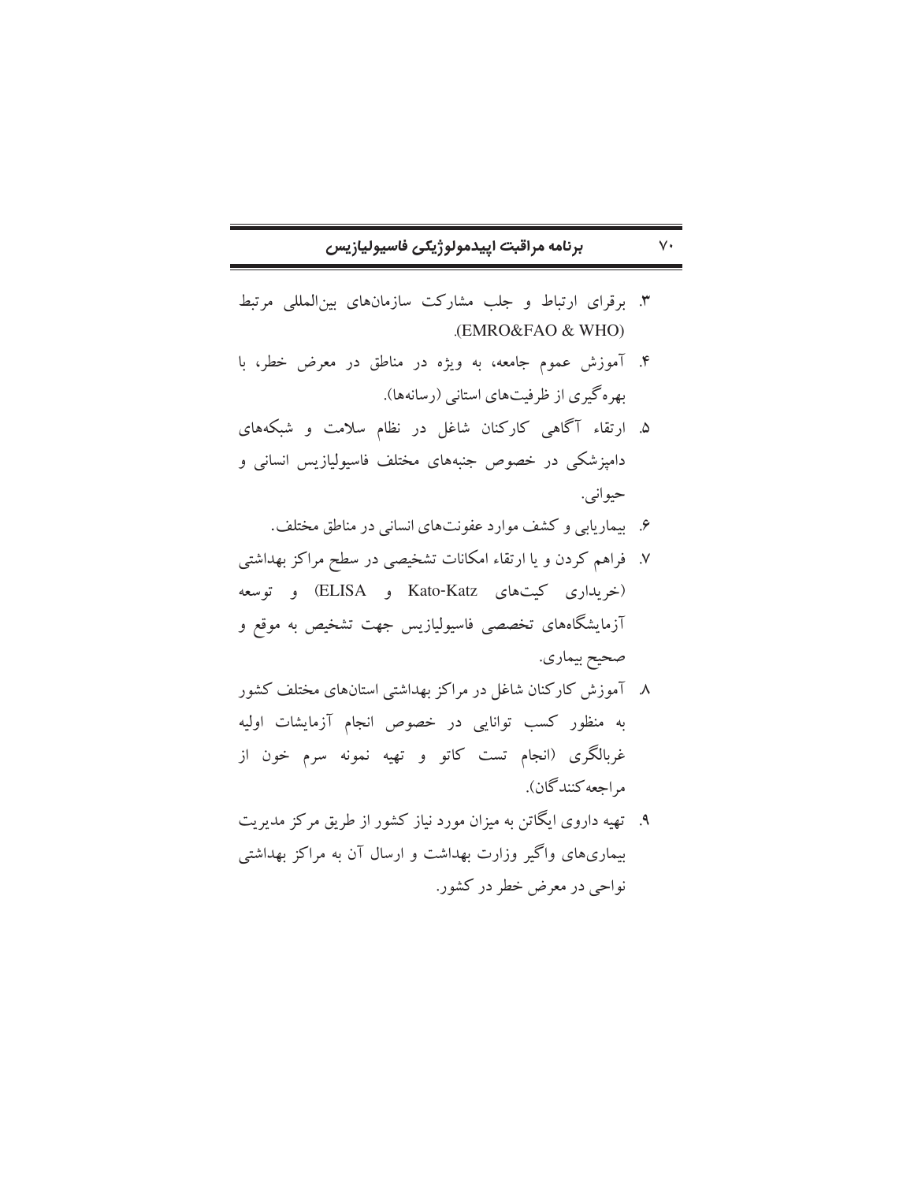۳. برقرای ارتباط و جلب مشارکت سازمان‌های بین‌المللی مرتبط (EMRO&FAO & WHO).

۴. آموزش عموم جامعه، به ویژه در مناطق در معرض خطر، با بهره‌گیری از ظرفیت‌های استانی (رسانه‌ها).

۵. ارتقاء آگاهی کارکنان شاغل در نظام سلامت و شبکه‌های دامپزشکی در خصوص جنبه‌های مختلف فاسیولیازیس انسانی و حیوانی.

۶. بیماریابی و کشف موارد عفونت‌های انسانی در مناطق مختلف.

۷. فراهم کردن و یا ارتقاء امکانات تشخیصی در سطح مراکز بهداشتی (خریداری کیت‌های Kato-Katz و ELISA) و توسعه آزمایشگاه‌های تخصصی فاسیولیازیس جهت تشخیص به موقع و صحیح بیماری.

۸. آموزش کارکنان شاغل در مراکز بهداشتی استان‌های مختلف کشور به منظور کسب توانایی در خصوص انجام آزمایشات اولیه غربالگری (انجام تست کاتو و تهیه نمونه سرم خون از مراجعه‌کنندگان).

۹. تهیه داروی ایگاتن به میزان مورد نیاز کشور از طریق مرکز مدیریت بیماری‌های واگیر وزارت بهداشت و ارسال آن به مراکز بهداشتی نواحی در معرض خطر در کشور.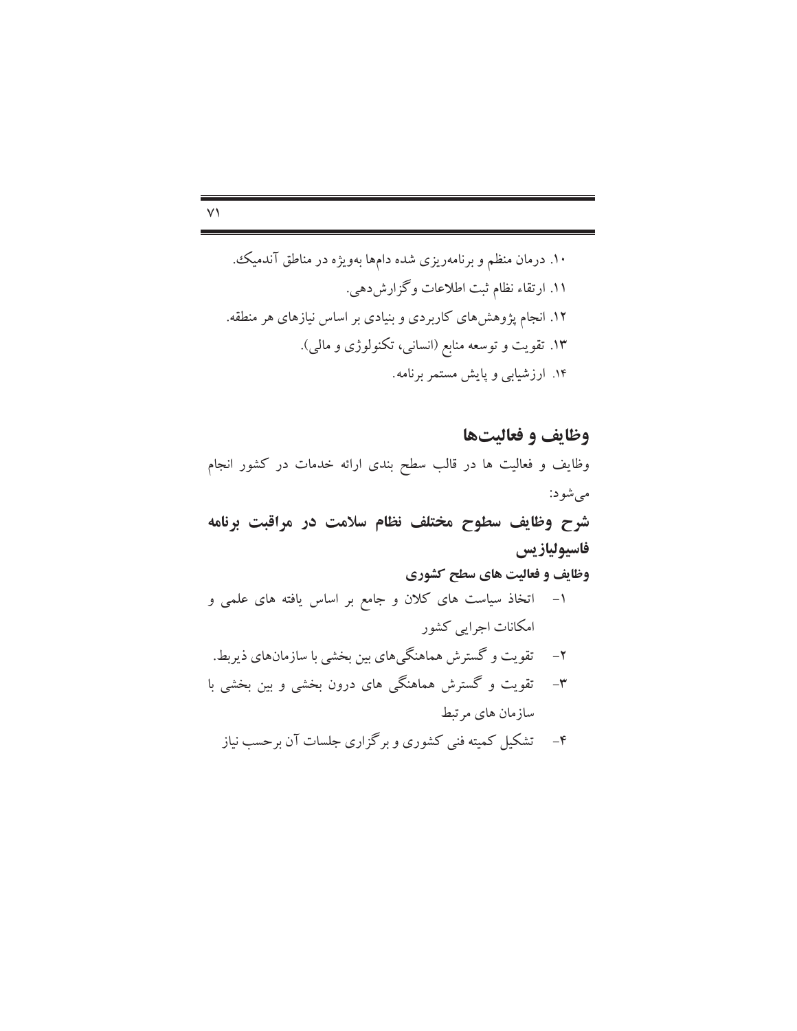۱۰. درمان منظم و برنامه‌ریزی شده دام‌ها به‌ویژه در مناطق آندمیک.

۱۱. ارتقاء نظام ثبت اطلاعات و گزارش‌دهی.

۱۲. انجام پژوهش‌های کاربردی و بنیادی بر اساس نیازهای هر منطقه.

۱۳. تقویت و توسعه منابع (انسانی، تکنولوژی و مالی).

۱۴. ارزشیابی و پایش مستمر برنامه.

## وظایف و فعالیت‌ها

وظایف و فعالیت ها در قالب سطح بندی ارائه خدمات در کشور انجام می‌شود:

## شرح وظایف سطوح مختلف نظام سلامت در مراقبت برنامه فاسیولیازیس

### وظایف و فعالیت های سطح کشوری

۱- اتخاذ سیاست های کلان و جامع بر اساس یافته های علمی و امکانات اجرایی کشور

۲- تقویت و گسترش هماهنگی‌های بین بخشی با سازمان‌های ذیربط.

۳- تقویت و گسترش هماهنگی های درون بخشی و بین بخشی با سازمان های مرتبط

۴- تشکیل کمیته فنی کشوری و برگزاری جلسات آن برحسب نیاز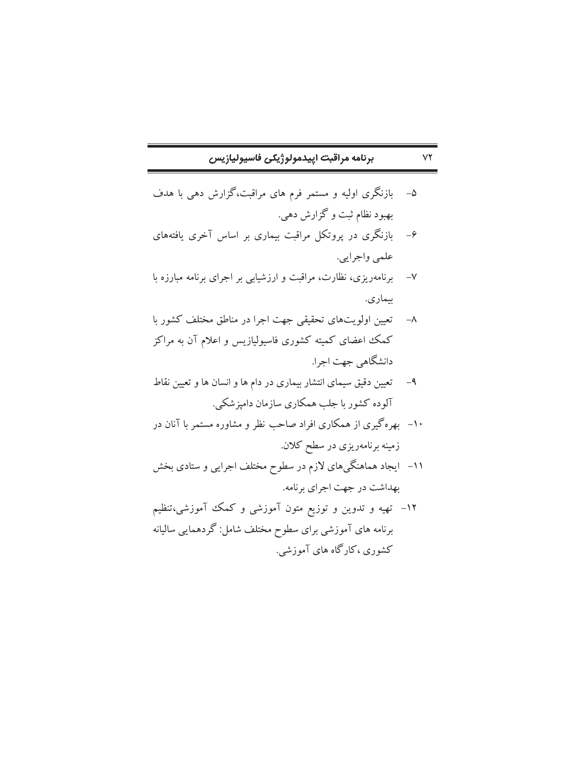۵- بازنگری اولیه و مستمر فرم های مراقبت،گزارش دهی با هدف بهبود نظام ثبت و گزارش دهی.

۶- بازنگری در پروتکل مراقبت بیماری بر اساس آخری یافته‌های علمی واجرایی.

۷- برنامه‌ریزی، نظارت، مراقبت و ارزشیابی بر اجرای برنامه مبارزه با بیماری.

۸- تعیین اولویت‌های تحقیقی جهت اجرا در مناطق مختلف کشور با کمک اعضای کمیته کشوری فاسیولیازیس و اعلام آن به مراکز دانشگاهی جهت اجرا.

۹- تعیین دقیق سیمای انتشار بیماری در دام ها و انسان ها و تعیین نقاط آلوده کشور با جلب همکاری سازمان دامپزشکی.

۱۰- بهره‌گیری از همکاری افراد صاحب نظر و مشاوره مستمر با آنان در زمینه برنامه‌ریزی در سطح کلان.

۱۱- ایجاد هماهنگی‌های لازم در سطوح مختلف اجرایی و ستادی بخش بهداشت در جهت اجرای برنامه.

۱۲- تهیه و تدوین و توزیع متون آموزشی و کمک آموزشی،تنظیم برنامه های آموزشی برای سطوح مختلف شامل: گردهمایی سالیانه کشوری ،کارگاه های آموزشی.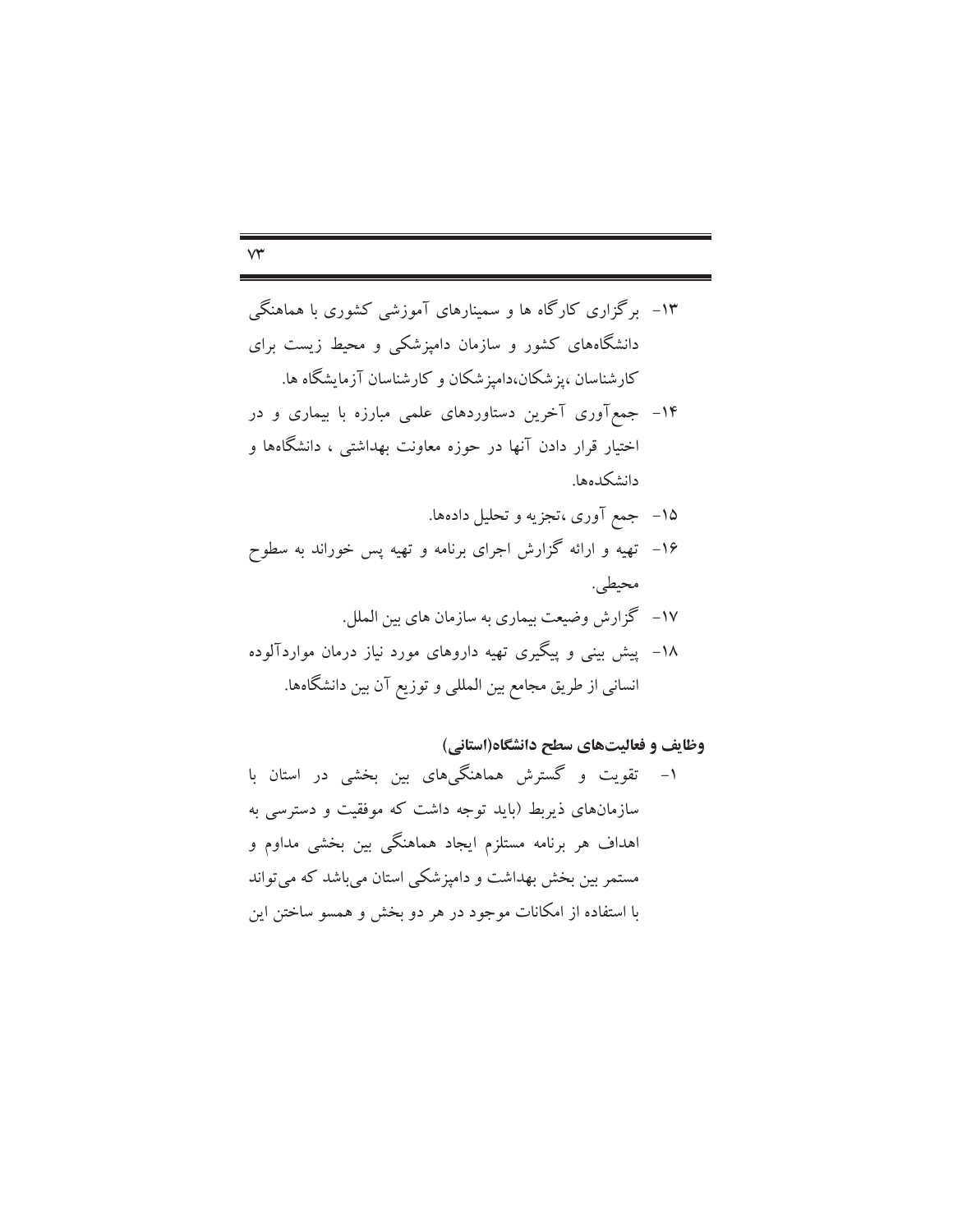۱۳- برگزاری کارگاه ها و سمینارهای آموزشی کشوری با هماهنگی دانشگاه‌های کشور و سازمان دامپزشکی و محیط زیست برای کارشناسان ،پزشکان،دامپزشکان و کارشناسان آزمایشگاه ها.

۱۴- جمع‌آوری آخرین دستاوردهای علمی مبارزه با بیماری و در اختیار قرار دادن آنها در حوزه معاونت بهداشتی ، دانشگاه‌ها و دانشکده‌ها.

۱۵- جمع آوری ،تجزیه و تحلیل داده‌ها.

۱۶- تهیه و ارائه گزارش اجرای برنامه و تهیه پس خوراند به سطوح محیطی.

۱۷- گزارش وضیعت بیماری به سازمان های بین الملل.

۱۸- پیش بینی و پیگیری تهیه داروهای مورد نیاز درمان مواردآلوده انسانی از طریق مجامع بین المللی و توزیع آن بین دانشگاه‌ها.

**وظایف و فعالیت‌های سطح دانشگاه(استانی)**

۱- تقویت و گسترش هماهنگی‌های بین بخشی در استان با سازمان‌های ذیربط (باید توجه داشت که موفقیت و دسترسی به اهداف هر برنامه مستلزم ایجاد هماهنگی بین بخشی مداوم و مستمر بین بخش بهداشت و دامپزشکی استان می‌باشد که می‌تواند با استفاده از امکانات موجود در هر دو بخش و همسو ساختن این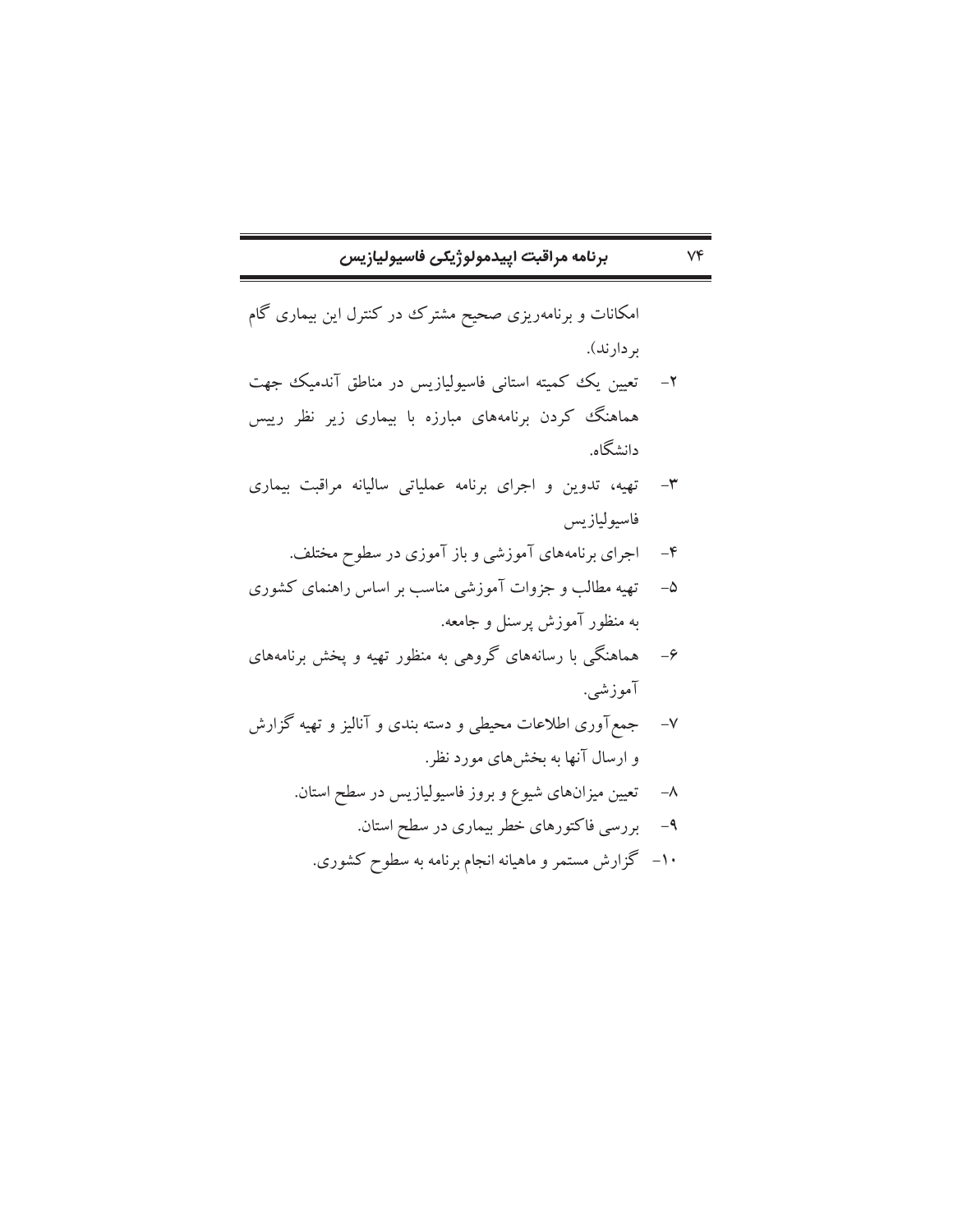امکانات و برنامه‌ریزی صحیح مشترک در کنترل این بیماری گام بردارند).

۲- تعیین یک کمیته استانی فاسیولیازیس در مناطق آندمیک جهت هماهنگ کردن برنامه‌های مبارزه با بیماری زیر نظر رییس دانشگاه.

۳- تهیه، تدوین و اجرای برنامه عملیاتی سالیانه مراقبت بیماری فاسیولیازیس

۴- اجرای برنامه‌های آموزشی و باز آموزی در سطوح مختلف.

۵- تهیه مطالب و جزوات آموزشی مناسب بر اساس راهنمای کشوری به منظور آموزش پرسنل و جامعه.

۶- هماهنگی با رسانه‌های گروهی به منظور تهیه و پخش برنامه‌های آموزشی.

۷- جمع‌آوری اطلاعات محیطی و دسته بندی و آنالیز و تهیه گزارش و ارسال آنها به بخش‌های مورد نظر.

۸- تعیین میزان‌های شیوع و بروز فاسیولیازیس در سطح استان.

۹- بررسی فاکتورهای خطر بیماری در سطح استان.

۱۰- گزارش مستمر و ماهیانه انجام برنامه به سطوح کشوری.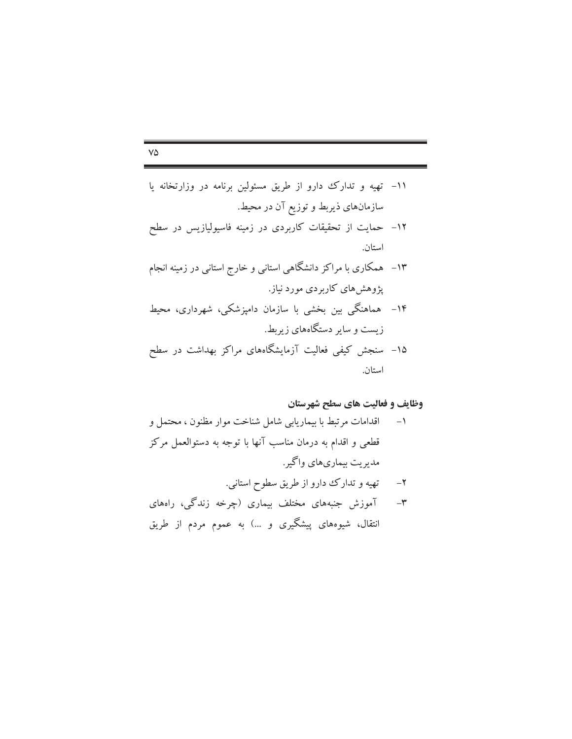۱۱- تهیه و تدارک دارو از طریق مسئولین برنامه در وزارتخانه یا سازمان‌های ذیربط و توزیع آن در محیط.

۱۲- حمایت از تحقیقات کاربردی در زمینه فاسیولیازیس در سطح استان.

۱۳- همکاری با مراکز دانشگاهی استانی و خارج استانی در زمینه انجام پژوهش‌های کاربردی مورد نیاز.

۱۴- هماهنگی بین بخشی با سازمان دامپزشکی، شهرداری، محیط زیست و سایر دستگاه‌های زیربط.

۱۵- سنجش کیفی فعالیت آزمایشگاه‌های مراکز بهداشت در سطح استان.

**وظایف و فعالیت های سطح شهرستان**

۱- اقدامات مرتبط با بیماریابی شامل شناخت موار مظنون ، محتمل و قطعی و اقدام به درمان مناسب آنها با توجه به دستوالعمل مرکز مدیریت بیماری‌های واگیر.

۲- تهیه و تدارک دارو از طریق سطوح استانی.

۳- آموزش جنبه‌های مختلف بیماری (چرخه زندگی، راه‌های انتقال، شیوه‌های پیشگیری و ...) به عموم مردم از طریق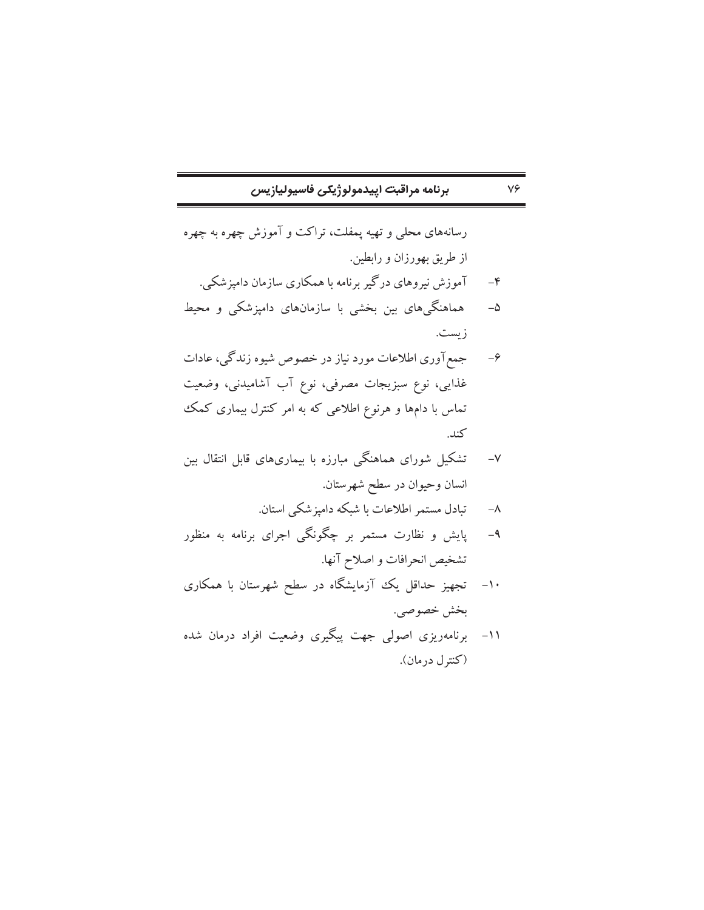رسانه‌های محلی و تهیه پمفلت، تراکت و آموزش چهره به چهره از طریق بهورزان و رابطین.

۴- آموزش نیروهای درگیر برنامه با همکاری سازمان دامپزشکی.

۵- هماهنگی‌های بین بخشی با سازمان‌های دامپزشکی و محیط زیست.

۶- جمع‌آوری اطلاعات مورد نیاز در خصوص شیوه زندگی، عادات غذایی، نوع سبزیجات مصرفی، نوع آب آشامیدنی، وضعیت تماس با دام‌ها و هرنوع اطلاعی که به امر کنترل بیماری کمک کند.

۷- تشکیل شورای هماهنگی مبارزه با بیماری‌های قابل انتقال بین انسان وحیوان در سطح شهرستان.

۸- تبادل مستمر اطلاعات با شبکه دامپزشکی استان.

۹- پایش و نظارت مستمر بر چگونگی اجرای برنامه به منظور تشخیص انحرافات و اصلاح آنها.

۱۰- تجهیز حداقل یک آزمایشگاه در سطح شهرستان با همکاری بخش خصوصی.

۱۱- برنامه‌ریزی اصولی جهت پیگیری وضعیت افراد درمان شده (کنترل درمان).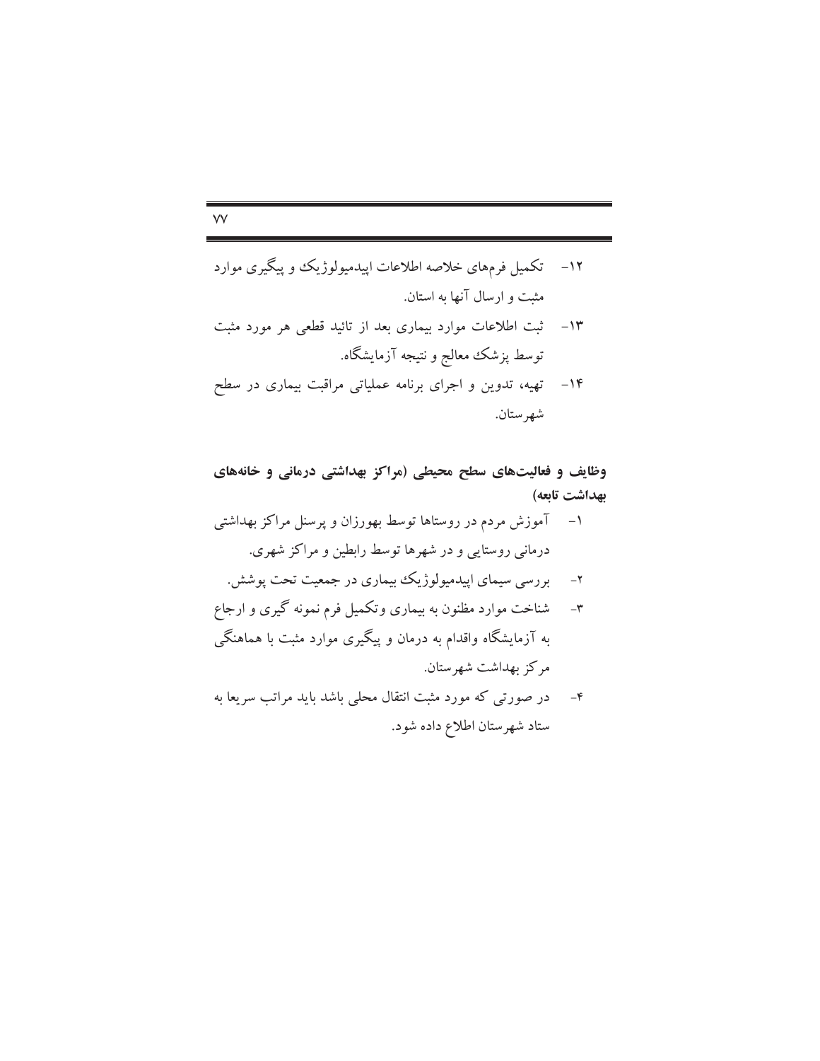۱۲- تکمیل فرم‌های خلاصه اطلاعات اپیدمیولوژیک و پیگیری موارد مثبت و ارسال آنها به استان.

۱۳- ثبت اطلاعات موارد بیماری بعد از تائید قطعی هر مورد مثبت توسط پزشک معالج و نتیجه آزمایشگاه.

۱۴- تهیه، تدوین و اجرای برنامه عملیاتی مراقبت بیماری در سطح شهرستان.

**وظایف و فعالیت‌های سطح محیطی (مراکز بهداشتی درمانی و خانه‌های بهداشت تابعه)**

۱- آموزش مردم در روستاها توسط بهورزان و پرسنل مراکز بهداشتی درمانی روستایی و در شهرها توسط رابطین و مراکز شهری.

۲- بررسی سیمای اپیدمیولوژیک بیماری در جمعیت تحت پوشش.

۳- شناخت موارد مظنون به بیماری وتکمیل فرم نمونه گیری و ارجاع به آزمایشگاه واقدام به درمان و پیگیری موارد مثبت با هماهنگی مرکز بهداشت شهرستان.

۴- در صورتی که مورد مثبت انتقال محلی باشد باید مراتب سریعا به ستاد شهرستان اطلاع داده شود.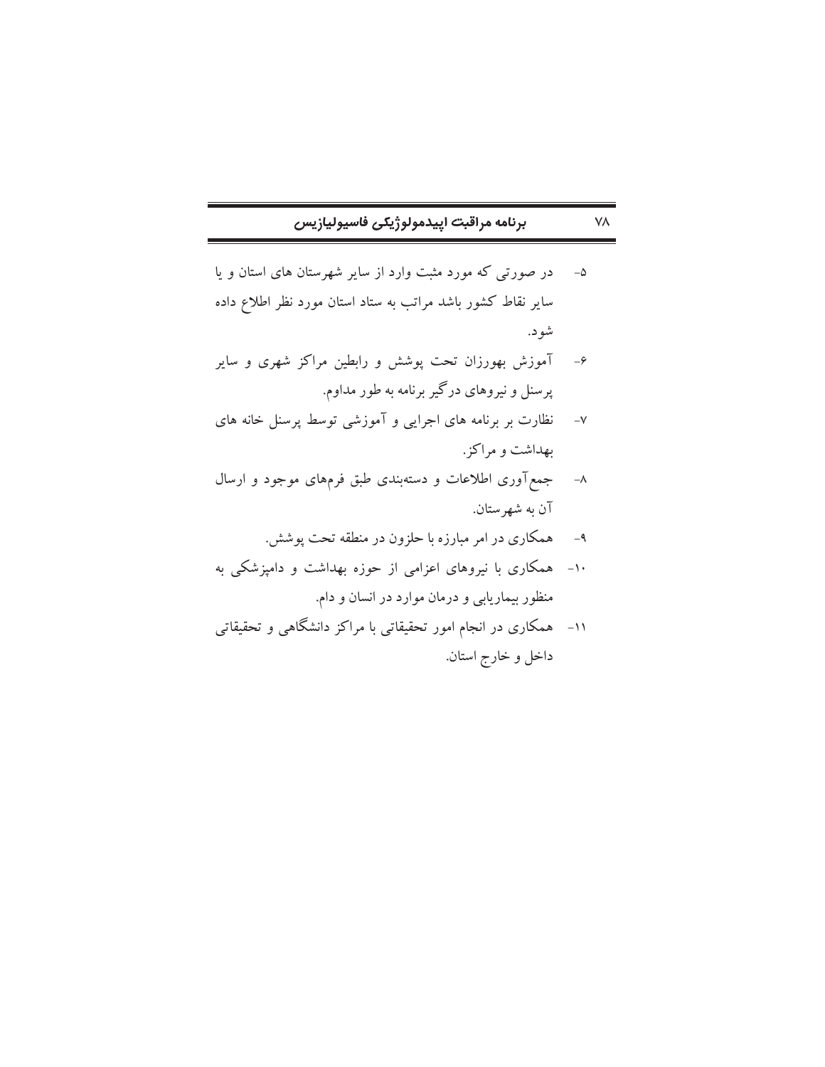۵- در صورتی که مورد مثبت وارد از سایر شهرستان های استان و یا سایر نقاط کشور باشد مراتب به ستاد استان مورد نظر اطلاع داده شود.

۶- آموزش بهورزان تحت پوشش و رابطین مراکز شهری و سایر پرسنل و نیروهای درگیر برنامه به طور مداوم.

۷- نظارت بر برنامه های اجرایی و آموزشی توسط پرسنل خانه های بهداشت و مراکز.

۸- جمع‌آوری اطلاعات و دسته‌بندی طبق فرمهای موجود و ارسال آن به شهرستان.

۹- همکاری در امر مبارزه با حلزون در منطقه تحت پوشش.

۱۰- همکاری با نیروهای اعزامی از حوزه بهداشت و دامپزشکی به منظور بیماریابی و درمان موارد در انسان و دام.

۱۱- همکاری در انجام امور تحقیقاتی با مراکز دانشگاهی و تحقیقاتی داخل و خارج استان.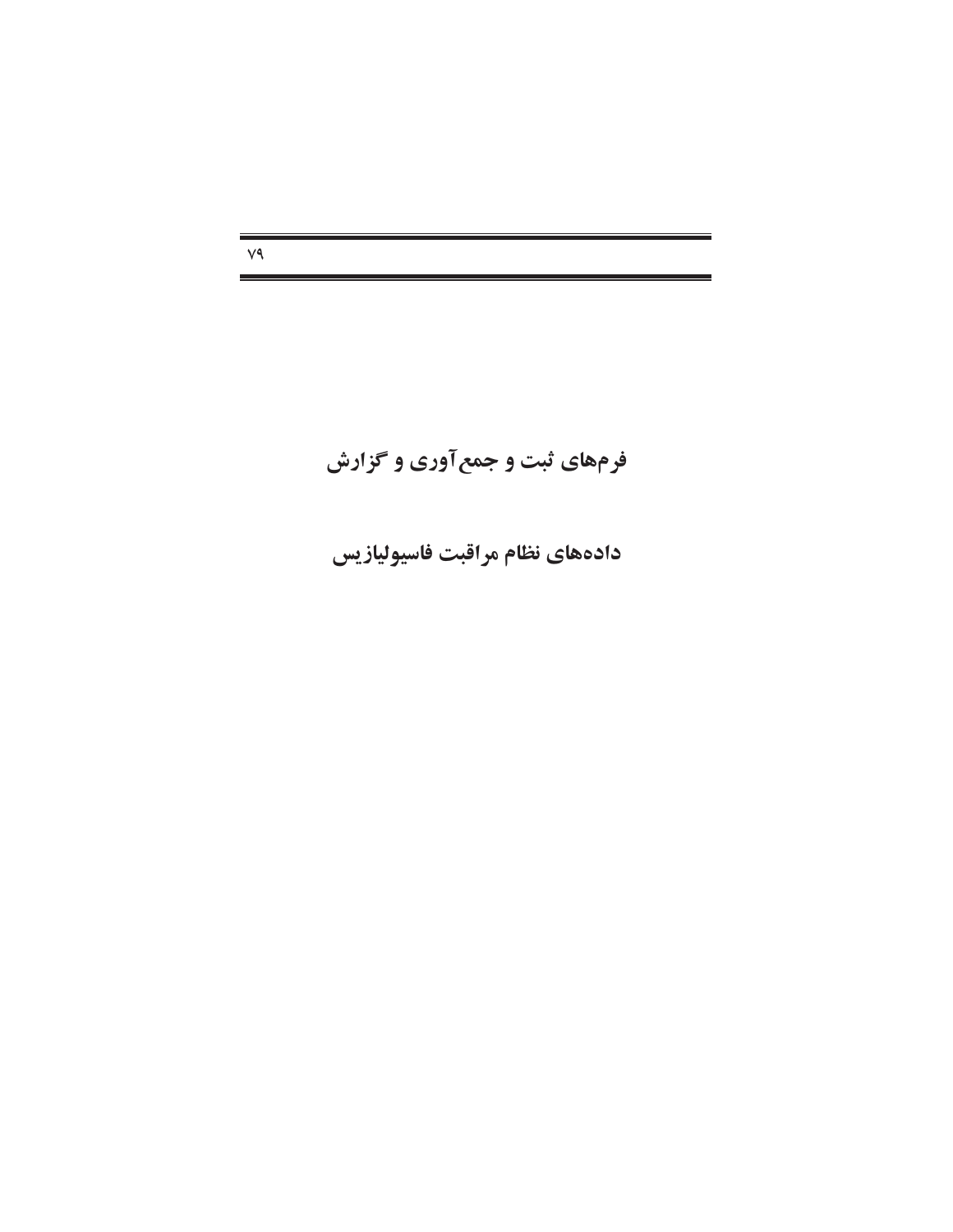# فرم‌های ثبت و جمع‌آوری و گزارش

# داده‌های نظام مراقبت فاسیولیازیس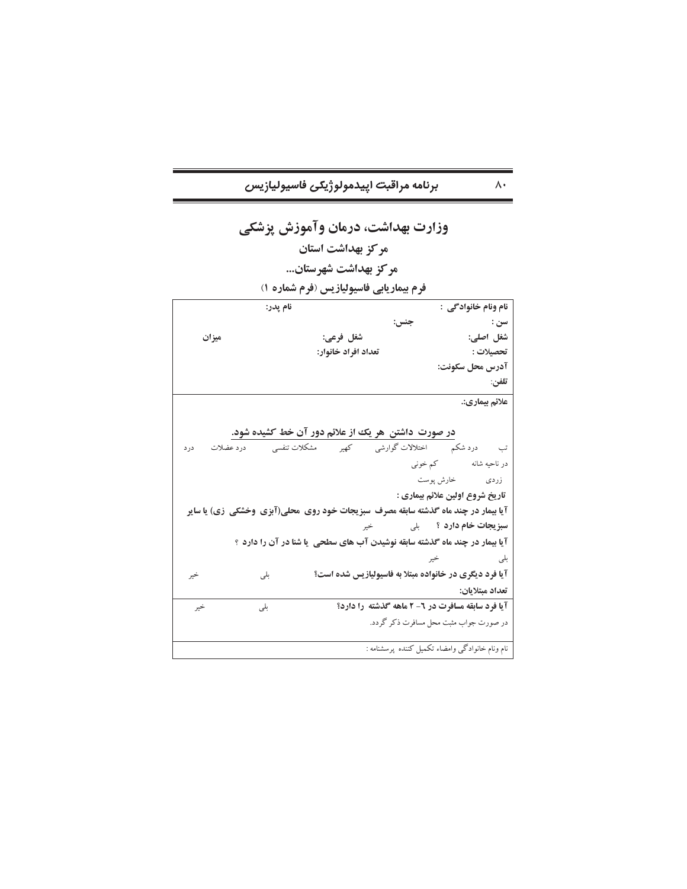# وزارت بهداشت، درمان وآموزش پزشکی

## مرکز بهداشت استان

## مرکز بهداشت شهرستان...

### فرم بیماریابی فاسیولیازیس (فرم شماره ۱)

**نام ونام خانوادگی :** **نام پدر:**

**سن :** **جنس:**

**شغل اصلی:** **شغل فرعی:** **میزان**

**تحصیلات :** **تعداد افراد خانوار:**

**آدرس محل سکونت:**

**تلفن:**

---

**علائم بیماری:.**

**در صورت داشتن هر یک از علائم دور آن خط کشیده شود.**

تب درد شکم اختلالات گوارشی کهیر مشکلات تنفسی درد عضلات درد در ناحیه شانه کم خونی

زردی خارش پوست

**تاریخ شروع اولین علائم بیماری :**

**آیا بیمار در چند ماه گذشته سابقه مصرف سبزیجات خود روی محلی(آبزی وخشکی زی) یا سایر سبزیجات خام دارد ؟** بلی خیر

**آیا بیمار در چند ماه گذشته سابقه نوشیدن آب های سطحی یا شنا در آن را دارد ؟**

بلی خیر

**آیا فرد دیگری در خانواده مبتلا به فاسیولیازیس شده است؟** بلی خیر

**تعداد مبتلایان:**

---

**آیا فرد سابقه مسافرت در ٦- ٢ ماهه گذشته را دارد؟** بلی خیر

در صورت جواب مثبت محل مسافرت ذکر گردد.

---

نام ونام خانوادگی وامضاء تکمیل کننده پرسشنامه :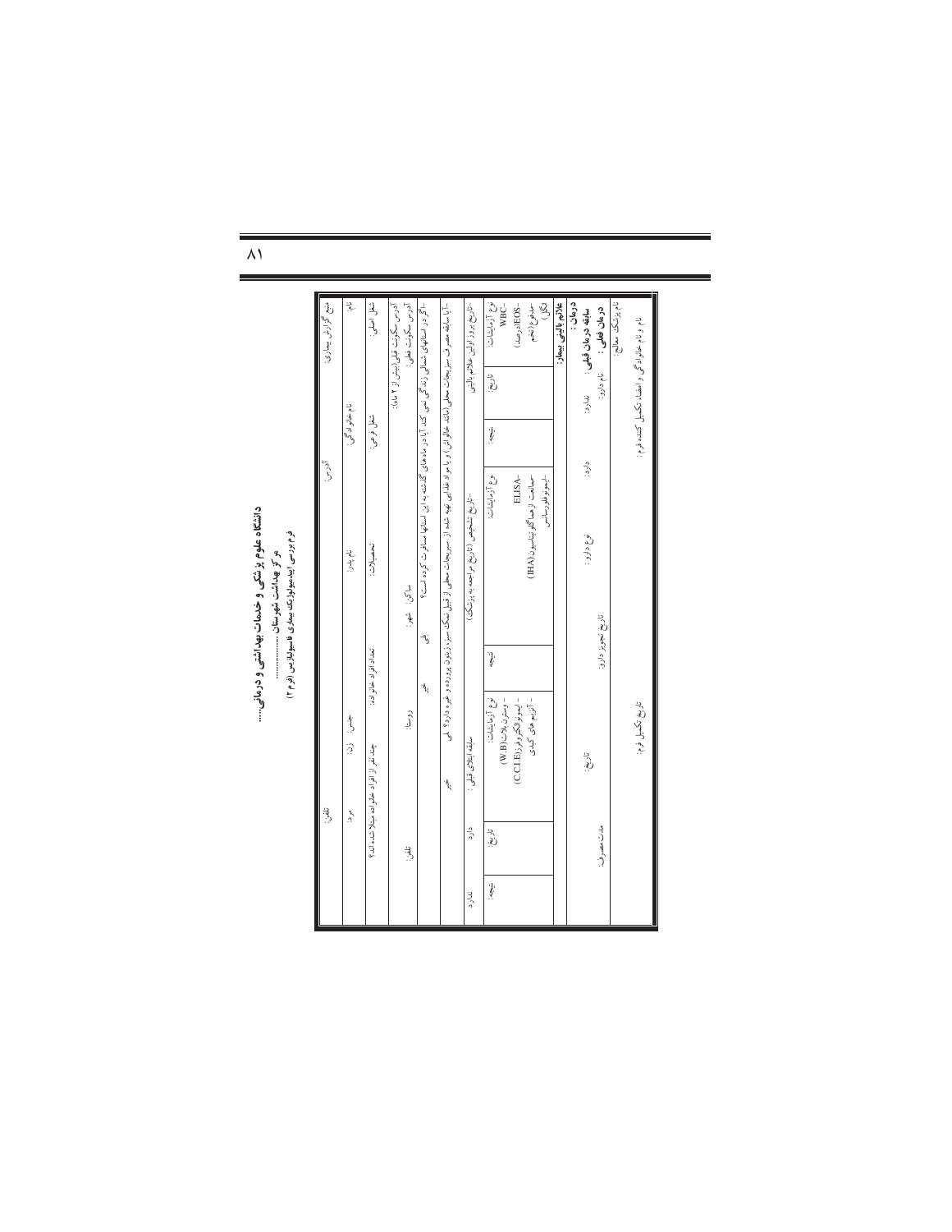# دانشگاه علوم پزشکی و خدمات بهداشتی و درمانی......

## مرکز بهداشت شهرستان ..................

### فرم بررسی اپیدمیولوژیک بیماری فاسیولیازیس (فرم ۲)

| | | | | | |
|---|---|---|---|---|---|
| منبع گزارش بیماری: | | آدرس: | | تلفن: | |
| نام: | نام خانوادگی: | نام پدر: | جنس: زن: | مرد: | |
| شغل اصلی: | شغل فرعی: | تحصیلات: | تعداد افراد خانواده: | چند نفر از افراد خانواده مبتلا شده اند؟ | |
| آدرس سکونت قبلی (بیش از ۲ ماه): | | | | | |
| آدرس سکونت فعلی: | | ساکن: شهر: | روستا: | | تلفن: |
| -اگر در استانهای شمالی زندگی نمی کند آیا در ماه های گذشته به این استانها مسافرت کرده است؟ | | بلی | خیر | | |
| -آیا سابقه مصرف سبزیجات محلی (مانند خالواش) و یا مواد غذایی تهیه شده از سبزیجات محلی از قبیل نمک سبز، زیتون پرورده و غیره دارد؟ بلی | | | | خیر | |
| -تاریخ بروز اولین علائم بالینی | | -تاریخ تشخیص (تاریخ مراجعه به پزشک) | | سابقه ابتلای قبلی: | دارد / ندارد |
| نوع آزمایشات: -WBC -EOS(درصد) -مدفوع (تخم انگل) | تاریخ: / نتیجه: | نوع آزمایشات: -ELISA -سماغت ارهماگلوتیناسیون (IHA) -ایمونوفلورسانس | نتیجه | نوع آزمایشات: -وسترن بلات (W.B) -ایمونوالکتروفورز (C.C.I.E) -آنزیم های کبدی | تاریخ: / نتیجه: |
| علائم بالینی بیمار: | | | | | |
| درمان: | | | | | |
| سابقه درمان قبلی: ندارد: | دارد: | نوع دارو: | تاریخ: | مدت مصرف: | |
| درمان فعلی: نام دارو: | | تاریخ تجویز دارو: | | | |
| نام پزشک معالج: | | | | | |
| نام و نام خانوادگی و امضاء تکمیل کننده فرم: | | | تاریخ تکمیل فرم: | | |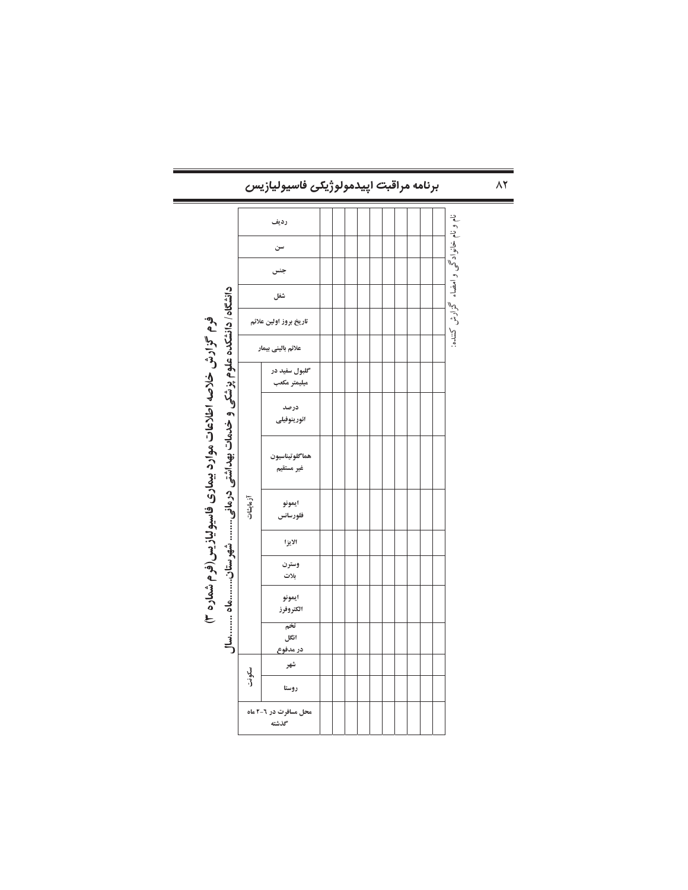# فرم گزارش خلاصه اطلاعات موارد بیماری فاسیولیازیس (فرم شماره ۳)

## دانشگاه / دانشکده علوم پزشکی و خدمات بهداشتی درمانی.......شهرستان.......ماه .......سال

| ردیف | سن | جنس | شغل | تاریخ بروز اولین علائم | علائم بالینی بیمار | آزمایشات | | | | | | | | سکونت | | محل مسافرت در ۶-۲ ماه گذشته |
|---|---|---|---|---|---|---|---|---|---|---|---|---|---|---|---|---|
| | | | | | | گلبول سفید در میلیمتر مکعب | درصد ائوزینوفیلی | هماگلوتیناسیون غیر مستقیم | ایمونو فلورسانس | الایزا | وسترن بلات | ایمونو الکتروفرز | تخم انگل در مدفوع | شهر | روستا | |
| | | | | | | | | | | | | | | | | |
| | | | | | | | | | | | | | | | | |
| | | | | | | | | | | | | | | | | |
| | | | | | | | | | | | | | | | | |
| | | | | | | | | | | | | | | | | |
| | | | | | | | | | | | | | | | | |
| | | | | | | | | | | | | | | | | |
| | | | | | | | | | | | | | | | | |
| | | | | | | | | | | | | | | | | |
| | | | | | | | | | | | | | | | | |

نام و نام خانوادگی و امضاء گزارش کننده: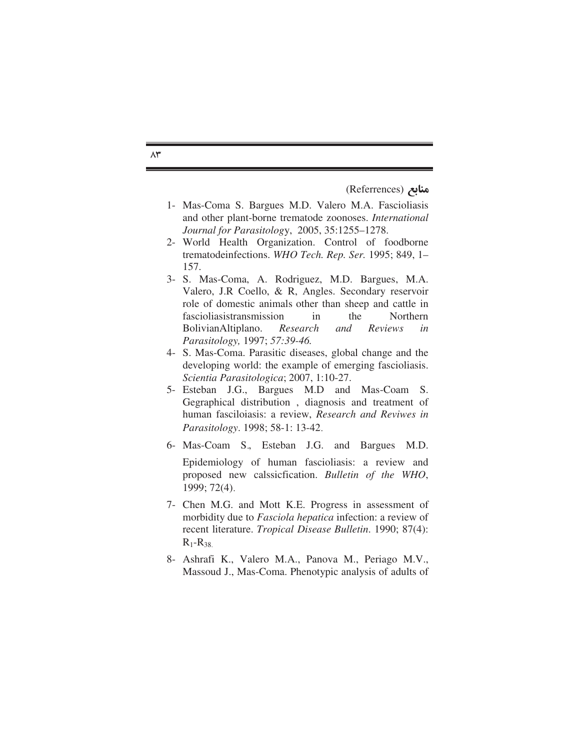## منابع (Referrences)

1- Mas-Coma S. Bargues M.D. Valero M.A. Fascioliasis and other plant-borne trematode zoonoses. *International Journal for Parasitolog*y, 2005, 35:1255–1278.

2- World Health Organization. Control of foodborne trematodeinfections. *WHO Tech. Rep. Ser.* 1995; 849, 1–157.

3- S. Mas-Coma, A. Rodriguez, M.D. Bargues, M.A. Valero, J.R Coello, & R, Angles. Secondary reservoir role of domestic animals other than sheep and cattle in fascioliasistransmission in the Northern BolivianAltiplano. *Research and Reviews in Parasitology,* 1997; *57:39-46.*

4- S. Mas-Coma. Parasitic diseases, global change and the developing world: the example of emerging fascioliasis. *Scientia Parasitologica*; 2007, 1:10-27.

5- Esteban J.G., Bargues M.D and Mas-Coam S. Gegraphical distribution , diagnosis and treatment of human fasciloiasis: a review, *Research and Reviwes in Parasitology*. 1998; 58-1: 13-42.

6- Mas-Coam S., Esteban J.G. and Bargues M.D. Epidemiology of human fascioliasis: a review and proposed new calssicfication. *Bulletin of the WHO*, 1999; 72(4).

7- Chen M.G. and Mott K.E. Progress in assessment of morbidity due to *Fasciola hepatica* infection: a review of recent literature. *Tropical Disease Bulletin.* 1990; 87(4): $R_1$-$R_{38.}$

8- Ashrafi K., Valero M.A., Panova M., Periago M.V., Massoud J., Mas-Coma. Phenotypic analysis of adults of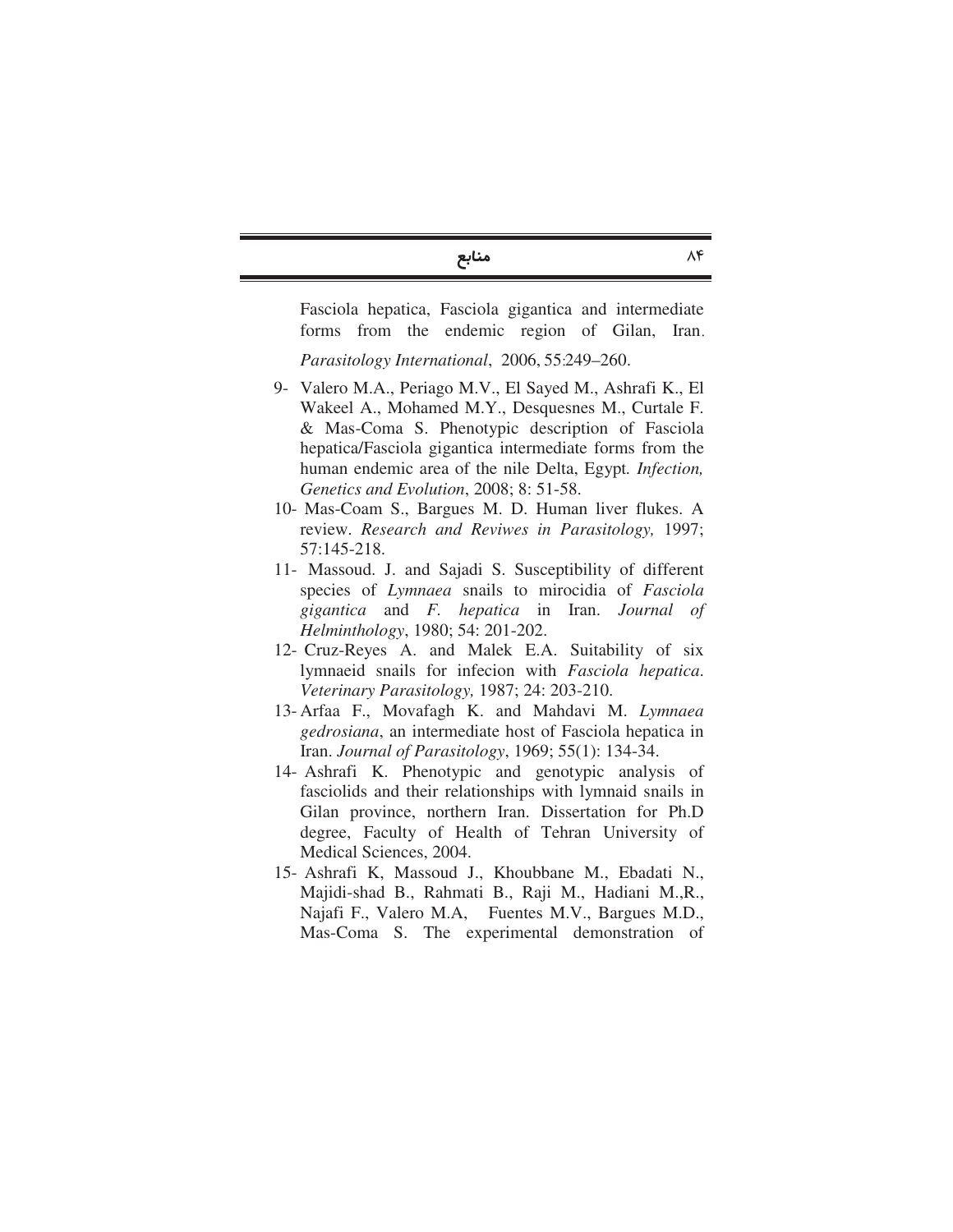Fasciola hepatica, Fasciola gigantica and intermediate forms from the endemic region of Gilan, Iran. *Parasitology International*, 2006, 55:249–260.

9- Valero M.A., Periago M.V., El Sayed M., Ashrafi K., El Wakeel A., Mohamed M.Y., Desquesnes M., Curtale F. & Mas-Coma S. Phenotypic description of Fasciola hepatica/Fasciola gigantica intermediate forms from the human endemic area of the nile Delta, Egypt. *Infection, Genetics and Evolution*, 2008; 8: 51-58.

10- Mas-Coam S., Bargues M. D. Human liver flukes. A review. *Research and Reviwes in Parasitology,* 1997; 57:145-218.

11- Massoud. J. and Sajadi S. Susceptibility of different species of *Lymnaea* snails to mirocidia of *Fasciola gigantica* and *F. hepatica* in Iran. *Journal of Helminthology*, 1980; 54: 201-202.

12- Cruz-Reyes A. and Malek E.A. Suitability of six lymnaeid snails for infecion with *Fasciola hepatica*. *Veterinary Parasitology,* 1987; 24: 203-210.

13- Arfaa F., Movafagh K. and Mahdavi M. *Lymnaea gedrosiana*, an intermediate host of Fasciola hepatica in Iran. *Journal of Parasitology*, 1969; 55(1): 134-34.

14- Ashrafi K. Phenotypic and genotypic analysis of fasciolids and their relationships with lymnaid snails in Gilan province, northern Iran. Dissertation for Ph.D degree, Faculty of Health of Tehran University of Medical Sciences, 2004.

15- Ashrafi K, Massoud J., Khoubbane M., Ebadati N., Majidi-shad B., Rahmati B., Raji M., Hadiani M.,R., Najafi F., Valero M.A, Fuentes M.V., Bargues M.D., Mas-Coma S. The experimental demonstration of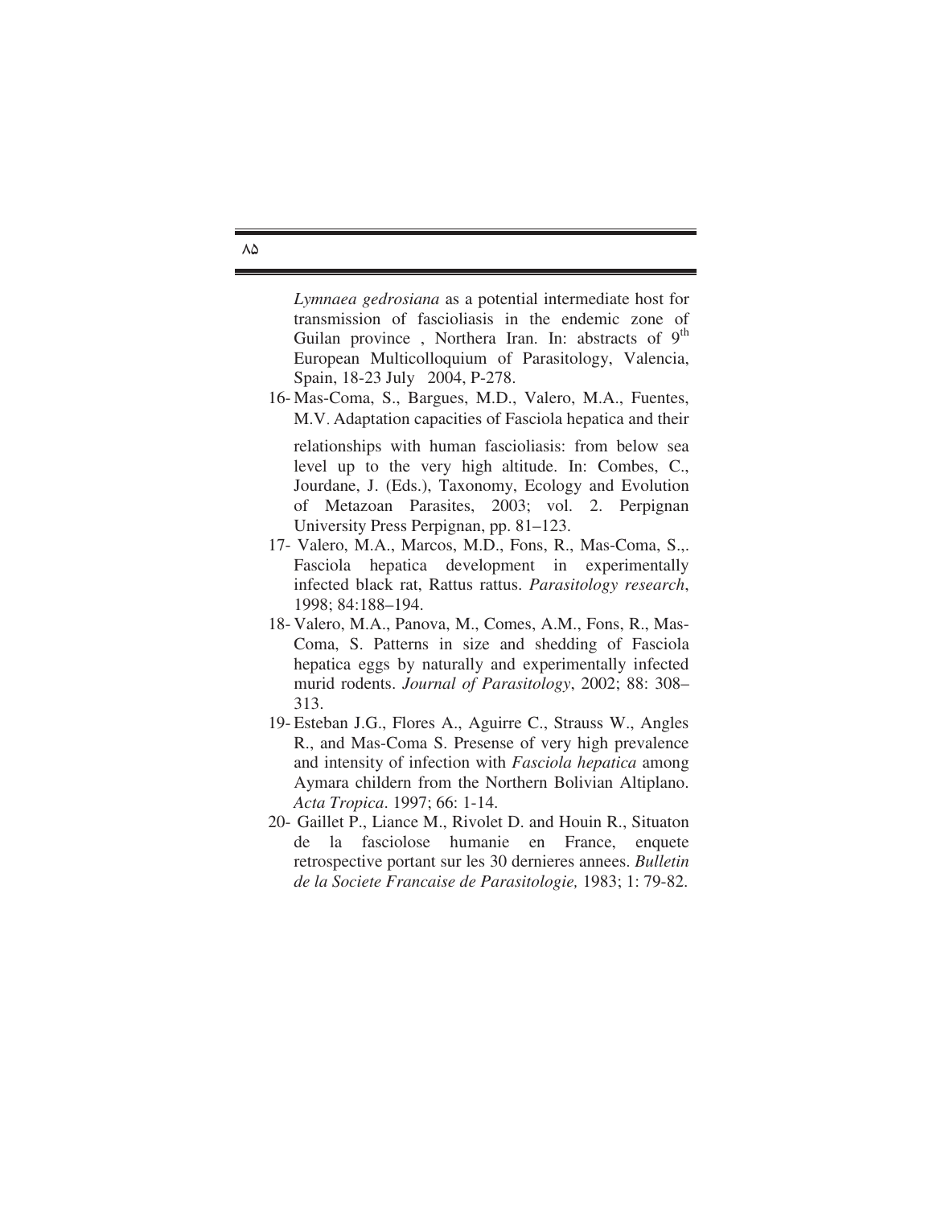*Lymnaea gedrosiana* as a potential intermediate host for transmission of fascioliasis in the endemic zone of Guilan province , Northera Iran. In: abstracts of 9th European Multicolloquium of Parasitology, Valencia, Spain, 18-23 July 2004, P-278.

16- Mas-Coma, S., Bargues, M.D., Valero, M.A., Fuentes, M.V. Adaptation capacities of Fasciola hepatica and their relationships with human fascioliasis: from below sea level up to the very high altitude. In: Combes, C., Jourdane, J. (Eds.), Taxonomy, Ecology and Evolution of Metazoan Parasites, 2003; vol. 2. Perpignan University Press Perpignan, pp. 81–123.

17- Valero, M.A., Marcos, M.D., Fons, R., Mas-Coma, S.,. Fasciola hepatica development in experimentally infected black rat, Rattus rattus. *Parasitology research*, 1998; 84:188–194.

18- Valero, M.A., Panova, M., Comes, A.M., Fons, R., Mas-Coma, S. Patterns in size and shedding of Fasciola hepatica eggs by naturally and experimentally infected murid rodents. *Journal of Parasitology*, 2002; 88: 308–313.

19- Esteban J.G., Flores A., Aguirre C., Strauss W., Angles R., and Mas-Coma S. Presense of very high prevalence and intensity of infection with *Fasciola hepatica* among Aymara childern from the Northern Bolivian Altiplano. *Acta Tropica*. 1997; 66: 1-14.

20- Gaillet P., Liance M., Rivolet D. and Houin R., Situaton de la fasciolose humanie en France, enquete retrospective portant sur les 30 dernieres annees. *Bulletin de la Societe Francaise de Parasitologie,* 1983; 1: 79-82.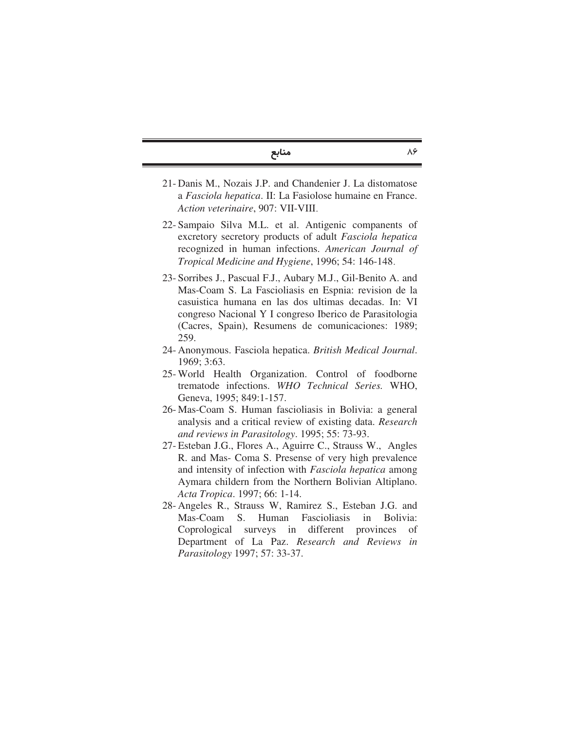21- Danis M., Nozais J.P. and Chandenier J. La distomatose a *Fasciola hepatica*. II: La Fasiolose humaine en France. *Action veterinaire*, 907: VII-VIII.

22- Sampaio Silva M.L. et al. Antigenic companents of excretory secretory products of adult *Fasciola hepatica* recognized in human infections. *American Journal of Tropical Medicine and Hygiene*, 1996; 54: 146-148.

23- Sorribes J., Pascual F.J., Aubary M.J., Gil-Benito A. and Mas-Coam S. La Fascioliasis en Espnia: revision de la casuistica humana en las dos ultimas decadas. In: VI congreso Nacional Y I congreso Iberico de Parasitologia (Cacres, Spain), Resumens de comunicaciones: 1989; 259.

24- Anonymous. Fasciola hepatica. *British Medical Journal*. 1969; 3:63.

25- World Health Organization. Control of foodborne trematode infections. *WHO Technical Series.* WHO, Geneva, 1995; 849:1-157.

26- Mas-Coam S. Human fascioliasis in Bolivia: a general analysis and a critical review of existing data. *Research and reviews in Parasitology*. 1995; 55: 73-93.

27- Esteban J.G., Flores A., Aguirre C., Strauss W., Angles R. and Mas- Coma S. Presense of very high prevalence and intensity of infection with *Fasciola hepatica* among Aymara childern from the Northern Bolivian Altiplano. *Acta Tropica*. 1997; 66: 1-14.

28- Angeles R., Strauss W, Ramirez S., Esteban J.G. and Mas-Coam S. Human Fascioliasis in Bolivia: Coprological surveys in different provinces of Department of La Paz. *Research and Reviews in Parasitology* 1997; 57: 33-37.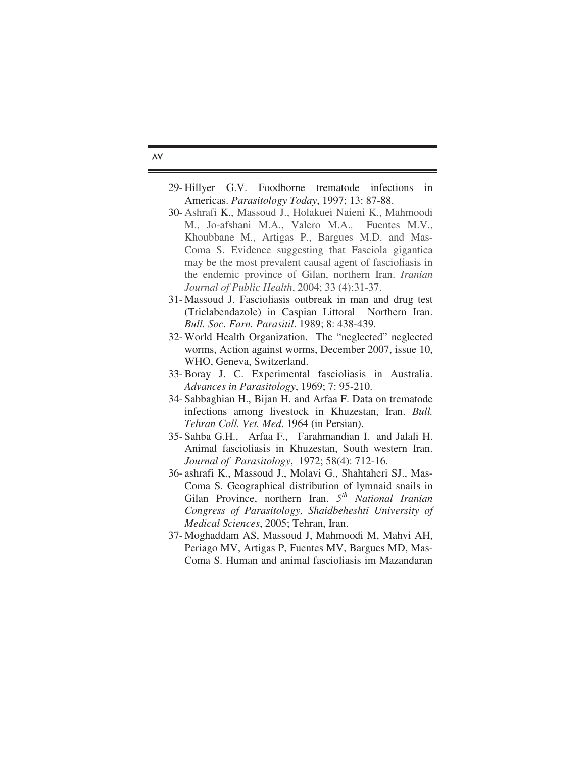29- Hillyer G.V. Foodborne trematode infections in Americas. *Parasitology Today*, 1997; 13: 87-88.

30- Ashrafi K., Massoud J., Holakuei Naieni K., Mahmoodi M., Jo-afshani M.A., Valero M.A., Fuentes M.V., Khoubbane M., Artigas P., Bargues M.D. and Mas-Coma S. Evidence suggesting that Fasciola gigantica may be the most prevalent causal agent of fascioliasis in the endemic province of Gilan, northern Iran. *Iranian Journal of Public Health*, 2004; 33 (4):31-37.

31- Massoud J. Fascioliasis outbreak in man and drug test (Triclabendazole) in Caspian Littoral Northern Iran. *Bull. Soc. Farn. Parasitil*. 1989; 8: 438-439.

32- World Health Organization. The "neglected" neglected worms, Action against worms, December 2007, issue 10, WHO, Geneva, Switzerland.

33- Boray J. C. Experimental fascioliasis in Australia. *Advances in Parasitology*, 1969; 7: 95-210.

34- Sabbaghian H., Bijan H. and Arfaa F. Data on trematode infections among livestock in Khuzestan, Iran. *Bull. Tehran Coll. Vet. Med*. 1964 (in Persian).

35- Sahba G.H., Arfaa F., Farahmandian I. and Jalali H. Animal fascioliasis in Khuzestan, South western Iran. *Journal of Parasitology*, 1972; 58(4): 712-16.

36- ashrafi K., Massoud J., Molavi G., Shahtaheri SJ., Mas-Coma S. Geographical distribution of lymnaid snails in Gilan Province, northern Iran. *5th National Iranian Congress of Parasitology, Shaidbeheshti University of Medical Sciences*, 2005; Tehran, Iran.

37- Moghaddam AS, Massoud J, Mahmoodi M, Mahvi AH, Periago MV, Artigas P, Fuentes MV, Bargues MD, Mas-Coma S. Human and animal fascioliasis im Mazandaran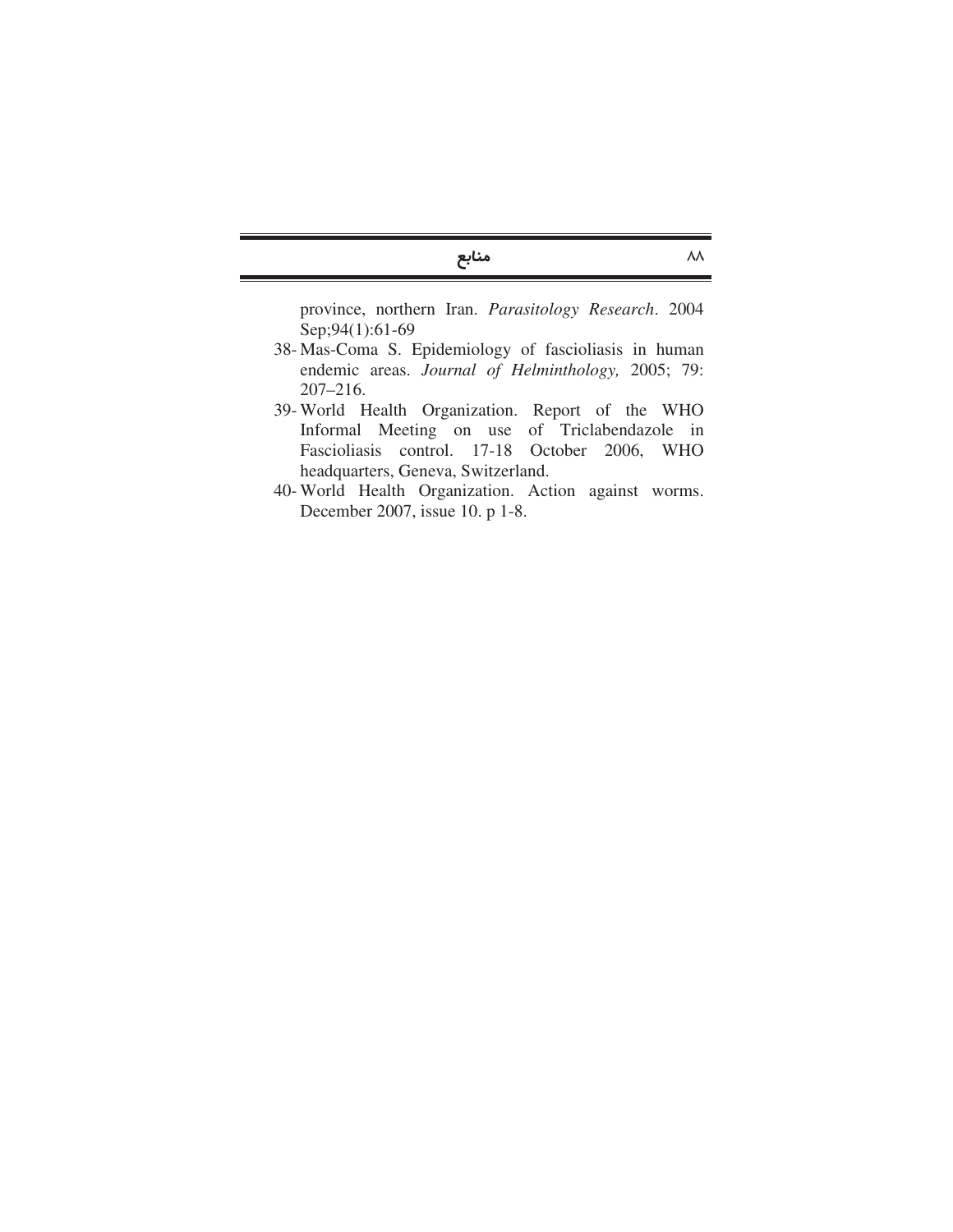province, northern Iran. *Parasitology Research*. 2004 Sep;94(1):61-69

38- Mas-Coma S. Epidemiology of fascioliasis in human endemic areas. *Journal of Helminthology,* 2005; 79: 207–216.

39- World Health Organization. Report of the WHO Informal Meeting on use of Triclabendazole in Fascioliasis control. 17-18 October 2006, WHO headquarters, Geneva, Switzerland.

40- World Health Organization. Action against worms. December 2007, issue 10. p 1-8.